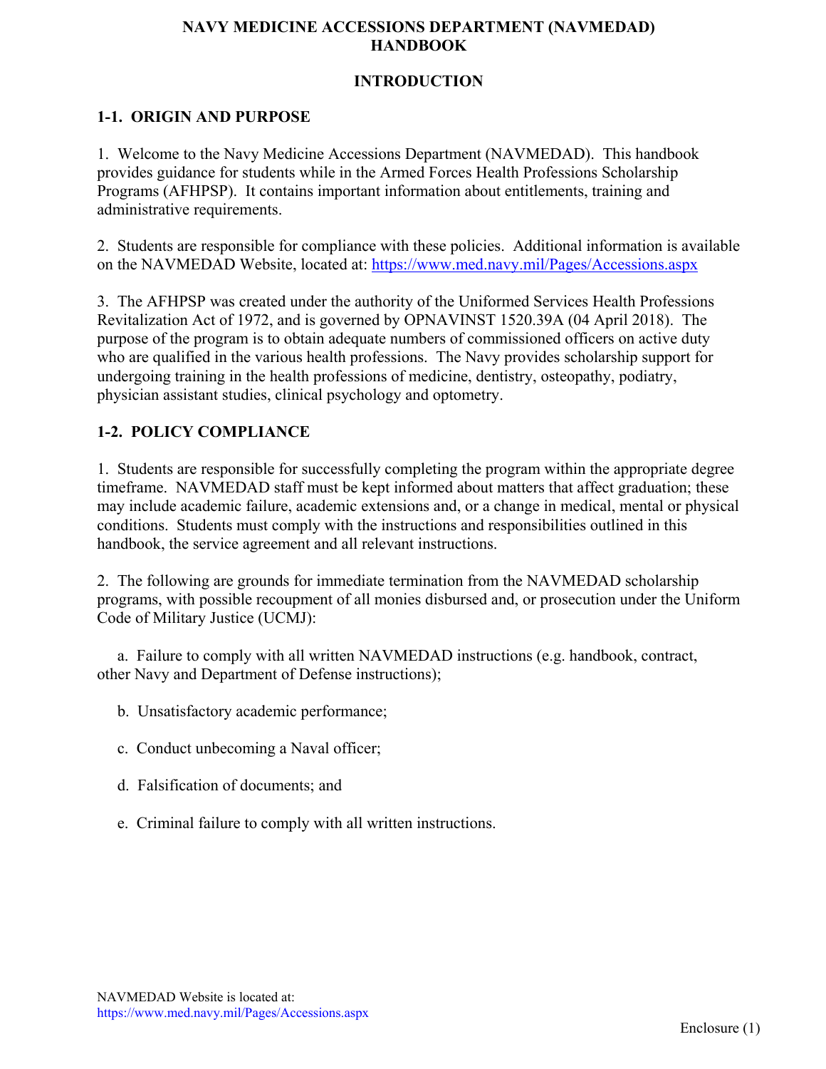# NAVY MEDICINE ACCESSIONS DEPARTMENT (NAVMEDAD) HANDBOOK

## INTRODUCTION

### 1-1. ORIGIN AND PURPOSE

1. Welcome to the Navy Medicine Accessions Department (NAVMEDAD). This handbook provides guidance for students while in the Armed Forces Health Professions Scholarship Programs (AFHPSP). It contains important information about entitlements, training and administrative requirements.

2. Students are responsible for compliance with these policies. Additional information is available on the NAVMEDAD Website, located at: https://www.med.navy.mil/Pages/Accessions.aspx

3. The AFHPSP was created under the authority of the Uniformed Services Health Professions Revitalization Act of 1972, and is governed by OPNAVINST 1520.39A (04 April 2018). The purpose of the program is to obtain adequate numbers of commissioned officers on active duty who are qualified in the various health professions. The Navy provides scholarship support for undergoing training in the health professions of medicine, dentistry, osteopathy, podiatry, physician assistant studies, clinical psychology and optometry.

### 1-2. POLICY COMPLIANCE

1. Students are responsible for successfully completing the program within the appropriate degree timeframe. NAVMEDAD staff must be kept informed about matters that affect graduation; these may include academic failure, academic extensions and, or a change in medical, mental or physical conditions. Students must comply with the instructions and responsibilities outlined in this handbook, the service agreement and all relevant instructions.

2. The following are grounds for immediate termination from the NAVMEDAD scholarship programs, with possible recoupment of all monies disbursed and, or prosecution under the Uniform Code of Military Justice (UCMJ):

   a. Failure to comply with all written NAVMEDAD instructions (e.g. handbook, contract, other Navy and Department of Defense instructions);

   b. Unsatisfactory academic performance;

   c. Conduct unbecoming a Naval officer;

   d. Falsification of documents; and

   e. Criminal failure to comply with all written instructions.

NAVMEDAD Website is located at:
https://www.med.navy.mil/Pages/Accessions.aspx

Enclosure (1)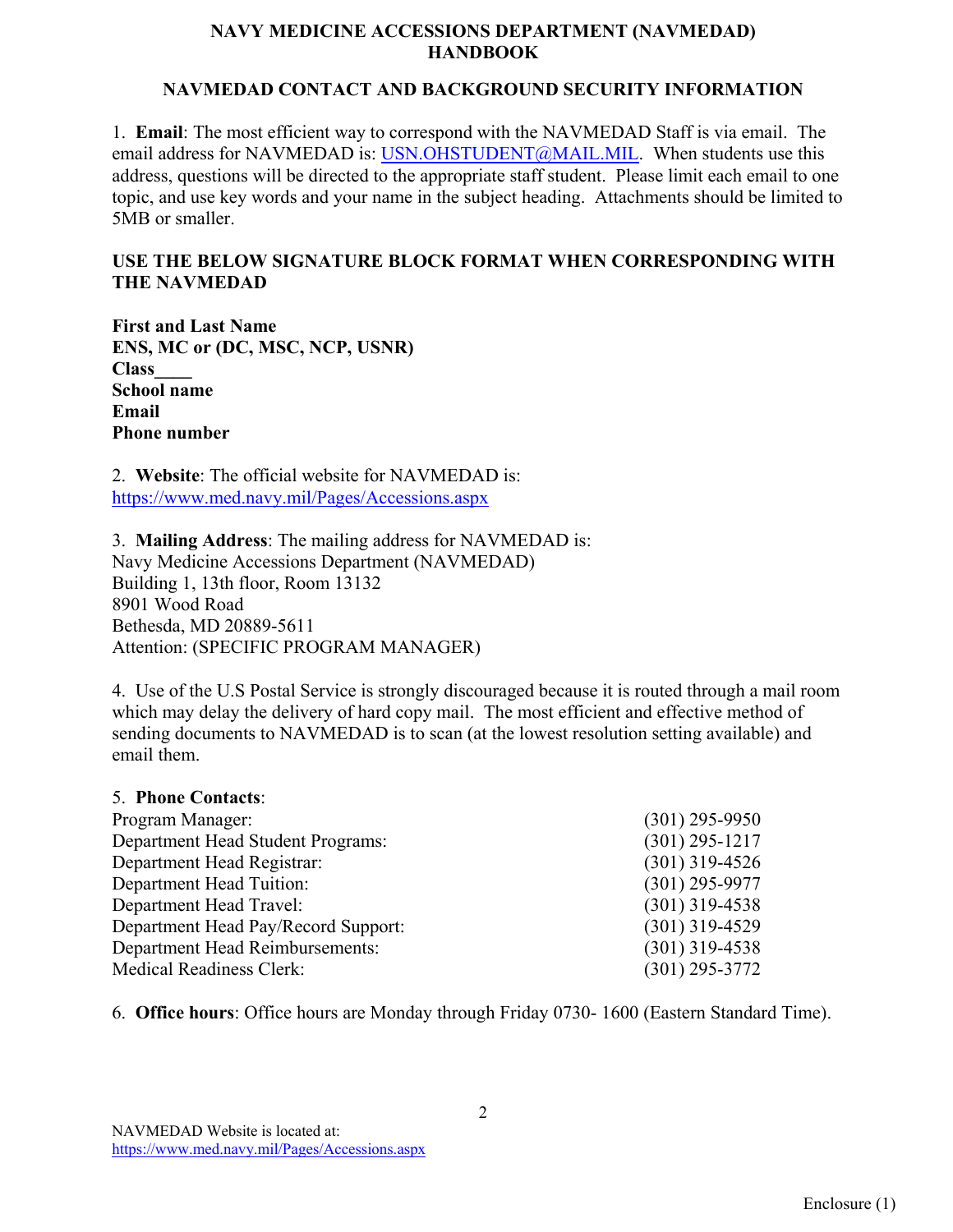# NAVY MEDICINE ACCESSIONS DEPARTMENT (NAVMEDAD) HANDBOOK

## NAVMEDAD CONTACT AND BACKGROUND SECURITY INFORMATION

1. **Email**: The most efficient way to correspond with the NAVMEDAD Staff is via email. The email address for NAVMEDAD is: USN.OHSTUDENT@MAIL.MIL. When students use this address, questions will be directed to the appropriate staff student. Please limit each email to one topic, and use key words and your name in the subject heading. Attachments should be limited to 5MB or smaller.

**USE THE BELOW SIGNATURE BLOCK FORMAT WHEN CORRESPONDING WITH THE NAVMEDAD**

**First and Last Name**
**ENS, MC or (DC, MSC, NCP, USNR)**
**Class____**
**School name**
**Email**
**Phone number**

2. **Website**: The official website for NAVMEDAD is: https://www.med.navy.mil/Pages/Accessions.aspx

3. **Mailing Address**: The mailing address for NAVMEDAD is:
Navy Medicine Accessions Department (NAVMEDAD)
Building 1, 13th floor, Room 13132
8901 Wood Road
Bethesda, MD 20889-5611
Attention: (SPECIFIC PROGRAM MANAGER)

4. Use of the U.S Postal Service is strongly discouraged because it is routed through a mail room which may delay the delivery of hard copy mail. The most efficient and effective method of sending documents to NAVMEDAD is to scan (at the lowest resolution setting available) and email them.

5. **Phone Contacts**:

| | |
|---|---|
| Program Manager: | (301) 295-9950 |
| Department Head Student Programs: | (301) 295-1217 |
| Department Head Registrar: | (301) 319-4526 |
| Department Head Tuition: | (301) 295-9977 |
| Department Head Travel: | (301) 319-4538 |
| Department Head Pay/Record Support: | (301) 319-4529 |
| Department Head Reimbursements: | (301) 319-4538 |
| Medical Readiness Clerk: | (301) 295-3772 |

6. **Office hours**: Office hours are Monday through Friday 0730- 1600 (Eastern Standard Time).

NAVMEDAD Website is located at: https://www.med.navy.mil/Pages/Accessions.aspx

Enclosure (1)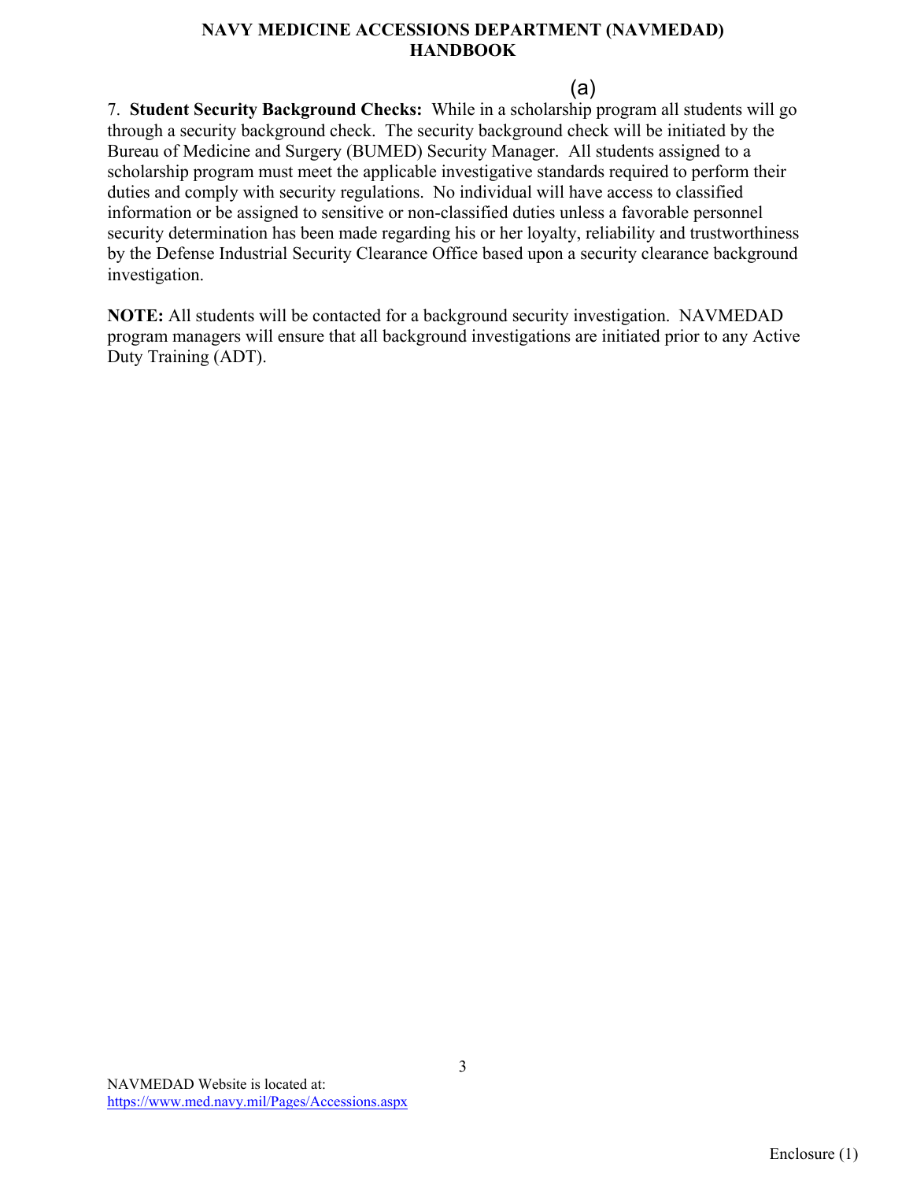(a)

7. **Student Security Background Checks:** While in a scholarship program all students will go through a security background check. The security background check will be initiated by the Bureau of Medicine and Surgery (BUMED) Security Manager. All students assigned to a scholarship program must meet the applicable investigative standards required to perform their duties and comply with security regulations. No individual will have access to classified information or be assigned to sensitive or non-classified duties unless a favorable personnel security determination has been made regarding his or her loyalty, reliability and trustworthiness by the Defense Industrial Security Clearance Office based upon a security clearance background investigation.

**NOTE:** All students will be contacted for a background security investigation. NAVMEDAD program managers will ensure that all background investigations are initiated prior to any Active Duty Training (ADT).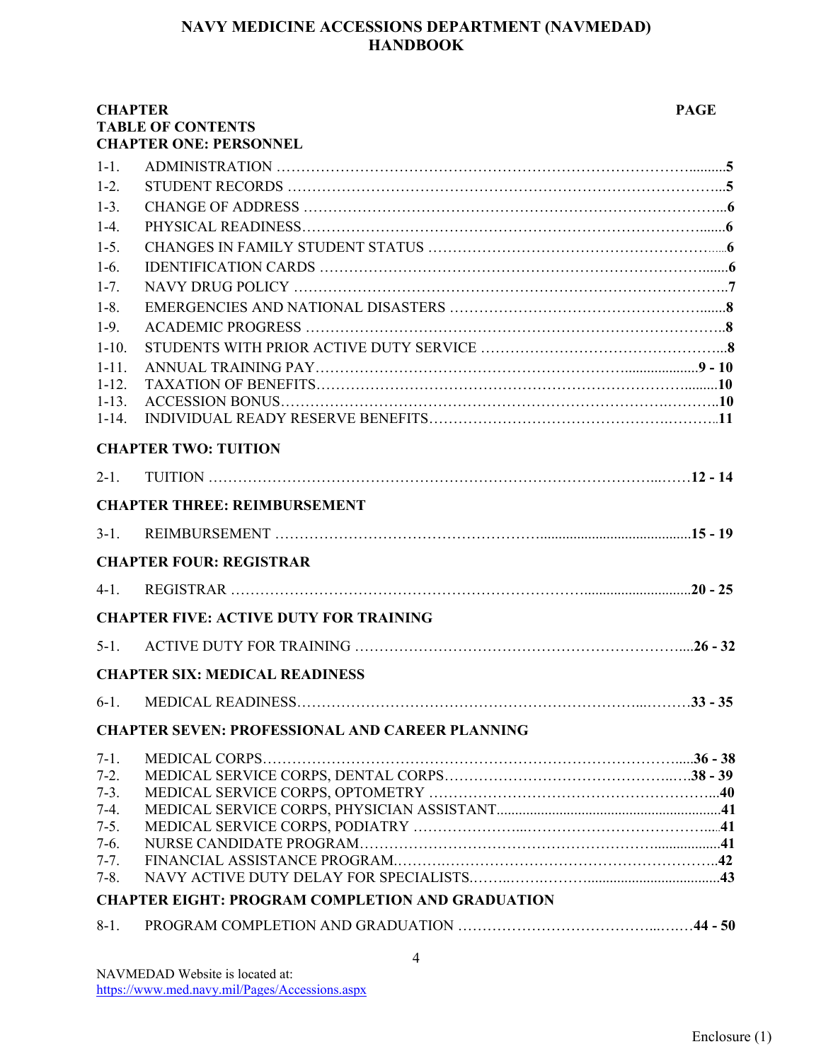# NAVY MEDICINE ACCESSIONS DEPARTMENT (NAVMEDAD) HANDBOOK

| CHAPTER | | PAGE |
|---|---|---|
| **TABLE OF CONTENTS** | | |
| **CHAPTER ONE: PERSONNEL** | | |
| 1-1. | ADMINISTRATION | 5 |
| 1-2. | STUDENT RECORDS | 5 |
| 1-3. | CHANGE OF ADDRESS | 6 |
| 1-4. | PHYSICAL READINESS | 6 |
| 1-5. | CHANGES IN FAMILY STUDENT STATUS | 6 |
| 1-6. | IDENTIFICATION CARDS | 6 |
| 1-7. | NAVY DRUG POLICY | 7 |
| 1-8. | EMERGENCIES AND NATIONAL DISASTERS | 8 |
| 1-9. | ACADEMIC PROGRESS | 8 |
| 1-10. | STUDENTS WITH PRIOR ACTIVE DUTY SERVICE | 8 |
| 1-11. | ANNUAL TRAINING PAY | 9 - 10 |
| 1-12. | TAXATION OF BENEFITS | 10 |
| 1-13. | ACCESSION BONUS | 10 |
| 1-14. | INDIVIDUAL READY RESERVE BENEFITS | 11 |
| **CHAPTER TWO: TUITION** | | |
| 2-1. | TUITION | 12 - 14 |
| **CHAPTER THREE: REIMBURSEMENT** | | |
| 3-1. | REIMBURSEMENT | 15 - 19 |
| **CHAPTER FOUR: REGISTRAR** | | |
| 4-1. | REGISTRAR | 20 - 25 |
| **CHAPTER FIVE: ACTIVE DUTY FOR TRAINING** | | |
| 5-1. | ACTIVE DUTY FOR TRAINING | 26 - 32 |
| **CHAPTER SIX: MEDICAL READINESS** | | |
| 6-1. | MEDICAL READINESS | 33 - 35 |
| **CHAPTER SEVEN: PROFESSIONAL AND CAREER PLANNING** | | |
| 7-1. | MEDICAL CORPS | 36 - 38 |
| 7-2. | MEDICAL SERVICE CORPS, DENTAL CORPS | 38 - 39 |
| 7-3. | MEDICAL SERVICE CORPS, OPTOMETRY | 40 |
| 7-4. | MEDICAL SERVICE CORPS, PHYSICIAN ASSISTANT | 41 |
| 7-5. | MEDICAL SERVICE CORPS, PODIATRY | 41 |
| 7-6. | NURSE CANDIDATE PROGRAM | 41 |
| 7-7. | FINANCIAL ASSISTANCE PROGRAM | 42 |
| 7-8. | NAVY ACTIVE DUTY DELAY FOR SPECIALISTS | 43 |
| **CHAPTER EIGHT: PROGRAM COMPLETION AND GRADUATION** | | |
| 8-1. | PROGRAM COMPLETION AND GRADUATION | 44 - 50 |

NAVMEDAD Website is located at:
https://www.med.navy.mil/Pages/Accessions.aspx

Enclosure (1)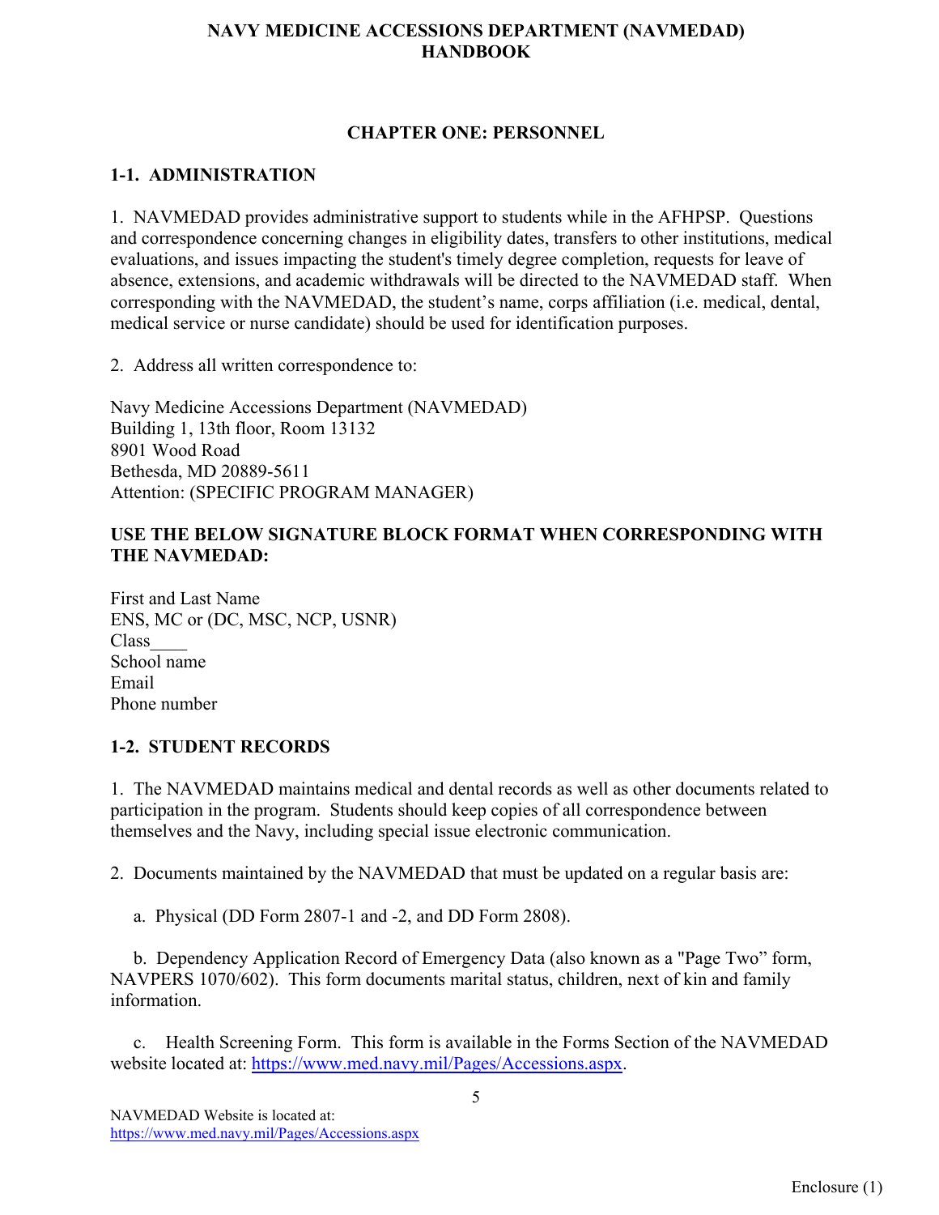# NAVY MEDICINE ACCESSIONS DEPARTMENT (NAVMEDAD) HANDBOOK

## CHAPTER ONE: PERSONNEL

### 1-1. ADMINISTRATION

1. NAVMEDAD provides administrative support to students while in the AFHPSP. Questions and correspondence concerning changes in eligibility dates, transfers to other institutions, medical evaluations, and issues impacting the student's timely degree completion, requests for leave of absence, extensions, and academic withdrawals will be directed to the NAVMEDAD staff. When corresponding with the NAVMEDAD, the student's name, corps affiliation (i.e. medical, dental, medical service or nurse candidate) should be used for identification purposes.

2. Address all written correspondence to:

Navy Medicine Accessions Department (NAVMEDAD)
Building 1, 13th floor, Room 13132
8901 Wood Road
Bethesda, MD 20889-5611
Attention: (SPECIFIC PROGRAM MANAGER)

**USE THE BELOW SIGNATURE BLOCK FORMAT WHEN CORRESPONDING WITH THE NAVMEDAD:**

First and Last Name
ENS, MC or (DC, MSC, NCP, USNR)
Class____
School name
Email
Phone number

### 1-2. STUDENT RECORDS

1. The NAVMEDAD maintains medical and dental records as well as other documents related to participation in the program. Students should keep copies of all correspondence between themselves and the Navy, including special issue electronic communication.

2. Documents maintained by the NAVMEDAD that must be updated on a regular basis are:

   a. Physical (DD Form 2807-1 and -2, and DD Form 2808).

   b. Dependency Application Record of Emergency Data (also known as a "Page Two" form, NAVPERS 1070/602). This form documents marital status, children, next of kin and family information.

   c. Health Screening Form. This form is available in the Forms Section of the NAVMEDAD website located at: https://www.med.navy.mil/Pages/Accessions.aspx.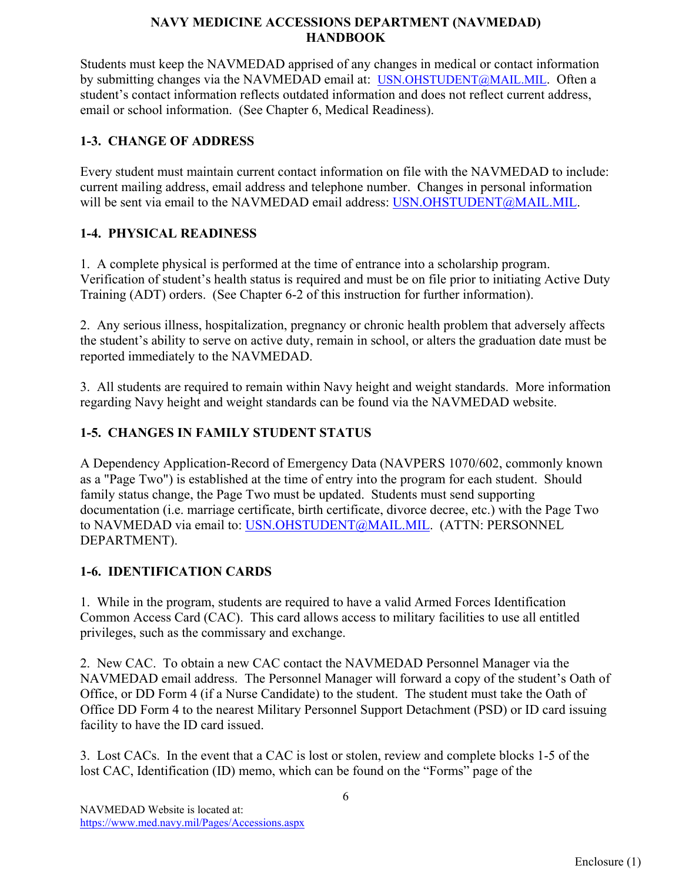Students must keep the NAVMEDAD apprised of any changes in medical or contact information by submitting changes via the NAVMEDAD email at: USN.OHSTUDENT@MAIL.MIL. Often a student's contact information reflects outdated information and does not reflect current address, email or school information. (See Chapter 6, Medical Readiness).

## 1-3. CHANGE OF ADDRESS

Every student must maintain current contact information on file with the NAVMEDAD to include: current mailing address, email address and telephone number. Changes in personal information will be sent via email to the NAVMEDAD email address: USN.OHSTUDENT@MAIL.MIL.

## 1-4. PHYSICAL READINESS

1. A complete physical is performed at the time of entrance into a scholarship program. Verification of student's health status is required and must be on file prior to initiating Active Duty Training (ADT) orders. (See Chapter 6-2 of this instruction for further information).

2. Any serious illness, hospitalization, pregnancy or chronic health problem that adversely affects the student's ability to serve on active duty, remain in school, or alters the graduation date must be reported immediately to the NAVMEDAD.

3. All students are required to remain within Navy height and weight standards. More information regarding Navy height and weight standards can be found via the NAVMEDAD website.

## 1-5. CHANGES IN FAMILY STUDENT STATUS

A Dependency Application-Record of Emergency Data (NAVPERS 1070/602, commonly known as a "Page Two") is established at the time of entry into the program for each student. Should family status change, the Page Two must be updated. Students must send supporting documentation (i.e. marriage certificate, birth certificate, divorce decree, etc.) with the Page Two to NAVMEDAD via email to: USN.OHSTUDENT@MAIL.MIL. (ATTN: PERSONNEL DEPARTMENT).

## 1-6. IDENTIFICATION CARDS

1. While in the program, students are required to have a valid Armed Forces Identification Common Access Card (CAC). This card allows access to military facilities to use all entitled privileges, such as the commissary and exchange.

2. New CAC. To obtain a new CAC contact the NAVMEDAD Personnel Manager via the NAVMEDAD email address. The Personnel Manager will forward a copy of the student's Oath of Office, or DD Form 4 (if a Nurse Candidate) to the student. The student must take the Oath of Office DD Form 4 to the nearest Military Personnel Support Detachment (PSD) or ID card issuing facility to have the ID card issued.

3. Lost CACs. In the event that a CAC is lost or stolen, review and complete blocks 1-5 of the lost CAC, Identification (ID) memo, which can be found on the "Forms" page of the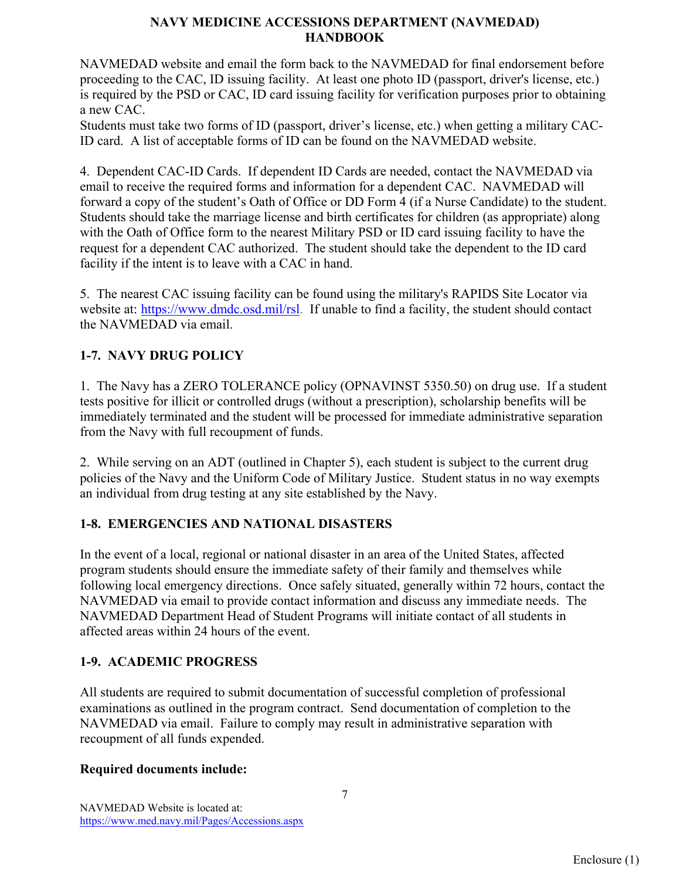NAVMEDAD website and email the form back to the NAVMEDAD for final endorsement before proceeding to the CAC, ID issuing facility. At least one photo ID (passport, driver's license, etc.) is required by the PSD or CAC, ID card issuing facility for verification purposes prior to obtaining a new CAC.
Students must take two forms of ID (passport, driver's license, etc.) when getting a military CAC-ID card. A list of acceptable forms of ID can be found on the NAVMEDAD website.

4. Dependent CAC-ID Cards. If dependent ID Cards are needed, contact the NAVMEDAD via email to receive the required forms and information for a dependent CAC. NAVMEDAD will forward a copy of the student's Oath of Office or DD Form 4 (if a Nurse Candidate) to the student. Students should take the marriage license and birth certificates for children (as appropriate) along with the Oath of Office form to the nearest Military PSD or ID card issuing facility to have the request for a dependent CAC authorized. The student should take the dependent to the ID card facility if the intent is to leave with a CAC in hand.

5. The nearest CAC issuing facility can be found using the military's RAPIDS Site Locator via website at: https://www.dmdc.osd.mil/rsl. If unable to find a facility, the student should contact the NAVMEDAD via email.

## 1-7. NAVY DRUG POLICY

1. The Navy has a ZERO TOLERANCE policy (OPNAVINST 5350.50) on drug use. If a student tests positive for illicit or controlled drugs (without a prescription), scholarship benefits will be immediately terminated and the student will be processed for immediate administrative separation from the Navy with full recoupment of funds.

2. While serving on an ADT (outlined in Chapter 5), each student is subject to the current drug policies of the Navy and the Uniform Code of Military Justice. Student status in no way exempts an individual from drug testing at any site established by the Navy.

## 1-8. EMERGENCIES AND NATIONAL DISASTERS

In the event of a local, regional or national disaster in an area of the United States, affected program students should ensure the immediate safety of their family and themselves while following local emergency directions. Once safely situated, generally within 72 hours, contact the NAVMEDAD via email to provide contact information and discuss any immediate needs. The NAVMEDAD Department Head of Student Programs will initiate contact of all students in affected areas within 24 hours of the event.

## 1-9. ACADEMIC PROGRESS

All students are required to submit documentation of successful completion of professional examinations as outlined in the program contract. Send documentation of completion to the NAVMEDAD via email. Failure to comply may result in administrative separation with recoupment of all funds expended.

**Required documents include:**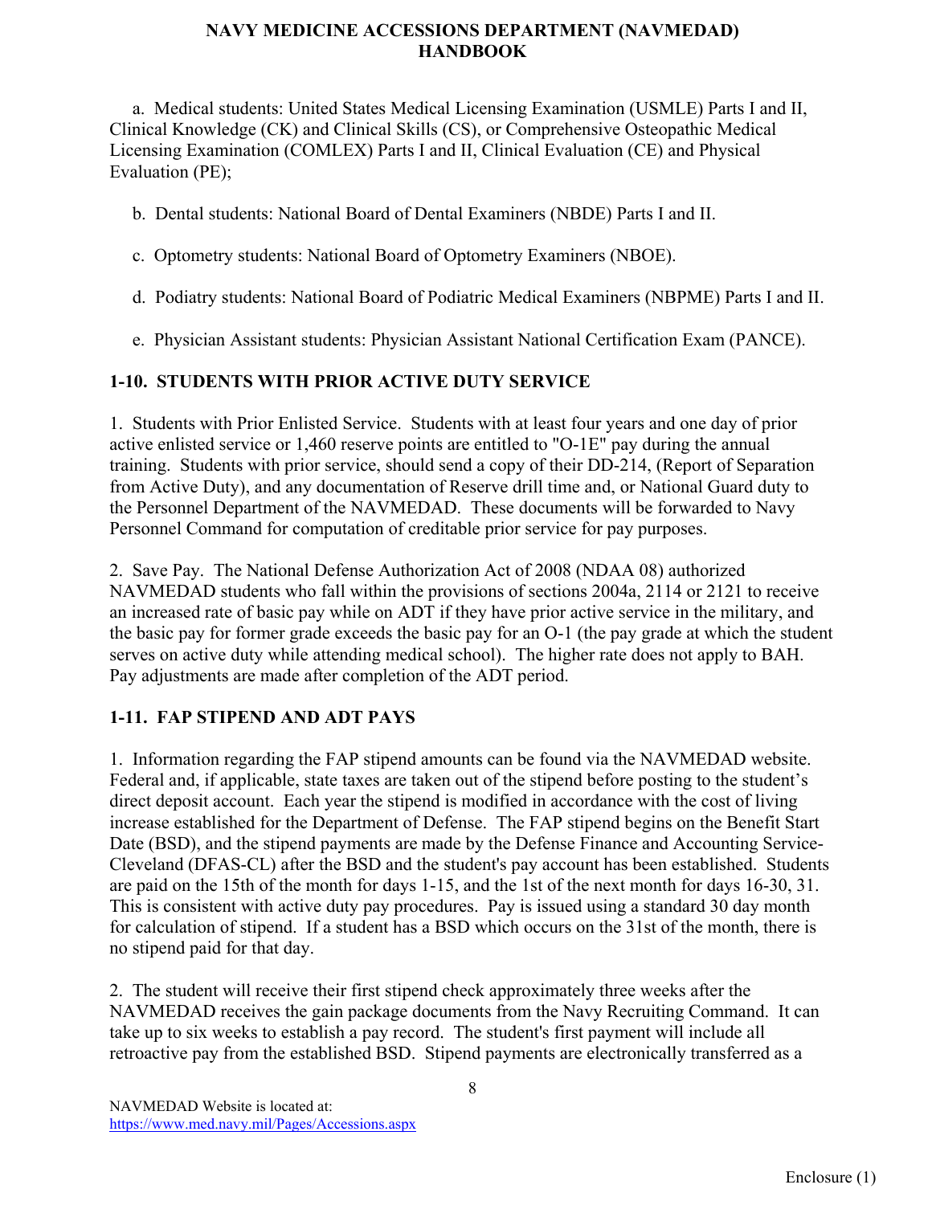a. Medical students: United States Medical Licensing Examination (USMLE) Parts I and II, Clinical Knowledge (CK) and Clinical Skills (CS), or Comprehensive Osteopathic Medical Licensing Examination (COMLEX) Parts I and II, Clinical Evaluation (CE) and Physical Evaluation (PE);

b. Dental students: National Board of Dental Examiners (NBDE) Parts I and II.

c. Optometry students: National Board of Optometry Examiners (NBOE).

d. Podiatry students: National Board of Podiatric Medical Examiners (NBPME) Parts I and II.

e. Physician Assistant students: Physician Assistant National Certification Exam (PANCE).

## 1-10. STUDENTS WITH PRIOR ACTIVE DUTY SERVICE

1. Students with Prior Enlisted Service. Students with at least four years and one day of prior active enlisted service or 1,460 reserve points are entitled to "O-1E" pay during the annual training. Students with prior service, should send a copy of their DD-214, (Report of Separation from Active Duty), and any documentation of Reserve drill time and, or National Guard duty to the Personnel Department of the NAVMEDAD. These documents will be forwarded to Navy Personnel Command for computation of creditable prior service for pay purposes.

2. Save Pay. The National Defense Authorization Act of 2008 (NDAA 08) authorized NAVMEDAD students who fall within the provisions of sections 2004a, 2114 or 2121 to receive an increased rate of basic pay while on ADT if they have prior active service in the military, and the basic pay for former grade exceeds the basic pay for an O-1 (the pay grade at which the student serves on active duty while attending medical school). The higher rate does not apply to BAH. Pay adjustments are made after completion of the ADT period.

## 1-11. FAP STIPEND AND ADT PAYS

1. Information regarding the FAP stipend amounts can be found via the NAVMEDAD website. Federal and, if applicable, state taxes are taken out of the stipend before posting to the student's direct deposit account. Each year the stipend is modified in accordance with the cost of living increase established for the Department of Defense. The FAP stipend begins on the Benefit Start Date (BSD), and the stipend payments are made by the Defense Finance and Accounting Service-Cleveland (DFAS-CL) after the BSD and the student's pay account has been established. Students are paid on the 15th of the month for days 1-15, and the 1st of the next month for days 16-30, 31. This is consistent with active duty pay procedures. Pay is issued using a standard 30 day month for calculation of stipend. If a student has a BSD which occurs on the 31st of the month, there is no stipend paid for that day.

2. The student will receive their first stipend check approximately three weeks after the NAVMEDAD receives the gain package documents from the Navy Recruiting Command. It can take up to six weeks to establish a pay record. The student's first payment will include all retroactive pay from the established BSD. Stipend payments are electronically transferred as a

NAVMEDAD Website is located at:
https://www.med.navy.mil/Pages/Accessions.aspx

Enclosure (1)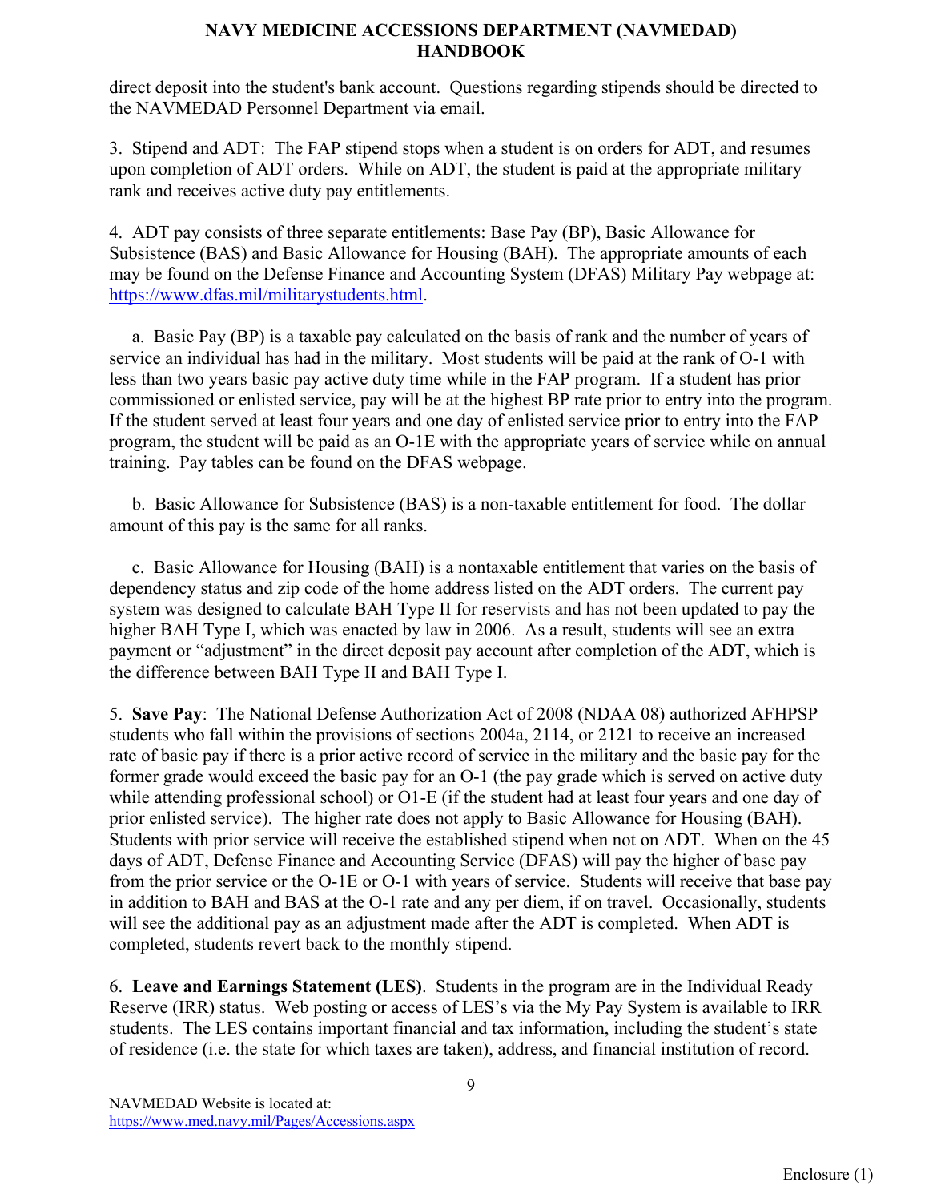direct deposit into the student's bank account. Questions regarding stipends should be directed to the NAVMEDAD Personnel Department via email.

3. Stipend and ADT: The FAP stipend stops when a student is on orders for ADT, and resumes upon completion of ADT orders. While on ADT, the student is paid at the appropriate military rank and receives active duty pay entitlements.

4. ADT pay consists of three separate entitlements: Base Pay (BP), Basic Allowance for Subsistence (BAS) and Basic Allowance for Housing (BAH). The appropriate amounts of each may be found on the Defense Finance and Accounting System (DFAS) Military Pay webpage at: https://www.dfas.mil/militarystudents.html.

a. Basic Pay (BP) is a taxable pay calculated on the basis of rank and the number of years of service an individual has had in the military. Most students will be paid at the rank of O-1 with less than two years basic pay active duty time while in the FAP program. If a student has prior commissioned or enlisted service, pay will be at the highest BP rate prior to entry into the program. If the student served at least four years and one day of enlisted service prior to entry into the FAP program, the student will be paid as an O-1E with the appropriate years of service while on annual training. Pay tables can be found on the DFAS webpage.

b. Basic Allowance for Subsistence (BAS) is a non-taxable entitlement for food. The dollar amount of this pay is the same for all ranks.

c. Basic Allowance for Housing (BAH) is a nontaxable entitlement that varies on the basis of dependency status and zip code of the home address listed on the ADT orders. The current pay system was designed to calculate BAH Type II for reservists and has not been updated to pay the higher BAH Type I, which was enacted by law in 2006. As a result, students will see an extra payment or "adjustment" in the direct deposit pay account after completion of the ADT, which is the difference between BAH Type II and BAH Type I.

5. **Save Pay**: The National Defense Authorization Act of 2008 (NDAA 08) authorized AFHPSP students who fall within the provisions of sections 2004a, 2114, or 2121 to receive an increased rate of basic pay if there is a prior active record of service in the military and the basic pay for the former grade would exceed the basic pay for an O-1 (the pay grade which is served on active duty while attending professional school) or O1-E (if the student had at least four years and one day of prior enlisted service). The higher rate does not apply to Basic Allowance for Housing (BAH). Students with prior service will receive the established stipend when not on ADT. When on the 45 days of ADT, Defense Finance and Accounting Service (DFAS) will pay the higher of base pay from the prior service or the O-1E or O-1 with years of service. Students will receive that base pay in addition to BAH and BAS at the O-1 rate and any per diem, if on travel. Occasionally, students will see the additional pay as an adjustment made after the ADT is completed. When ADT is completed, students revert back to the monthly stipend.

6. **Leave and Earnings Statement (LES)**. Students in the program are in the Individual Ready Reserve (IRR) status. Web posting or access of LES's via the My Pay System is available to IRR students. The LES contains important financial and tax information, including the student's state of residence (i.e. the state for which taxes are taken), address, and financial institution of record.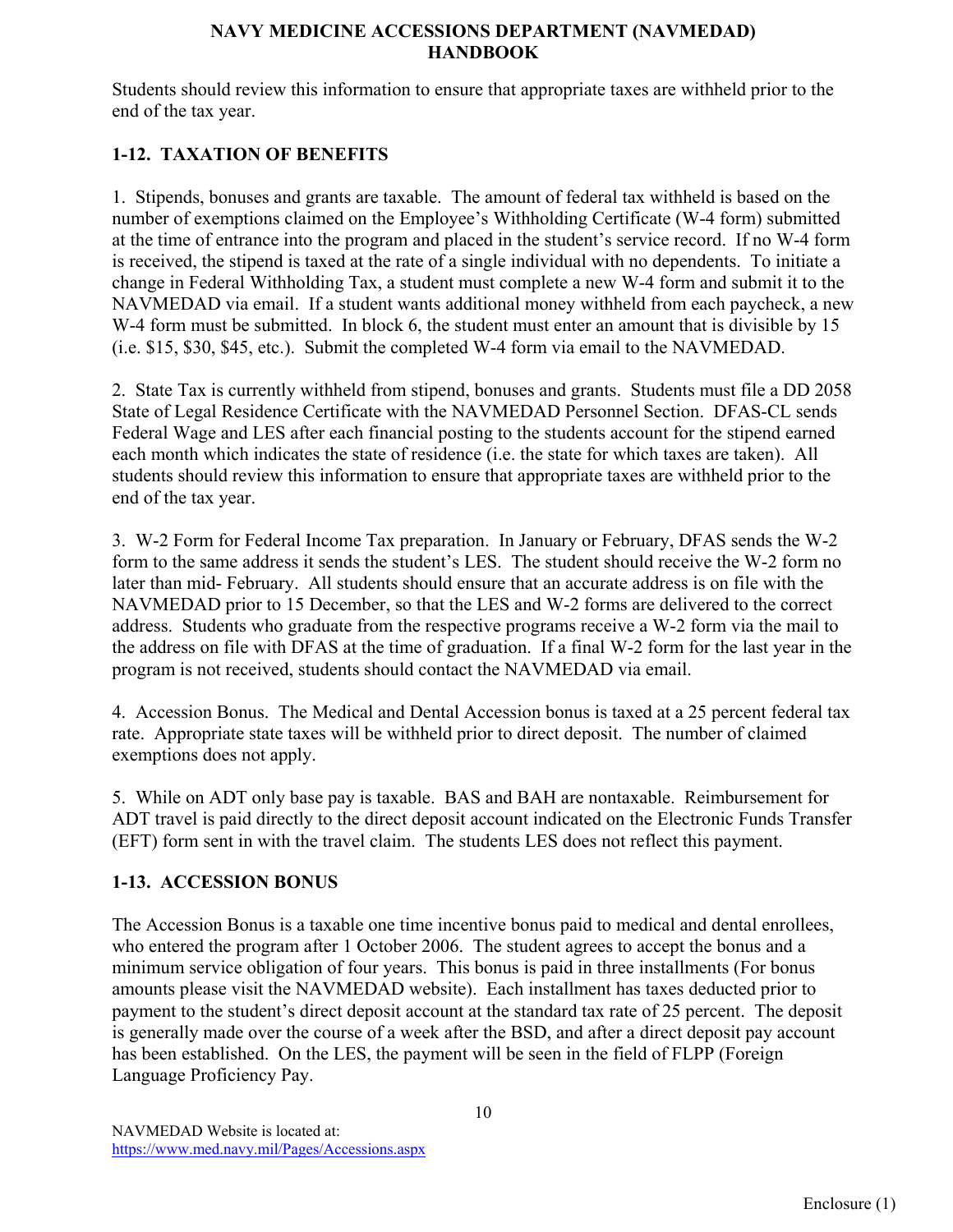Students should review this information to ensure that appropriate taxes are withheld prior to the end of the tax year.

## 1-12. TAXATION OF BENEFITS

1. Stipends, bonuses and grants are taxable. The amount of federal tax withheld is based on the number of exemptions claimed on the Employee's Withholding Certificate (W-4 form) submitted at the time of entrance into the program and placed in the student's service record. If no W-4 form is received, the stipend is taxed at the rate of a single individual with no dependents. To initiate a change in Federal Withholding Tax, a student must complete a new W-4 form and submit it to the NAVMEDAD via email. If a student wants additional money withheld from each paycheck, a new W-4 form must be submitted. In block 6, the student must enter an amount that is divisible by 15 (i.e. $15, $30, $45, etc.). Submit the completed W-4 form via email to the NAVMEDAD.

2. State Tax is currently withheld from stipend, bonuses and grants. Students must file a DD 2058 State of Legal Residence Certificate with the NAVMEDAD Personnel Section. DFAS-CL sends Federal Wage and LES after each financial posting to the students account for the stipend earned each month which indicates the state of residence (i.e. the state for which taxes are taken). All students should review this information to ensure that appropriate taxes are withheld prior to the end of the tax year.

3. W-2 Form for Federal Income Tax preparation. In January or February, DFAS sends the W-2 form to the same address it sends the student's LES. The student should receive the W-2 form no later than mid- February. All students should ensure that an accurate address is on file with the NAVMEDAD prior to 15 December, so that the LES and W-2 forms are delivered to the correct address. Students who graduate from the respective programs receive a W-2 form via the mail to the address on file with DFAS at the time of graduation. If a final W-2 form for the last year in the program is not received, students should contact the NAVMEDAD via email.

4. Accession Bonus. The Medical and Dental Accession bonus is taxed at a 25 percent federal tax rate. Appropriate state taxes will be withheld prior to direct deposit. The number of claimed exemptions does not apply.

5. While on ADT only base pay is taxable. BAS and BAH are nontaxable. Reimbursement for ADT travel is paid directly to the direct deposit account indicated on the Electronic Funds Transfer (EFT) form sent in with the travel claim. The students LES does not reflect this payment.

## 1-13. ACCESSION BONUS

The Accession Bonus is a taxable one time incentive bonus paid to medical and dental enrollees, who entered the program after 1 October 2006. The student agrees to accept the bonus and a minimum service obligation of four years. This bonus is paid in three installments (For bonus amounts please visit the NAVMEDAD website). Each installment has taxes deducted prior to payment to the student's direct deposit account at the standard tax rate of 25 percent. The deposit is generally made over the course of a week after the BSD, and after a direct deposit pay account has been established. On the LES, the payment will be seen in the field of FLPP (Foreign Language Proficiency Pay.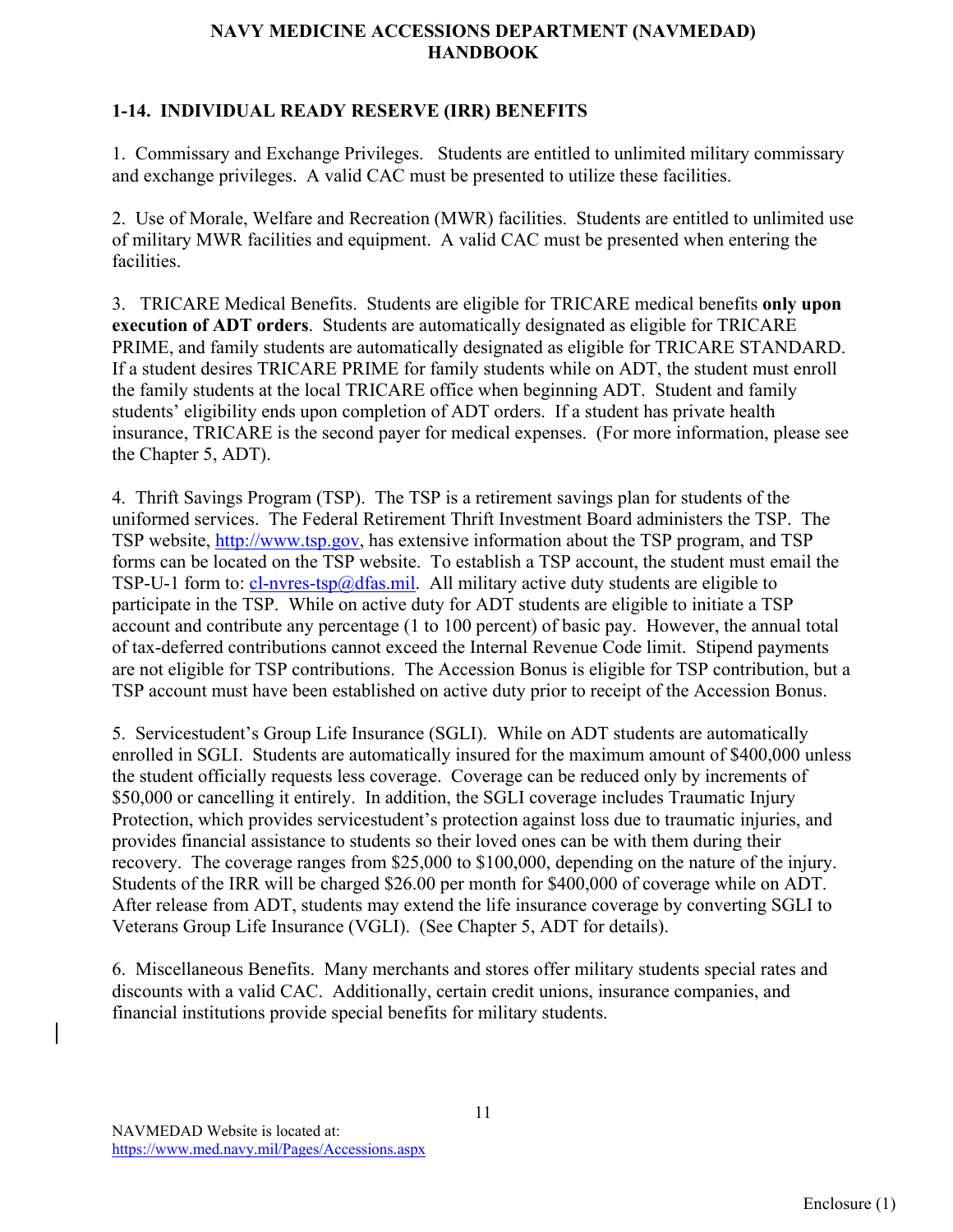## 1-14. INDIVIDUAL READY RESERVE (IRR) BENEFITS

1. Commissary and Exchange Privileges. Students are entitled to unlimited military commissary and exchange privileges. A valid CAC must be presented to utilize these facilities.

2. Use of Morale, Welfare and Recreation (MWR) facilities. Students are entitled to unlimited use of military MWR facilities and equipment. A valid CAC must be presented when entering the facilities.

3. TRICARE Medical Benefits. Students are eligible for TRICARE medical benefits **only upon execution of ADT orders**. Students are automatically designated as eligible for TRICARE PRIME, and family students are automatically designated as eligible for TRICARE STANDARD. If a student desires TRICARE PRIME for family students while on ADT, the student must enroll the family students at the local TRICARE office when beginning ADT. Student and family students' eligibility ends upon completion of ADT orders. If a student has private health insurance, TRICARE is the second payer for medical expenses. (For more information, please see the Chapter 5, ADT).

4. Thrift Savings Program (TSP). The TSP is a retirement savings plan for students of the uniformed services. The Federal Retirement Thrift Investment Board administers the TSP. The TSP website, [http://www.tsp.gov](http://www.tsp.gov), has extensive information about the TSP program, and TSP forms can be located on the TSP website. To establish a TSP account, the student must email the TSP-U-1 form to: [cl-nvres-tsp@dfas.mil](mailto:cl-nvres-tsp@dfas.mil). All military active duty students are eligible to participate in the TSP. While on active duty for ADT students are eligible to initiate a TSP account and contribute any percentage (1 to 100 percent) of basic pay. However, the annual total of tax-deferred contributions cannot exceed the Internal Revenue Code limit. Stipend payments are not eligible for TSP contributions. The Accession Bonus is eligible for TSP contribution, but a TSP account must have been established on active duty prior to receipt of the Accession Bonus.

5. Servicestudent's Group Life Insurance (SGLI). While on ADT students are automatically enrolled in SGLI. Students are automatically insured for the maximum amount of $400,000 unless the student officially requests less coverage. Coverage can be reduced only by increments of $50,000 or cancelling it entirely. In addition, the SGLI coverage includes Traumatic Injury Protection, which provides servicestudent's protection against loss due to traumatic injuries, and provides financial assistance to students so their loved ones can be with them during their recovery. The coverage ranges from $25,000 to $100,000, depending on the nature of the injury. Students of the IRR will be charged $26.00 per month for $400,000 of coverage while on ADT. After release from ADT, students may extend the life insurance coverage by converting SGLI to Veterans Group Life Insurance (VGLI). (See Chapter 5, ADT for details).

6. Miscellaneous Benefits. Many merchants and stores offer military students special rates and discounts with a valid CAC. Additionally, certain credit unions, insurance companies, and financial institutions provide special benefits for military students.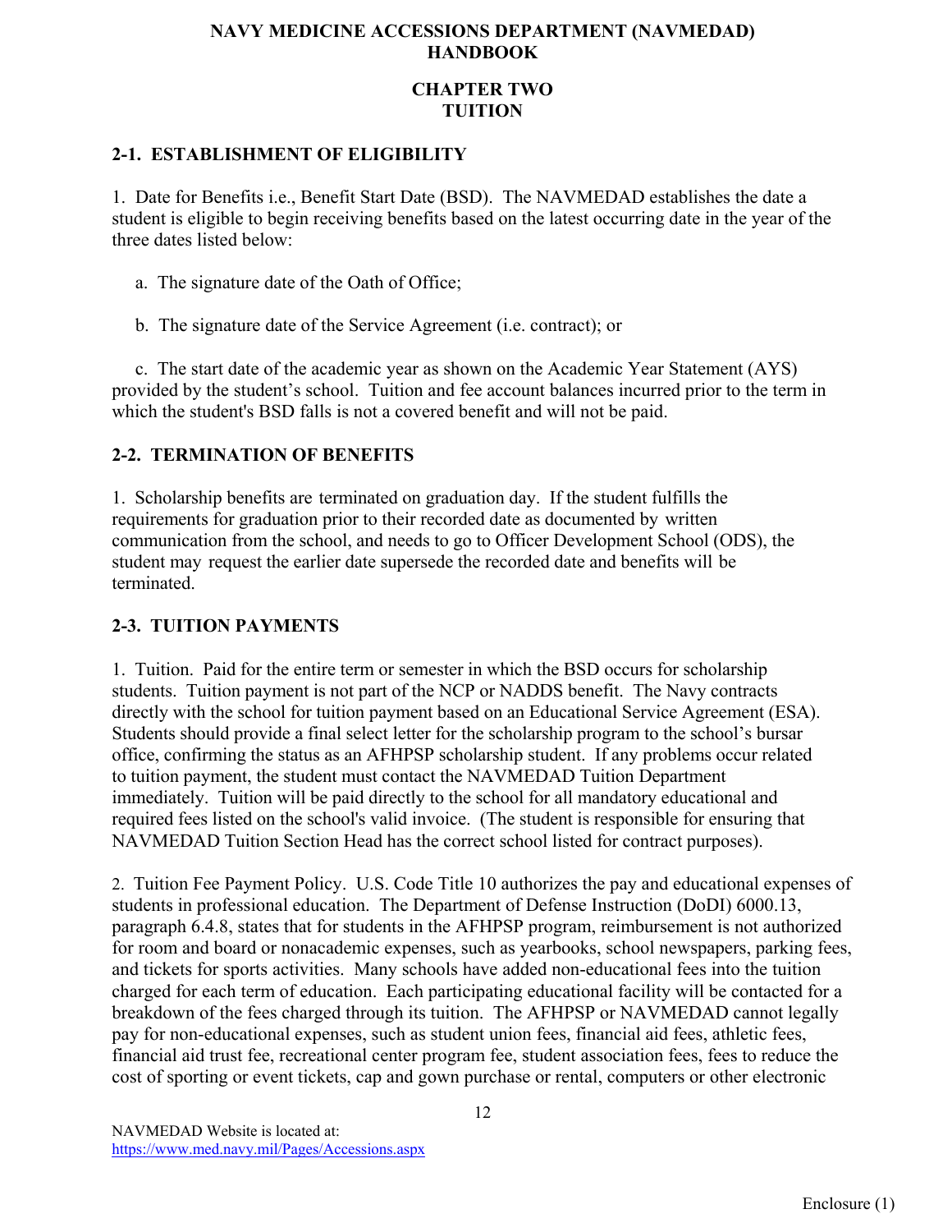# NAVY MEDICINE ACCESSIONS DEPARTMENT (NAVMEDAD) HANDBOOK

## CHAPTER TWO
## TUITION

### 2-1. ESTABLISHMENT OF ELIGIBILITY

1. Date for Benefits i.e., Benefit Start Date (BSD). The NAVMEDAD establishes the date a student is eligible to begin receiving benefits based on the latest occurring date in the year of the three dates listed below:

   a. The signature date of the Oath of Office;

   b. The signature date of the Service Agreement (i.e. contract); or

   c. The start date of the academic year as shown on the Academic Year Statement (AYS) provided by the student's school. Tuition and fee account balances incurred prior to the term in which the student's BSD falls is not a covered benefit and will not be paid.

### 2-2. TERMINATION OF BENEFITS

1. Scholarship benefits are terminated on graduation day. If the student fulfills the requirements for graduation prior to their recorded date as documented by written communication from the school, and needs to go to Officer Development School (ODS), the student may request the earlier date supersede the recorded date and benefits will be terminated.

### 2-3. TUITION PAYMENTS

1. Tuition. Paid for the entire term or semester in which the BSD occurs for scholarship students. Tuition payment is not part of the NCP or NADDS benefit. The Navy contracts directly with the school for tuition payment based on an Educational Service Agreement (ESA). Students should provide a final select letter for the scholarship program to the school's bursar office, confirming the status as an AFHPSP scholarship student. If any problems occur related to tuition payment, the student must contact the NAVMEDAD Tuition Department immediately. Tuition will be paid directly to the school for all mandatory educational and required fees listed on the school's valid invoice. (The student is responsible for ensuring that NAVMEDAD Tuition Section Head has the correct school listed for contract purposes).

2. Tuition Fee Payment Policy. U.S. Code Title 10 authorizes the pay and educational expenses of students in professional education. The Department of Defense Instruction (DoDI) 6000.13, paragraph 6.4.8, states that for students in the AFHPSP program, reimbursement is not authorized for room and board or nonacademic expenses, such as yearbooks, school newspapers, parking fees, and tickets for sports activities. Many schools have added non-educational fees into the tuition charged for each term of education. Each participating educational facility will be contacted for a breakdown of the fees charged through its tuition. The AFHPSP or NAVMEDAD cannot legally pay for non-educational expenses, such as student union fees, financial aid fees, athletic fees, financial aid trust fee, recreational center program fee, student association fees, fees to reduce the cost of sporting or event tickets, cap and gown purchase or rental, computers or other electronic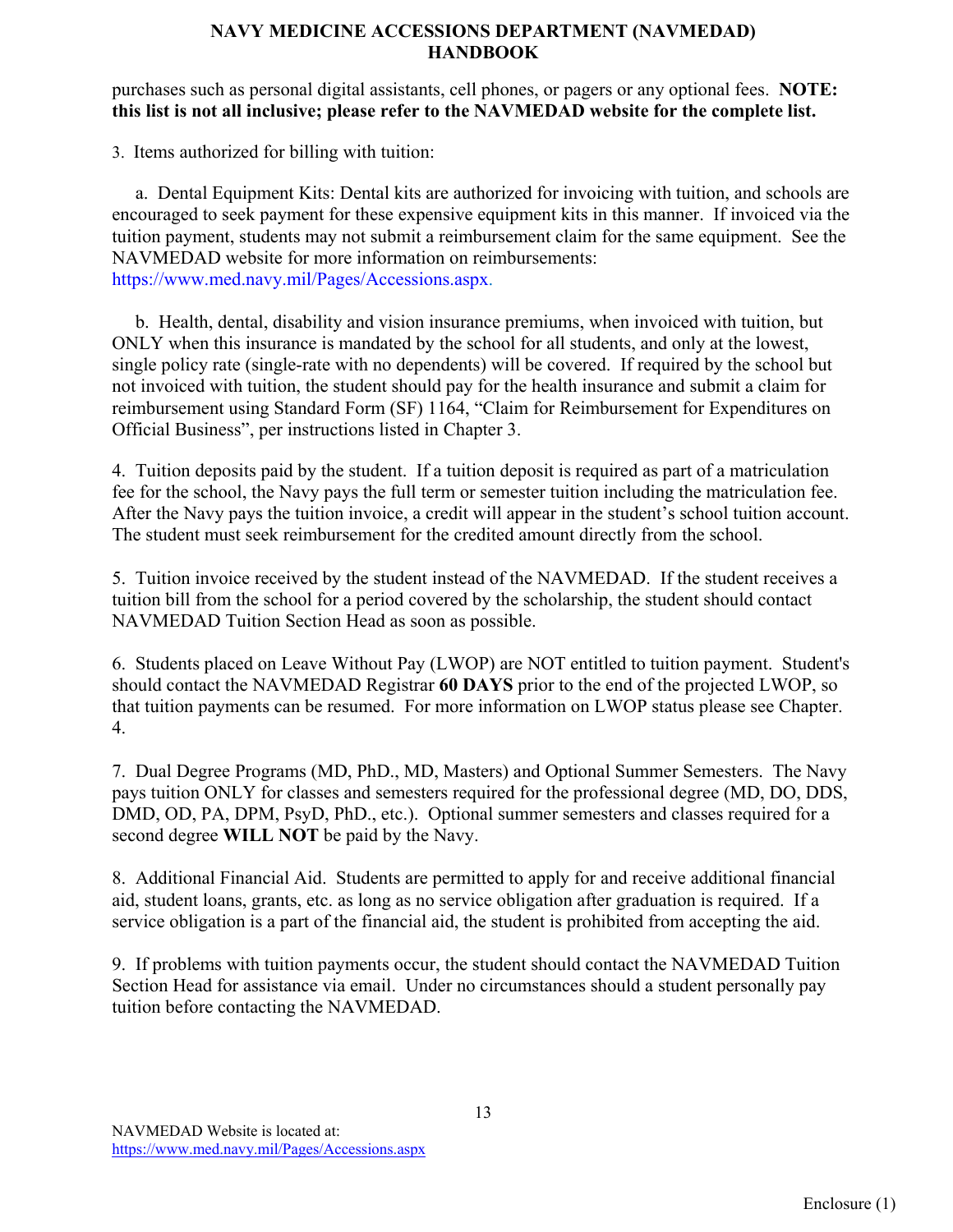purchases such as personal digital assistants, cell phones, or pagers or any optional fees. **NOTE: this list is not all inclusive; please refer to the NAVMEDAD website for the complete list.**

3. Items authorized for billing with tuition:

a. Dental Equipment Kits: Dental kits are authorized for invoicing with tuition, and schools are encouraged to seek payment for these expensive equipment kits in this manner. If invoiced via the tuition payment, students may not submit a reimbursement claim for the same equipment. See the NAVMEDAD website for more information on reimbursements: https://www.med.navy.mil/Pages/Accessions.aspx.

b. Health, dental, disability and vision insurance premiums, when invoiced with tuition, but ONLY when this insurance is mandated by the school for all students, and only at the lowest, single policy rate (single-rate with no dependents) will be covered. If required by the school but not invoiced with tuition, the student should pay for the health insurance and submit a claim for reimbursement using Standard Form (SF) 1164, "Claim for Reimbursement for Expenditures on Official Business", per instructions listed in Chapter 3.

4. Tuition deposits paid by the student. If a tuition deposit is required as part of a matriculation fee for the school, the Navy pays the full term or semester tuition including the matriculation fee. After the Navy pays the tuition invoice, a credit will appear in the student's school tuition account. The student must seek reimbursement for the credited amount directly from the school.

5. Tuition invoice received by the student instead of the NAVMEDAD. If the student receives a tuition bill from the school for a period covered by the scholarship, the student should contact NAVMEDAD Tuition Section Head as soon as possible.

6. Students placed on Leave Without Pay (LWOP) are NOT entitled to tuition payment. Student's should contact the NAVMEDAD Registrar **60 DAYS** prior to the end of the projected LWOP, so that tuition payments can be resumed. For more information on LWOP status please see Chapter. 4.

7. Dual Degree Programs (MD, PhD., MD, Masters) and Optional Summer Semesters. The Navy pays tuition ONLY for classes and semesters required for the professional degree (MD, DO, DDS, DMD, OD, PA, DPM, PsyD, PhD., etc.). Optional summer semesters and classes required for a second degree **WILL NOT** be paid by the Navy.

8. Additional Financial Aid. Students are permitted to apply for and receive additional financial aid, student loans, grants, etc. as long as no service obligation after graduation is required. If a service obligation is a part of the financial aid, the student is prohibited from accepting the aid.

9. If problems with tuition payments occur, the student should contact the NAVMEDAD Tuition Section Head for assistance via email. Under no circumstances should a student personally pay tuition before contacting the NAVMEDAD.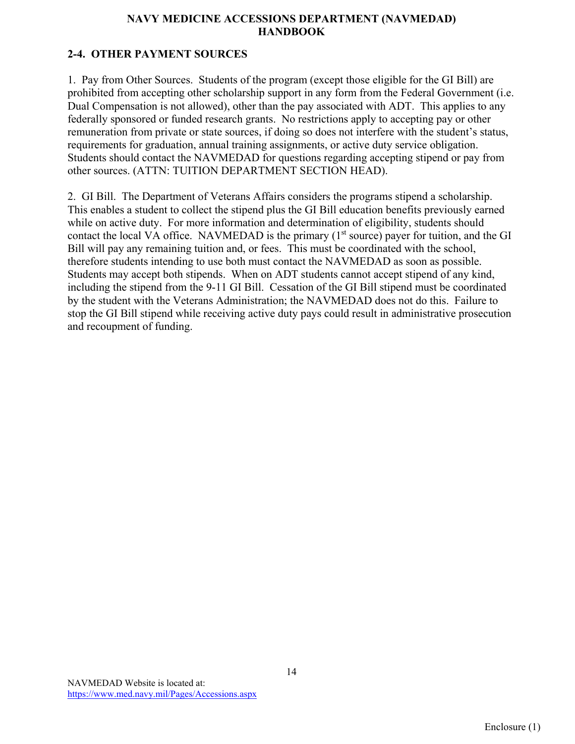## 2-4. OTHER PAYMENT SOURCES

1. Pay from Other Sources. Students of the program (except those eligible for the GI Bill) are prohibited from accepting other scholarship support in any form from the Federal Government (i.e. Dual Compensation is not allowed), other than the pay associated with ADT. This applies to any federally sponsored or funded research grants. No restrictions apply to accepting pay or other remuneration from private or state sources, if doing so does not interfere with the student's status, requirements for graduation, annual training assignments, or active duty service obligation. Students should contact the NAVMEDAD for questions regarding accepting stipend or pay from other sources. (ATTN: TUITION DEPARTMENT SECTION HEAD).

2. GI Bill. The Department of Veterans Affairs considers the programs stipend a scholarship. This enables a student to collect the stipend plus the GI Bill education benefits previously earned while on active duty. For more information and determination of eligibility, students should contact the local VA office. NAVMEDAD is the primary (1st source) payer for tuition, and the GI Bill will pay any remaining tuition and, or fees. This must be coordinated with the school, therefore students intending to use both must contact the NAVMEDAD as soon as possible. Students may accept both stipends. When on ADT students cannot accept stipend of any kind, including the stipend from the 9-11 GI Bill. Cessation of the GI Bill stipend must be coordinated by the student with the Veterans Administration; the NAVMEDAD does not do this. Failure to stop the GI Bill stipend while receiving active duty pays could result in administrative prosecution and recoupment of funding.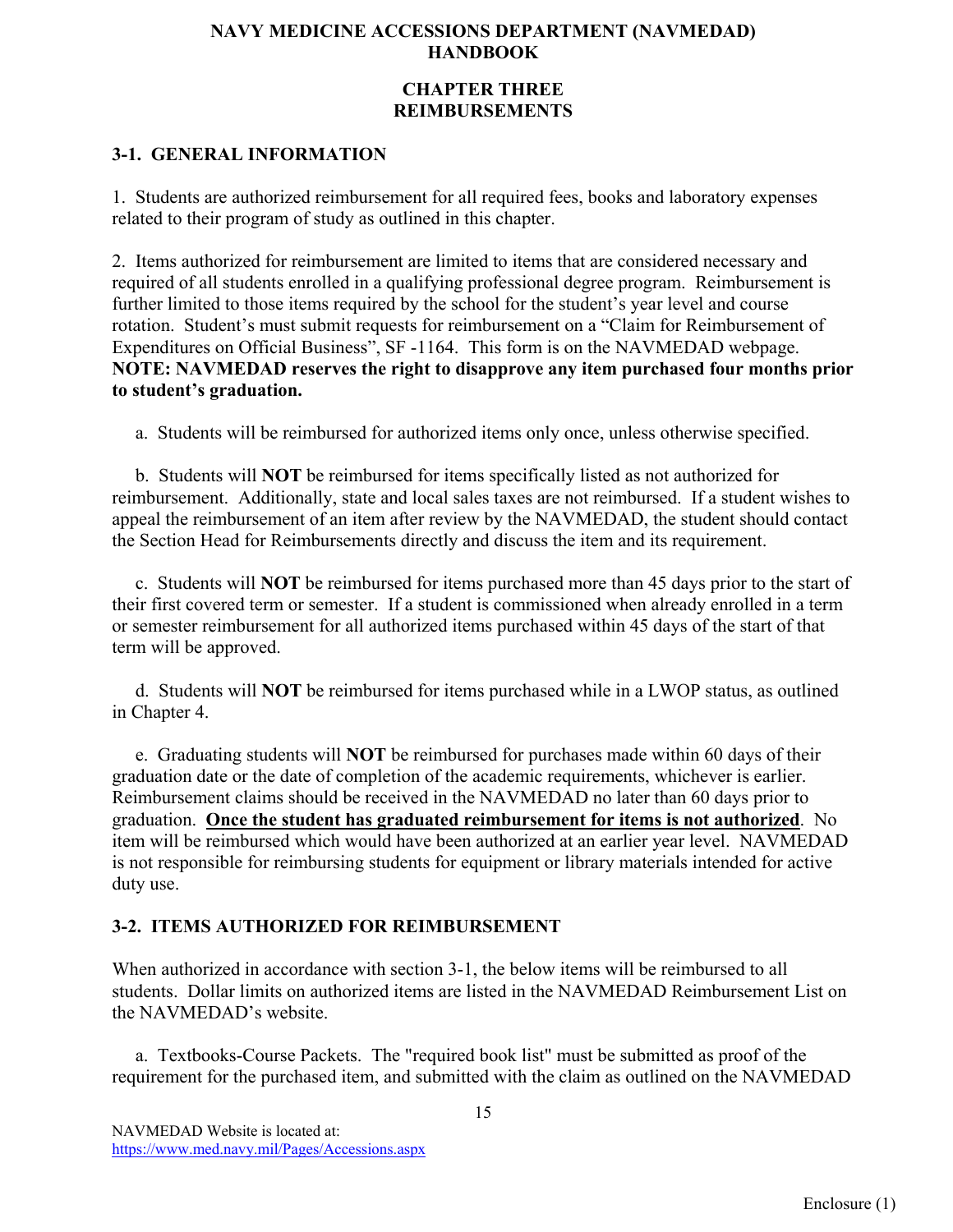# NAVY MEDICINE ACCESSIONS DEPARTMENT (NAVMEDAD) HANDBOOK

## CHAPTER THREE
## REIMBURSEMENTS

### 3-1. GENERAL INFORMATION

1. Students are authorized reimbursement for all required fees, books and laboratory expenses related to their program of study as outlined in this chapter.

2. Items authorized for reimbursement are limited to items that are considered necessary and required of all students enrolled in a qualifying professional degree program. Reimbursement is further limited to those items required by the school for the student's year level and course rotation. Student's must submit requests for reimbursement on a "Claim for Reimbursement of Expenditures on Official Business", SF -1164. This form is on the NAVMEDAD webpage. **NOTE: NAVMEDAD reserves the right to disapprove any item purchased four months prior to student's graduation.**

a. Students will be reimbursed for authorized items only once, unless otherwise specified.

b. Students will **NOT** be reimbursed for items specifically listed as not authorized for reimbursement. Additionally, state and local sales taxes are not reimbursed. If a student wishes to appeal the reimbursement of an item after review by the NAVMEDAD, the student should contact the Section Head for Reimbursements directly and discuss the item and its requirement.

c. Students will **NOT** be reimbursed for items purchased more than 45 days prior to the start of their first covered term or semester. If a student is commissioned when already enrolled in a term or semester reimbursement for all authorized items purchased within 45 days of the start of that term will be approved.

d. Students will **NOT** be reimbursed for items purchased while in a LWOP status, as outlined in Chapter 4.

e. Graduating students will **NOT** be reimbursed for purchases made within 60 days of their graduation date or the date of completion of the academic requirements, whichever is earlier. Reimbursement claims should be received in the NAVMEDAD no later than 60 days prior to graduation. **<u>Once the student has graduated reimbursement for items is not authorized</u>**. No item will be reimbursed which would have been authorized at an earlier year level. NAVMEDAD is not responsible for reimbursing students for equipment or library materials intended for active duty use.

### 3-2. ITEMS AUTHORIZED FOR REIMBURSEMENT

When authorized in accordance with section 3-1, the below items will be reimbursed to all students. Dollar limits on authorized items are listed in the NAVMEDAD Reimbursement List on the NAVMEDAD's website.

a. Textbooks-Course Packets. The "required book list" must be submitted as proof of the requirement for the purchased item, and submitted with the claim as outlined on the NAVMEDAD

NAVMEDAD Website is located at: https://www.med.navy.mil/Pages/Accessions.aspx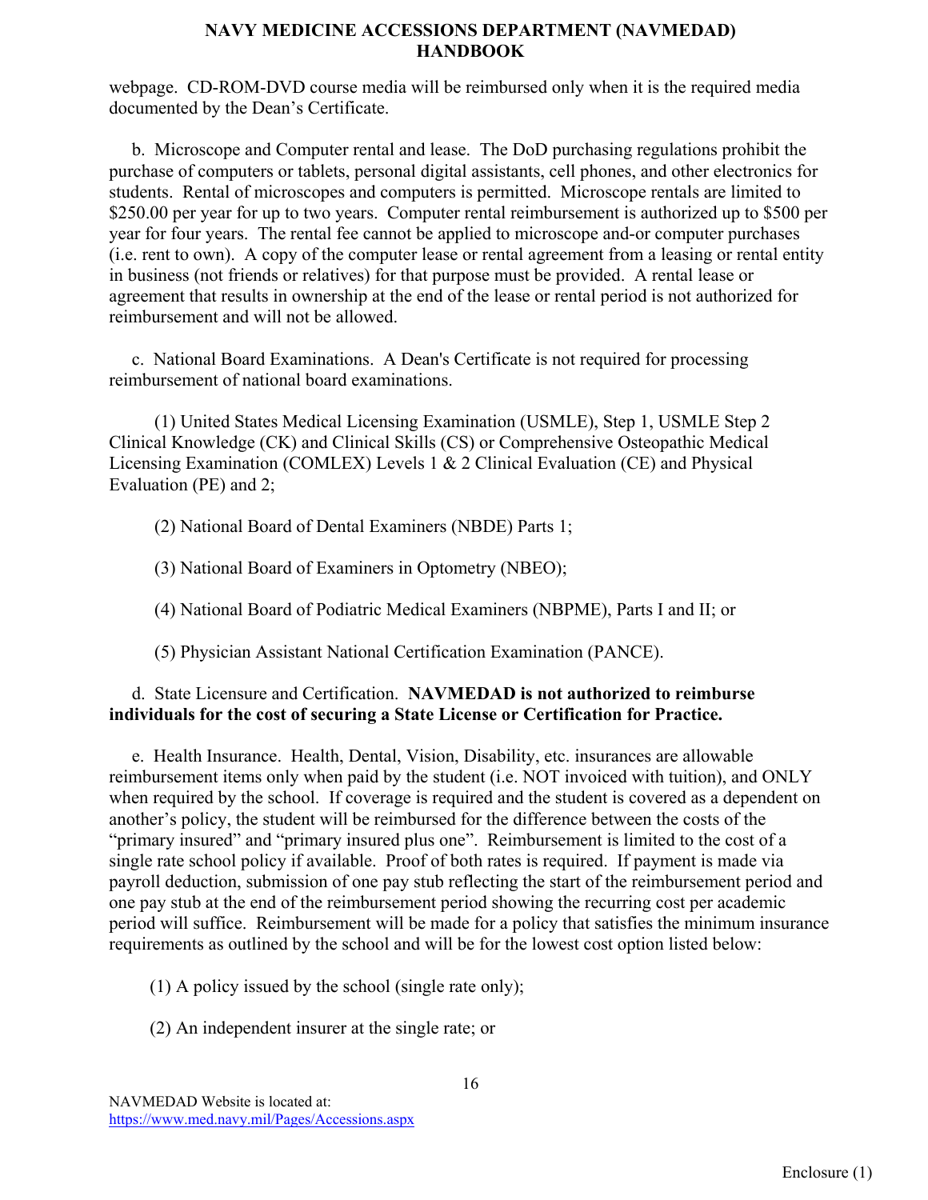webpage. CD-ROM-DVD course media will be reimbursed only when it is the required media documented by the Dean's Certificate.

b. Microscope and Computer rental and lease. The DoD purchasing regulations prohibit the purchase of computers or tablets, personal digital assistants, cell phones, and other electronics for students. Rental of microscopes and computers is permitted. Microscope rentals are limited to $250.00 per year for up to two years. Computer rental reimbursement is authorized up to $500 per year for four years. The rental fee cannot be applied to microscope and-or computer purchases (i.e. rent to own). A copy of the computer lease or rental agreement from a leasing or rental entity in business (not friends or relatives) for that purpose must be provided. A rental lease or agreement that results in ownership at the end of the lease or rental period is not authorized for reimbursement and will not be allowed.

c. National Board Examinations. A Dean's Certificate is not required for processing reimbursement of national board examinations.

(1) United States Medical Licensing Examination (USMLE), Step 1, USMLE Step 2 Clinical Knowledge (CK) and Clinical Skills (CS) or Comprehensive Osteopathic Medical Licensing Examination (COMLEX) Levels 1 & 2 Clinical Evaluation (CE) and Physical Evaluation (PE) and 2;

(2) National Board of Dental Examiners (NBDE) Parts 1;

(3) National Board of Examiners in Optometry (NBEO);

(4) National Board of Podiatric Medical Examiners (NBPME), Parts I and II; or

(5) Physician Assistant National Certification Examination (PANCE).

d. State Licensure and Certification. **NAVMEDAD is not authorized to reimburse individuals for the cost of securing a State License or Certification for Practice.**

e. Health Insurance. Health, Dental, Vision, Disability, etc. insurances are allowable reimbursement items only when paid by the student (i.e. NOT invoiced with tuition), and ONLY when required by the school. If coverage is required and the student is covered as a dependent on another's policy, the student will be reimbursed for the difference between the costs of the "primary insured" and "primary insured plus one". Reimbursement is limited to the cost of a single rate school policy if available. Proof of both rates is required. If payment is made via payroll deduction, submission of one pay stub reflecting the start of the reimbursement period and one pay stub at the end of the reimbursement period showing the recurring cost per academic period will suffice. Reimbursement will be made for a policy that satisfies the minimum insurance requirements as outlined by the school and will be for the lowest cost option listed below:

(1) A policy issued by the school (single rate only);

(2) An independent insurer at the single rate; or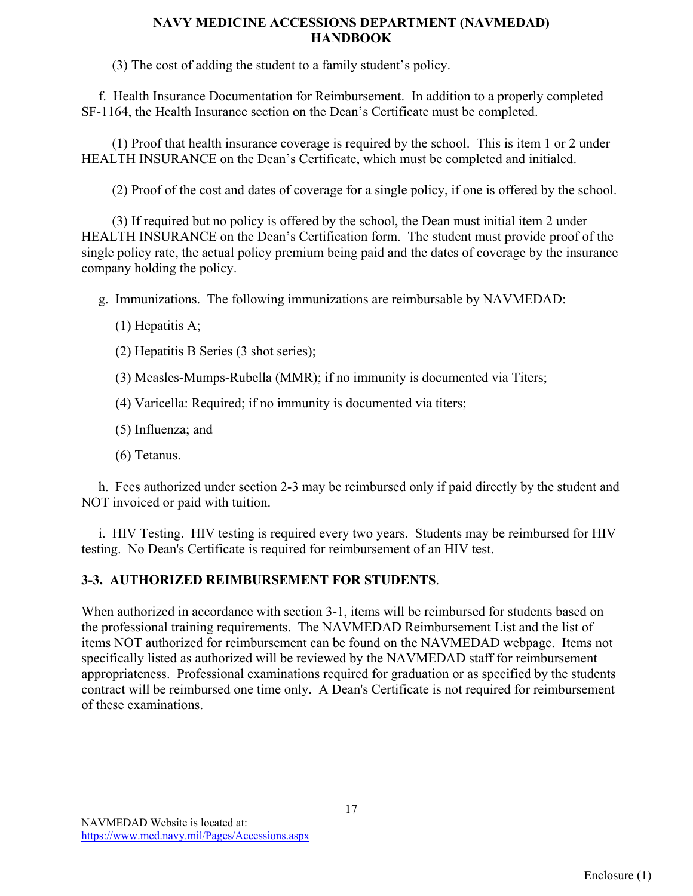(3) The cost of adding the student to a family student's policy.

f. Health Insurance Documentation for Reimbursement. In addition to a properly completed SF-1164, the Health Insurance section on the Dean's Certificate must be completed.

(1) Proof that health insurance coverage is required by the school. This is item 1 or 2 under HEALTH INSURANCE on the Dean's Certificate, which must be completed and initialed.

(2) Proof of the cost and dates of coverage for a single policy, if one is offered by the school.

(3) If required but no policy is offered by the school, the Dean must initial item 2 under HEALTH INSURANCE on the Dean's Certification form. The student must provide proof of the single policy rate, the actual policy premium being paid and the dates of coverage by the insurance company holding the policy.

g. Immunizations. The following immunizations are reimbursable by NAVMEDAD:

(1) Hepatitis A;

(2) Hepatitis B Series (3 shot series);

(3) Measles-Mumps-Rubella (MMR); if no immunity is documented via Titers;

(4) Varicella: Required; if no immunity is documented via titers;

(5) Influenza; and

(6) Tetanus.

h. Fees authorized under section 2-3 may be reimbursed only if paid directly by the student and NOT invoiced or paid with tuition.

i. HIV Testing. HIV testing is required every two years. Students may be reimbursed for HIV testing. No Dean's Certificate is required for reimbursement of an HIV test.

## 3-3. AUTHORIZED REIMBURSEMENT FOR STUDENTS.

When authorized in accordance with section 3-1, items will be reimbursed for students based on the professional training requirements. The NAVMEDAD Reimbursement List and the list of items NOT authorized for reimbursement can be found on the NAVMEDAD webpage. Items not specifically listed as authorized will be reviewed by the NAVMEDAD staff for reimbursement appropriateness. Professional examinations required for graduation or as specified by the students contract will be reimbursed one time only. A Dean's Certificate is not required for reimbursement of these examinations.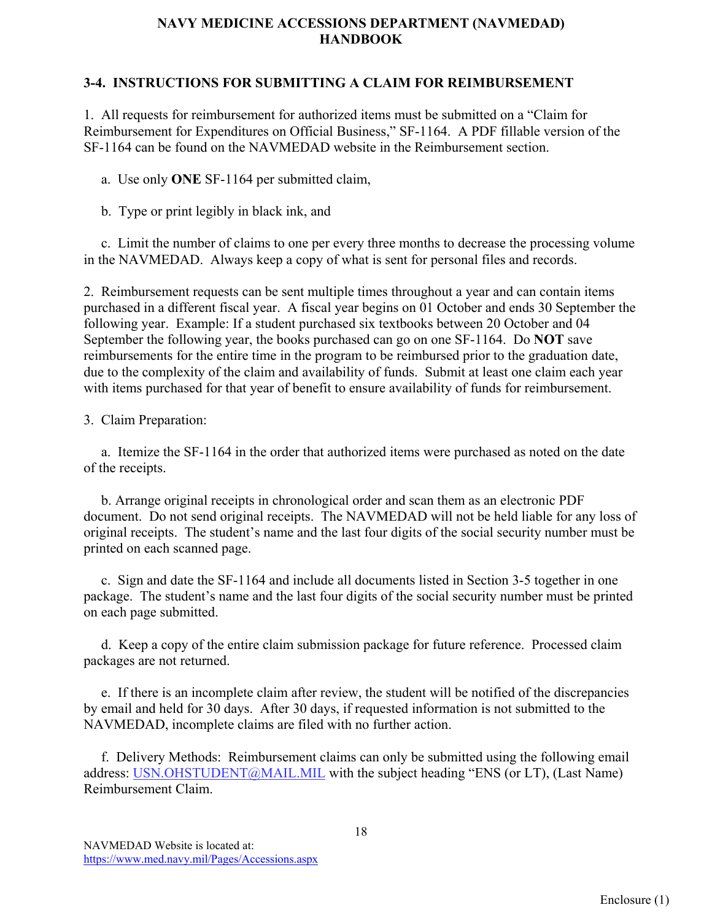## 3-4. INSTRUCTIONS FOR SUBMITTING A CLAIM FOR REIMBURSEMENT

1. All requests for reimbursement for authorized items must be submitted on a "Claim for Reimbursement for Expenditures on Official Business," SF-1164. A PDF fillable version of the SF-1164 can be found on the NAVMEDAD website in the Reimbursement section.

   a. Use only **ONE** SF-1164 per submitted claim,

   b. Type or print legibly in black ink, and

   c. Limit the number of claims to one per every three months to decrease the processing volume in the NAVMEDAD. Always keep a copy of what is sent for personal files and records.

2. Reimbursement requests can be sent multiple times throughout a year and can contain items purchased in a different fiscal year. A fiscal year begins on 01 October and ends 30 September the following year. Example: If a student purchased six textbooks between 20 October and 04 September the following year, the books purchased can go on one SF-1164. Do **NOT** save reimbursements for the entire time in the program to be reimbursed prior to the graduation date, due to the complexity of the claim and availability of funds. Submit at least one claim each year with items purchased for that year of benefit to ensure availability of funds for reimbursement.

3. Claim Preparation:

   a. Itemize the SF-1164 in the order that authorized items were purchased as noted on the date of the receipts.

   b. Arrange original receipts in chronological order and scan them as an electronic PDF document. Do not send original receipts. The NAVMEDAD will not be held liable for any loss of original receipts. The student's name and the last four digits of the social security number must be printed on each scanned page.

   c. Sign and date the SF-1164 and include all documents listed in Section 3-5 together in one package. The student's name and the last four digits of the social security number must be printed on each page submitted.

   d. Keep a copy of the entire claim submission package for future reference. Processed claim packages are not returned.

   e. If there is an incomplete claim after review, the student will be notified of the discrepancies by email and held for 30 days. After 30 days, if requested information is not submitted to the NAVMEDAD, incomplete claims are filed with no further action.

   f. Delivery Methods: Reimbursement claims can only be submitted using the following email address: USN.OHSTUDENT@MAIL.MIL with the subject heading "ENS (or LT), (Last Name) Reimbursement Claim.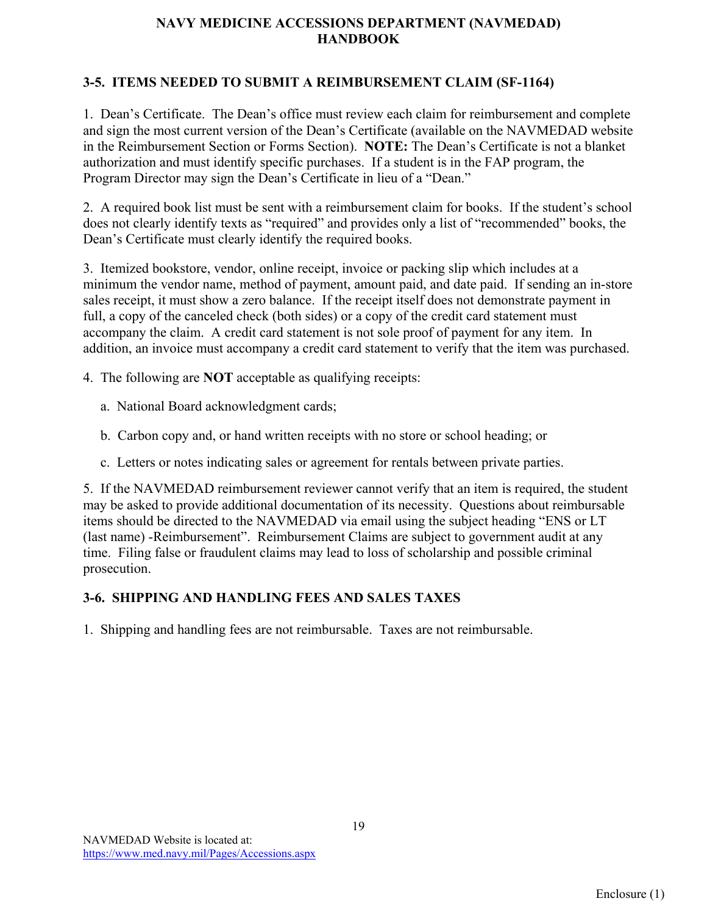### 3-5. ITEMS NEEDED TO SUBMIT A REIMBURSEMENT CLAIM (SF-1164)

1. Dean's Certificate. The Dean's office must review each claim for reimbursement and complete and sign the most current version of the Dean's Certificate (available on the NAVMEDAD website in the Reimbursement Section or Forms Section). **NOTE:** The Dean's Certificate is not a blanket authorization and must identify specific purchases. If a student is in the FAP program, the Program Director may sign the Dean's Certificate in lieu of a "Dean."

2. A required book list must be sent with a reimbursement claim for books. If the student's school does not clearly identify texts as "required" and provides only a list of "recommended" books, the Dean's Certificate must clearly identify the required books.

3. Itemized bookstore, vendor, online receipt, invoice or packing slip which includes at a minimum the vendor name, method of payment, amount paid, and date paid. If sending an in-store sales receipt, it must show a zero balance. If the receipt itself does not demonstrate payment in full, a copy of the canceled check (both sides) or a copy of the credit card statement must accompany the claim. A credit card statement is not sole proof of payment for any item. In addition, an invoice must accompany a credit card statement to verify that the item was purchased.

4. The following are **NOT** acceptable as qualifying receipts:

   a. National Board acknowledgment cards;

   b. Carbon copy and, or hand written receipts with no store or school heading; or

   c. Letters or notes indicating sales or agreement for rentals between private parties.

5. If the NAVMEDAD reimbursement reviewer cannot verify that an item is required, the student may be asked to provide additional documentation of its necessity. Questions about reimbursable items should be directed to the NAVMEDAD via email using the subject heading "ENS or LT (last name) -Reimbursement". Reimbursement Claims are subject to government audit at any time. Filing false or fraudulent claims may lead to loss of scholarship and possible criminal prosecution.

### 3-6. SHIPPING AND HANDLING FEES AND SALES TAXES

1. Shipping and handling fees are not reimbursable. Taxes are not reimbursable.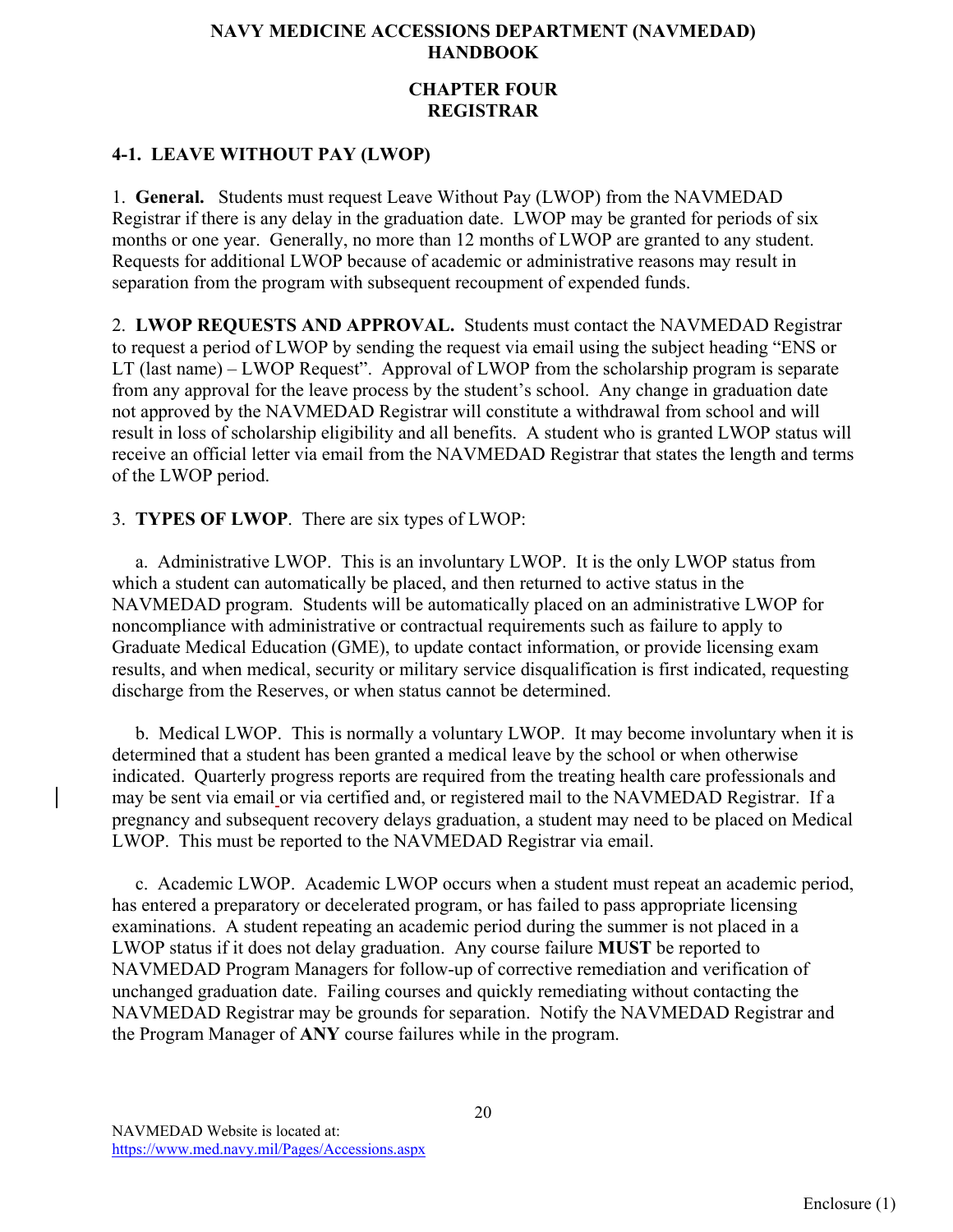# NAVY MEDICINE ACCESSIONS DEPARTMENT (NAVMEDAD) HANDBOOK

## CHAPTER FOUR REGISTRAR

### 4-1. LEAVE WITHOUT PAY (LWOP)

1. **General.** Students must request Leave Without Pay (LWOP) from the NAVMEDAD Registrar if there is any delay in the graduation date. LWOP may be granted for periods of six months or one year. Generally, no more than 12 months of LWOP are granted to any student. Requests for additional LWOP because of academic or administrative reasons may result in separation from the program with subsequent recoupment of expended funds.

2. **LWOP REQUESTS AND APPROVAL.** Students must contact the NAVMEDAD Registrar to request a period of LWOP by sending the request via email using the subject heading "ENS or LT (last name) – LWOP Request". Approval of LWOP from the scholarship program is separate from any approval for the leave process by the student's school. Any change in graduation date not approved by the NAVMEDAD Registrar will constitute a withdrawal from school and will result in loss of scholarship eligibility and all benefits. A student who is granted LWOP status will receive an official letter via email from the NAVMEDAD Registrar that states the length and terms of the LWOP period.

3. **TYPES OF LWOP**. There are six types of LWOP:

   a. Administrative LWOP. This is an involuntary LWOP. It is the only LWOP status from which a student can automatically be placed, and then returned to active status in the NAVMEDAD program. Students will be automatically placed on an administrative LWOP for noncompliance with administrative or contractual requirements such as failure to apply to Graduate Medical Education (GME), to update contact information, or provide licensing exam results, and when medical, security or military service disqualification is first indicated, requesting discharge from the Reserves, or when status cannot be determined.

   b. Medical LWOP. This is normally a voluntary LWOP. It may become involuntary when it is determined that a student has been granted a medical leave by the school or when otherwise indicated. Quarterly progress reports are required from the treating health care professionals and may be sent via email or via certified and, or registered mail to the NAVMEDAD Registrar. If a pregnancy and subsequent recovery delays graduation, a student may need to be placed on Medical LWOP. This must be reported to the NAVMEDAD Registrar via email.

   c. Academic LWOP. Academic LWOP occurs when a student must repeat an academic period, has entered a preparatory or decelerated program, or has failed to pass appropriate licensing examinations. A student repeating an academic period during the summer is not placed in a LWOP status if it does not delay graduation. Any course failure **MUST** be reported to NAVMEDAD Program Managers for follow-up of corrective remediation and verification of unchanged graduation date. Failing courses and quickly remediating without contacting the NAVMEDAD Registrar may be grounds for separation. Notify the NAVMEDAD Registrar and the Program Manager of **ANY** course failures while in the program.

NAVMEDAD Website is located at: https://www.med.navy.mil/Pages/Accessions.aspx

Enclosure (1)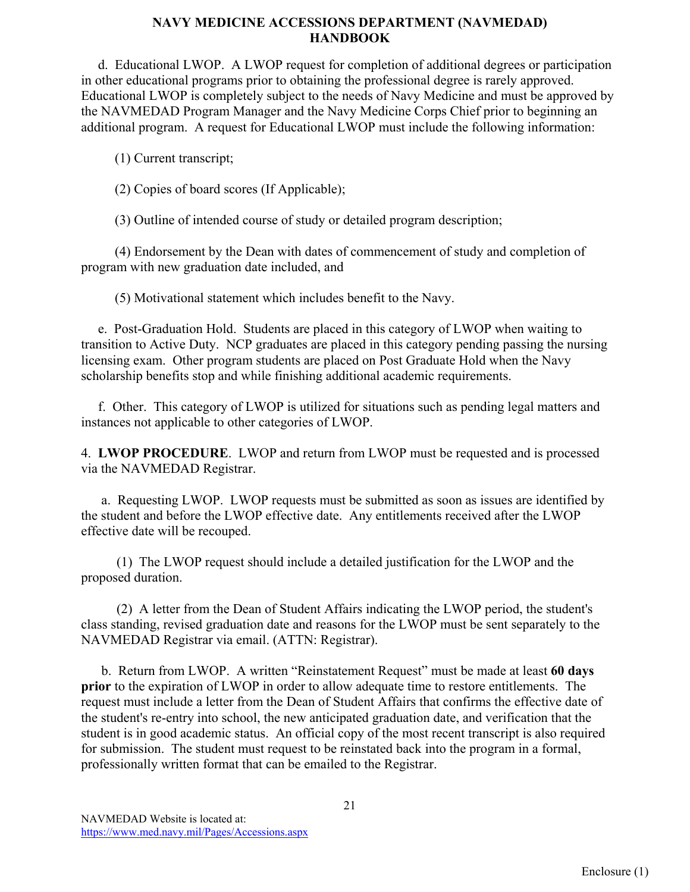d. Educational LWOP. A LWOP request for completion of additional degrees or participation in other educational programs prior to obtaining the professional degree is rarely approved. Educational LWOP is completely subject to the needs of Navy Medicine and must be approved by the NAVMEDAD Program Manager and the Navy Medicine Corps Chief prior to beginning an additional program. A request for Educational LWOP must include the following information:

(1) Current transcript;

(2) Copies of board scores (If Applicable);

(3) Outline of intended course of study or detailed program description;

(4) Endorsement by the Dean with dates of commencement of study and completion of program with new graduation date included, and

(5) Motivational statement which includes benefit to the Navy.

e. Post-Graduation Hold. Students are placed in this category of LWOP when waiting to transition to Active Duty. NCP graduates are placed in this category pending passing the nursing licensing exam. Other program students are placed on Post Graduate Hold when the Navy scholarship benefits stop and while finishing additional academic requirements.

f. Other. This category of LWOP is utilized for situations such as pending legal matters and instances not applicable to other categories of LWOP.

4. **LWOP PROCEDURE**. LWOP and return from LWOP must be requested and is processed via the NAVMEDAD Registrar.

a. Requesting LWOP. LWOP requests must be submitted as soon as issues are identified by the student and before the LWOP effective date. Any entitlements received after the LWOP effective date will be recouped.

(1) The LWOP request should include a detailed justification for the LWOP and the proposed duration.

(2) A letter from the Dean of Student Affairs indicating the LWOP period, the student's class standing, revised graduation date and reasons for the LWOP must be sent separately to the NAVMEDAD Registrar via email. (ATTN: Registrar).

b. Return from LWOP. A written "Reinstatement Request" must be made at least **60 days prior** to the expiration of LWOP in order to allow adequate time to restore entitlements. The request must include a letter from the Dean of Student Affairs that confirms the effective date of the student's re-entry into school, the new anticipated graduation date, and verification that the student is in good academic status. An official copy of the most recent transcript is also required for submission. The student must request to be reinstated back into the program in a formal, professionally written format that can be emailed to the Registrar.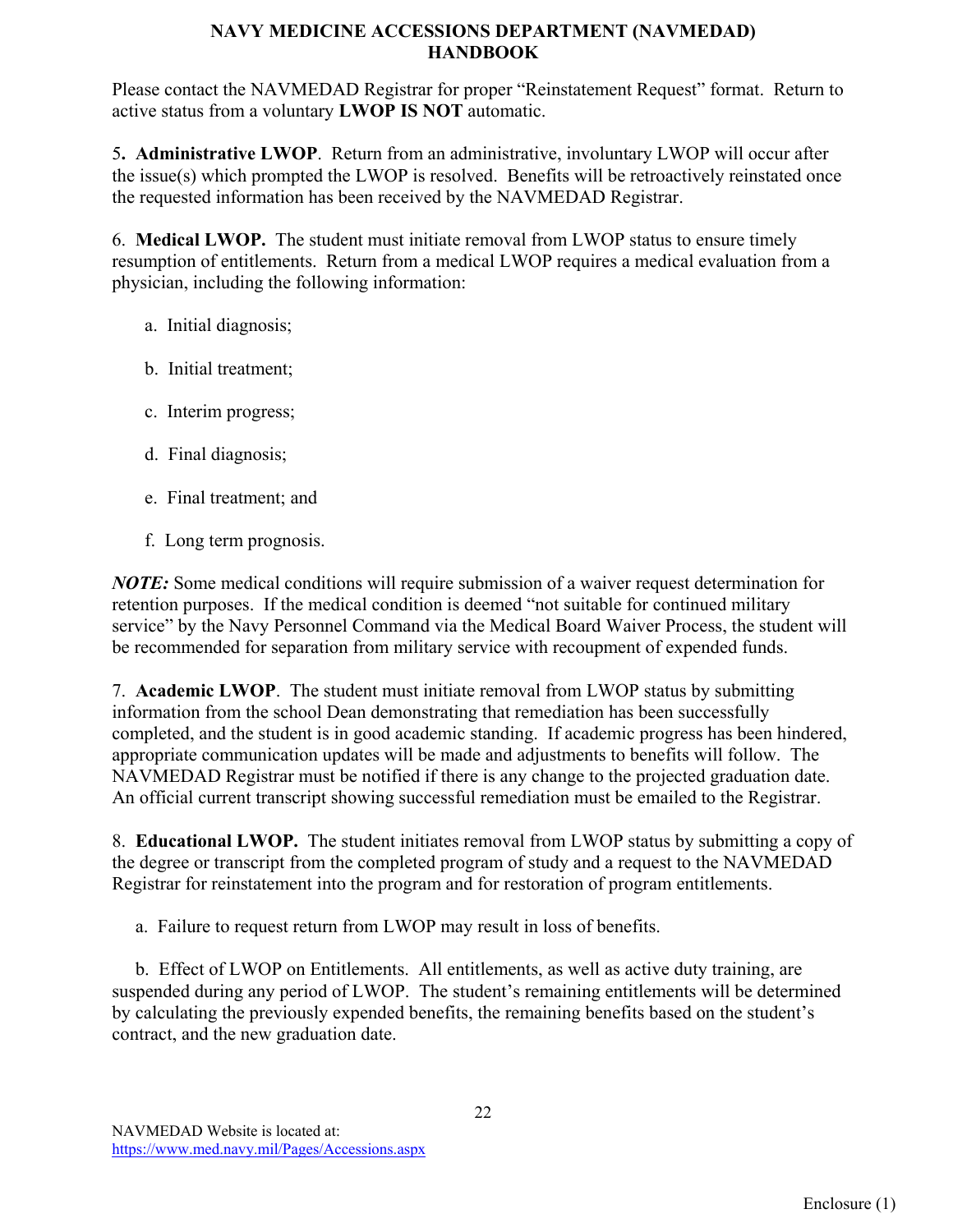Please contact the NAVMEDAD Registrar for proper "Reinstatement Request" format. Return to active status from a voluntary **LWOP IS NOT** automatic.

5**. Administrative LWOP**. Return from an administrative, involuntary LWOP will occur after the issue(s) which prompted the LWOP is resolved. Benefits will be retroactively reinstated once the requested information has been received by the NAVMEDAD Registrar.

6. **Medical LWOP.** The student must initiate removal from LWOP status to ensure timely resumption of entitlements. Return from a medical LWOP requires a medical evaluation from a physician, including the following information:

a. Initial diagnosis;

b. Initial treatment;

c. Interim progress;

d. Final diagnosis;

e. Final treatment; and

f. Long term prognosis.

***NOTE:*** Some medical conditions will require submission of a waiver request determination for retention purposes. If the medical condition is deemed "not suitable for continued military service" by the Navy Personnel Command via the Medical Board Waiver Process, the student will be recommended for separation from military service with recoupment of expended funds.

7. **Academic LWOP**. The student must initiate removal from LWOP status by submitting information from the school Dean demonstrating that remediation has been successfully completed, and the student is in good academic standing. If academic progress has been hindered, appropriate communication updates will be made and adjustments to benefits will follow. The NAVMEDAD Registrar must be notified if there is any change to the projected graduation date. An official current transcript showing successful remediation must be emailed to the Registrar.

8. **Educational LWOP.** The student initiates removal from LWOP status by submitting a copy of the degree or transcript from the completed program of study and a request to the NAVMEDAD Registrar for reinstatement into the program and for restoration of program entitlements.

a. Failure to request return from LWOP may result in loss of benefits.

b. Effect of LWOP on Entitlements. All entitlements, as well as active duty training, are suspended during any period of LWOP. The student's remaining entitlements will be determined by calculating the previously expended benefits, the remaining benefits based on the student's contract, and the new graduation date.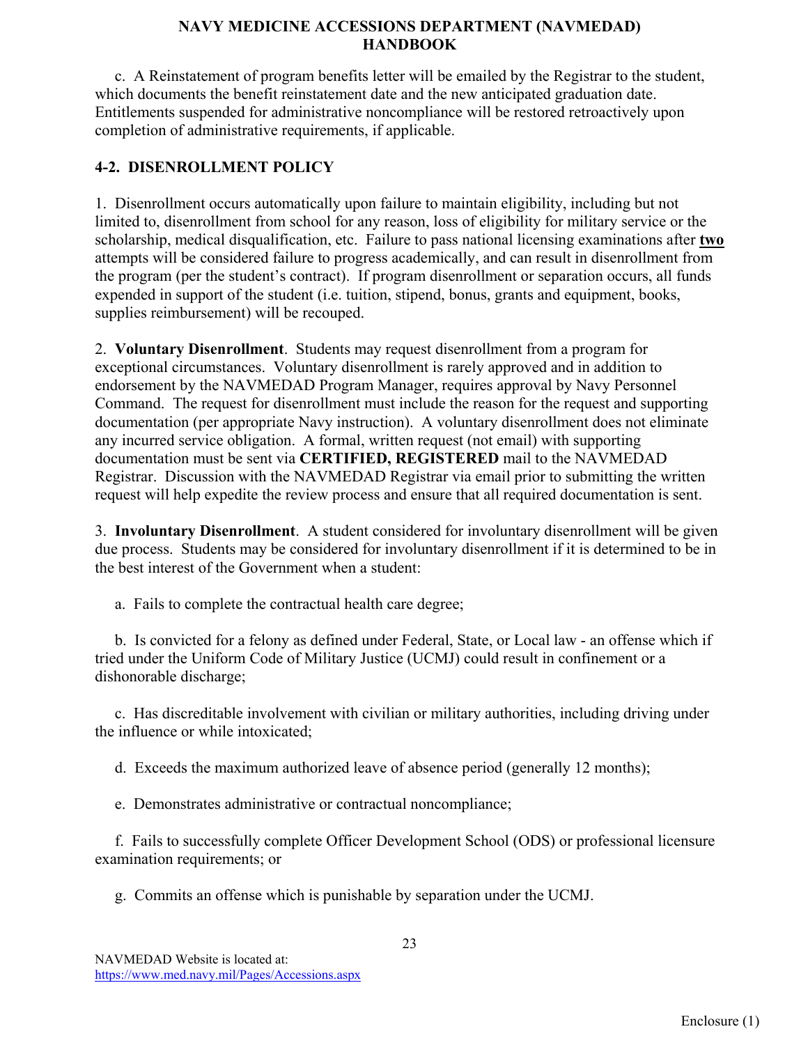c. A Reinstatement of program benefits letter will be emailed by the Registrar to the student, which documents the benefit reinstatement date and the new anticipated graduation date. Entitlements suspended for administrative noncompliance will be restored retroactively upon completion of administrative requirements, if applicable.

## 4-2. DISENROLLMENT POLICY

1. Disenrollment occurs automatically upon failure to maintain eligibility, including but not limited to, disenrollment from school for any reason, loss of eligibility for military service or the scholarship, medical disqualification, etc. Failure to pass national licensing examinations after **two** attempts will be considered failure to progress academically, and can result in disenrollment from the program (per the student's contract). If program disenrollment or separation occurs, all funds expended in support of the student (i.e. tuition, stipend, bonus, grants and equipment, books, supplies reimbursement) will be recouped.

2. **Voluntary Disenrollment**. Students may request disenrollment from a program for exceptional circumstances. Voluntary disenrollment is rarely approved and in addition to endorsement by the NAVMEDAD Program Manager, requires approval by Navy Personnel Command. The request for disenrollment must include the reason for the request and supporting documentation (per appropriate Navy instruction). A voluntary disenrollment does not eliminate any incurred service obligation. A formal, written request (not email) with supporting documentation must be sent via **CERTIFIED, REGISTERED** mail to the NAVMEDAD Registrar. Discussion with the NAVMEDAD Registrar via email prior to submitting the written request will help expedite the review process and ensure that all required documentation is sent.

3. **Involuntary Disenrollment**. A student considered for involuntary disenrollment will be given due process. Students may be considered for involuntary disenrollment if it is determined to be in the best interest of the Government when a student:

a. Fails to complete the contractual health care degree;

b. Is convicted for a felony as defined under Federal, State, or Local law - an offense which if tried under the Uniform Code of Military Justice (UCMJ) could result in confinement or a dishonorable discharge;

c. Has discreditable involvement with civilian or military authorities, including driving under the influence or while intoxicated;

d. Exceeds the maximum authorized leave of absence period (generally 12 months);

e. Demonstrates administrative or contractual noncompliance;

f. Fails to successfully complete Officer Development School (ODS) or professional licensure examination requirements; or

g. Commits an offense which is punishable by separation under the UCMJ.

NAVMEDAD Website is located at: https://www.med.navy.mil/Pages/Accessions.aspx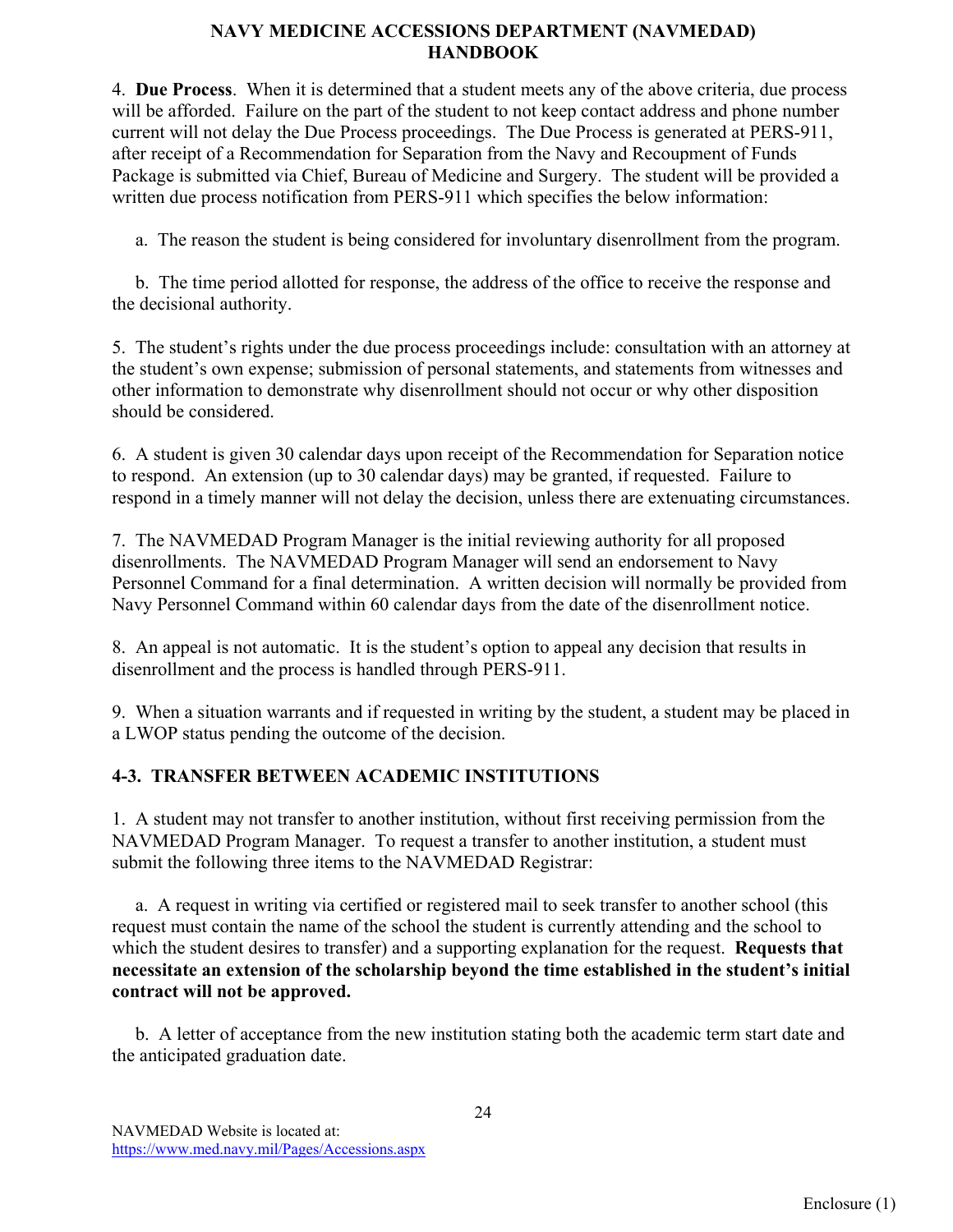4. **Due Process**. When it is determined that a student meets any of the above criteria, due process will be afforded. Failure on the part of the student to not keep contact address and phone number current will not delay the Due Process proceedings. The Due Process is generated at PERS-911, after receipt of a Recommendation for Separation from the Navy and Recoupment of Funds Package is submitted via Chief, Bureau of Medicine and Surgery. The student will be provided a written due process notification from PERS-911 which specifies the below information:

a. The reason the student is being considered for involuntary disenrollment from the program.

b. The time period allotted for response, the address of the office to receive the response and the decisional authority.

5. The student's rights under the due process proceedings include: consultation with an attorney at the student's own expense; submission of personal statements, and statements from witnesses and other information to demonstrate why disenrollment should not occur or why other disposition should be considered.

6. A student is given 30 calendar days upon receipt of the Recommendation for Separation notice to respond. An extension (up to 30 calendar days) may be granted, if requested. Failure to respond in a timely manner will not delay the decision, unless there are extenuating circumstances.

7. The NAVMEDAD Program Manager is the initial reviewing authority for all proposed disenrollments. The NAVMEDAD Program Manager will send an endorsement to Navy Personnel Command for a final determination. A written decision will normally be provided from Navy Personnel Command within 60 calendar days from the date of the disenrollment notice.

8. An appeal is not automatic. It is the student's option to appeal any decision that results in disenrollment and the process is handled through PERS-911.

9. When a situation warrants and if requested in writing by the student, a student may be placed in a LWOP status pending the outcome of the decision.

## 4-3. TRANSFER BETWEEN ACADEMIC INSTITUTIONS

1. A student may not transfer to another institution, without first receiving permission from the NAVMEDAD Program Manager. To request a transfer to another institution, a student must submit the following three items to the NAVMEDAD Registrar:

a. A request in writing via certified or registered mail to seek transfer to another school (this request must contain the name of the school the student is currently attending and the school to which the student desires to transfer) and a supporting explanation for the request. **Requests that necessitate an extension of the scholarship beyond the time established in the student's initial contract will not be approved.**

b. A letter of acceptance from the new institution stating both the academic term start date and the anticipated graduation date.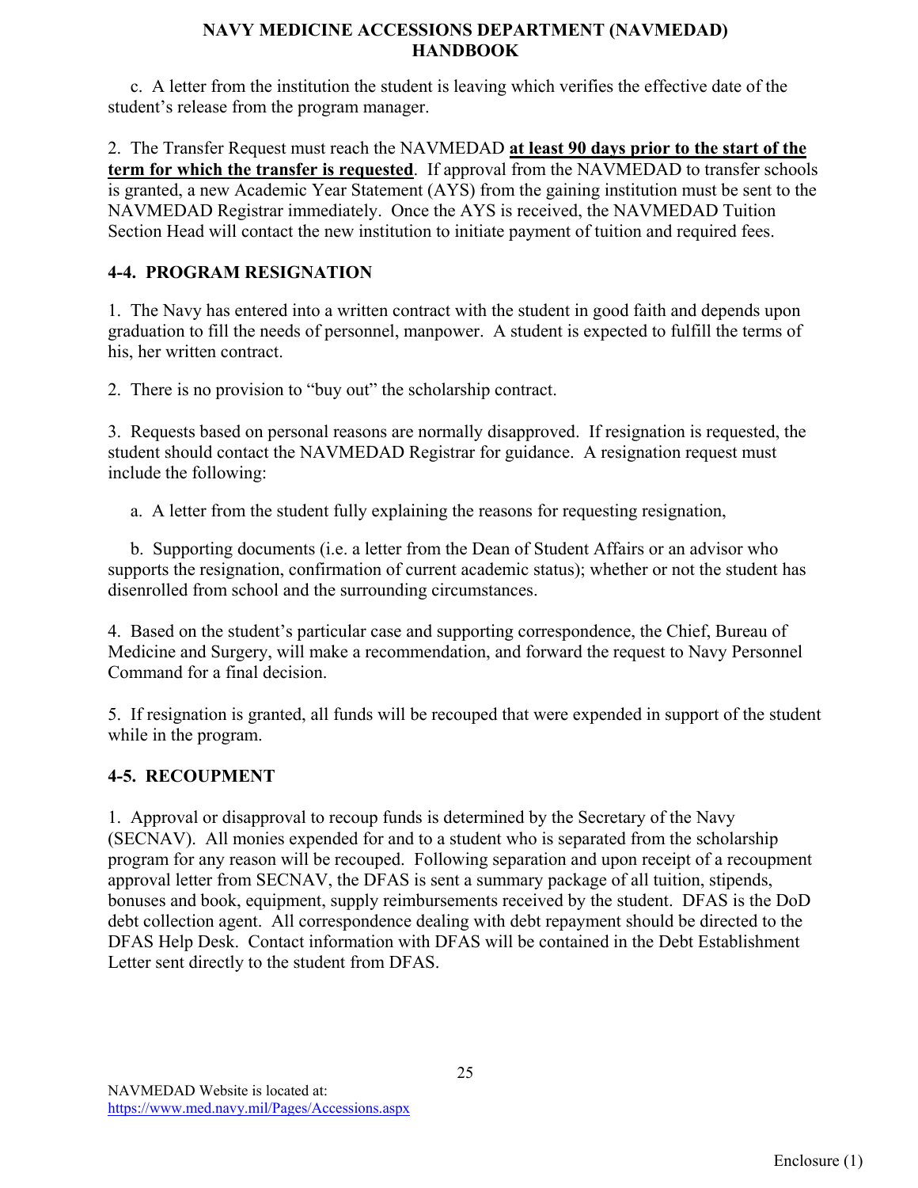c. A letter from the institution the student is leaving which verifies the effective date of the student's release from the program manager.

2. The Transfer Request must reach the NAVMEDAD **at least 90 days prior to the start of the term for which the transfer is requested**. If approval from the NAVMEDAD to transfer schools is granted, a new Academic Year Statement (AYS) from the gaining institution must be sent to the NAVMEDAD Registrar immediately. Once the AYS is received, the NAVMEDAD Tuition Section Head will contact the new institution to initiate payment of tuition and required fees.

### 4-4. PROGRAM RESIGNATION

1. The Navy has entered into a written contract with the student in good faith and depends upon graduation to fill the needs of personnel, manpower. A student is expected to fulfill the terms of his, her written contract.

2. There is no provision to "buy out" the scholarship contract.

3. Requests based on personal reasons are normally disapproved. If resignation is requested, the student should contact the NAVMEDAD Registrar for guidance. A resignation request must include the following:

a. A letter from the student fully explaining the reasons for requesting resignation,

b. Supporting documents (i.e. a letter from the Dean of Student Affairs or an advisor who supports the resignation, confirmation of current academic status); whether or not the student has disenrolled from school and the surrounding circumstances.

4. Based on the student's particular case and supporting correspondence, the Chief, Bureau of Medicine and Surgery, will make a recommendation, and forward the request to Navy Personnel Command for a final decision.

5. If resignation is granted, all funds will be recouped that were expended in support of the student while in the program.

### 4-5. RECOUPMENT

1. Approval or disapproval to recoup funds is determined by the Secretary of the Navy (SECNAV). All monies expended for and to a student who is separated from the scholarship program for any reason will be recouped. Following separation and upon receipt of a recoupment approval letter from SECNAV, the DFAS is sent a summary package of all tuition, stipends, bonuses and book, equipment, supply reimbursements received by the student. DFAS is the DoD debt collection agent. All correspondence dealing with debt repayment should be directed to the DFAS Help Desk. Contact information with DFAS will be contained in the Debt Establishment Letter sent directly to the student from DFAS.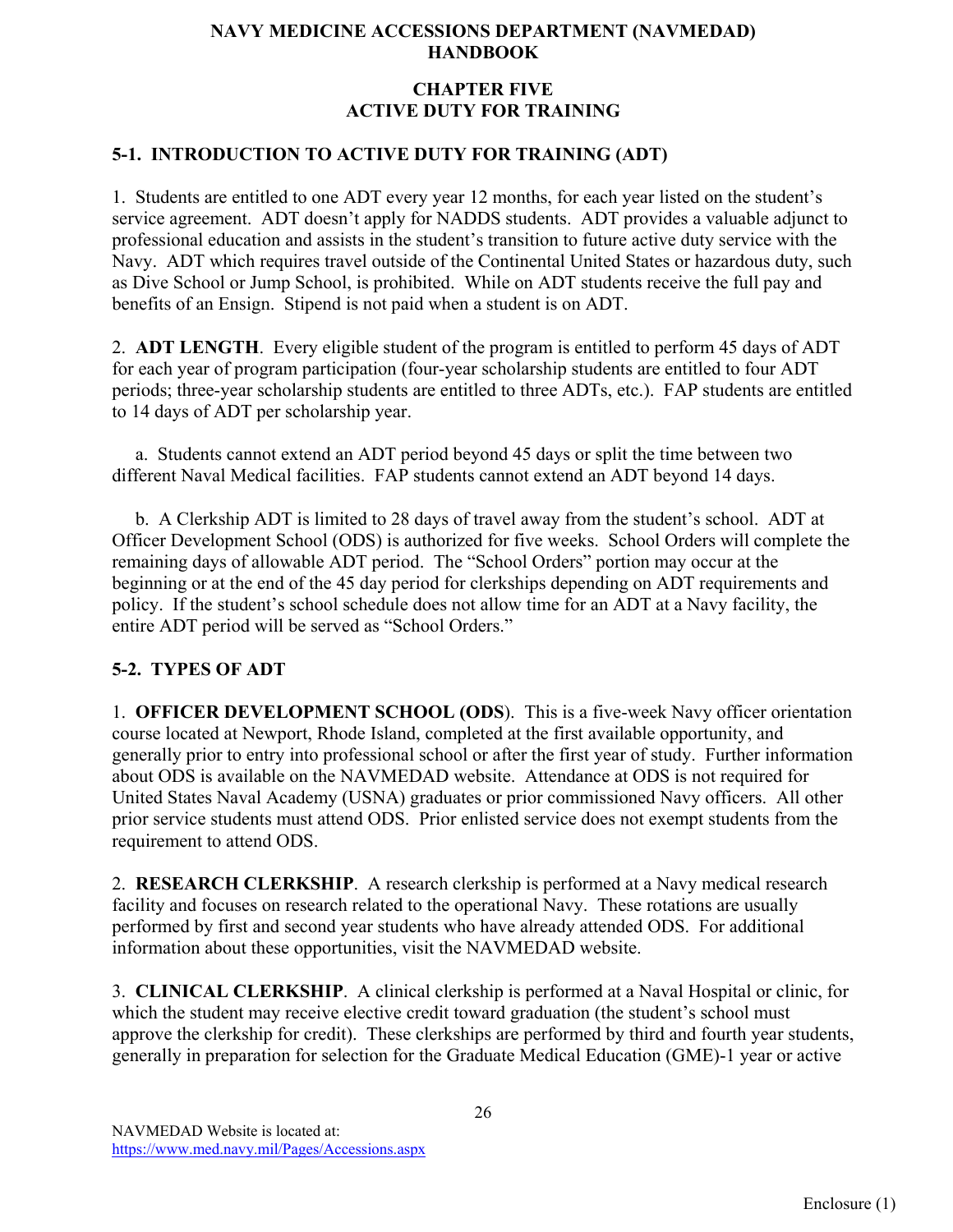**NAVY MEDICINE ACCESSIONS DEPARTMENT (NAVMEDAD) HANDBOOK**

# CHAPTER FIVE
# ACTIVE DUTY FOR TRAINING

## 5-1. INTRODUCTION TO ACTIVE DUTY FOR TRAINING (ADT)

1. Students are entitled to one ADT every year 12 months, for each year listed on the student's service agreement. ADT doesn't apply for NADDS students. ADT provides a valuable adjunct to professional education and assists in the student's transition to future active duty service with the Navy. ADT which requires travel outside of the Continental United States or hazardous duty, such as Dive School or Jump School, is prohibited. While on ADT students receive the full pay and benefits of an Ensign. Stipend is not paid when a student is on ADT.

2. **ADT LENGTH**. Every eligible student of the program is entitled to perform 45 days of ADT for each year of program participation (four-year scholarship students are entitled to four ADT periods; three-year scholarship students are entitled to three ADTs, etc.). FAP students are entitled to 14 days of ADT per scholarship year.

   a. Students cannot extend an ADT period beyond 45 days or split the time between two different Naval Medical facilities. FAP students cannot extend an ADT beyond 14 days.

   b. A Clerkship ADT is limited to 28 days of travel away from the student's school. ADT at Officer Development School (ODS) is authorized for five weeks. School Orders will complete the remaining days of allowable ADT period. The "School Orders" portion may occur at the beginning or at the end of the 45 day period for clerkships depending on ADT requirements and policy. If the student's school schedule does not allow time for an ADT at a Navy facility, the entire ADT period will be served as "School Orders."

## 5-2. TYPES OF ADT

1. **OFFICER DEVELOPMENT SCHOOL (ODS)**. This is a five-week Navy officer orientation course located at Newport, Rhode Island, completed at the first available opportunity, and generally prior to entry into professional school or after the first year of study. Further information about ODS is available on the NAVMEDAD website. Attendance at ODS is not required for United States Naval Academy (USNA) graduates or prior commissioned Navy officers. All other prior service students must attend ODS. Prior enlisted service does not exempt students from the requirement to attend ODS.

2. **RESEARCH CLERKSHIP**. A research clerkship is performed at a Navy medical research facility and focuses on research related to the operational Navy. These rotations are usually performed by first and second year students who have already attended ODS. For additional information about these opportunities, visit the NAVMEDAD website.

3. **CLINICAL CLERKSHIP**. A clinical clerkship is performed at a Naval Hospital or clinic, for which the student may receive elective credit toward graduation (the student's school must approve the clerkship for credit). These clerkships are performed by third and fourth year students, generally in preparation for selection for the Graduate Medical Education (GME)-1 year or active

NAVMEDAD Website is located at: https://www.med.navy.mil/Pages/Accessions.aspx

Enclosure (1)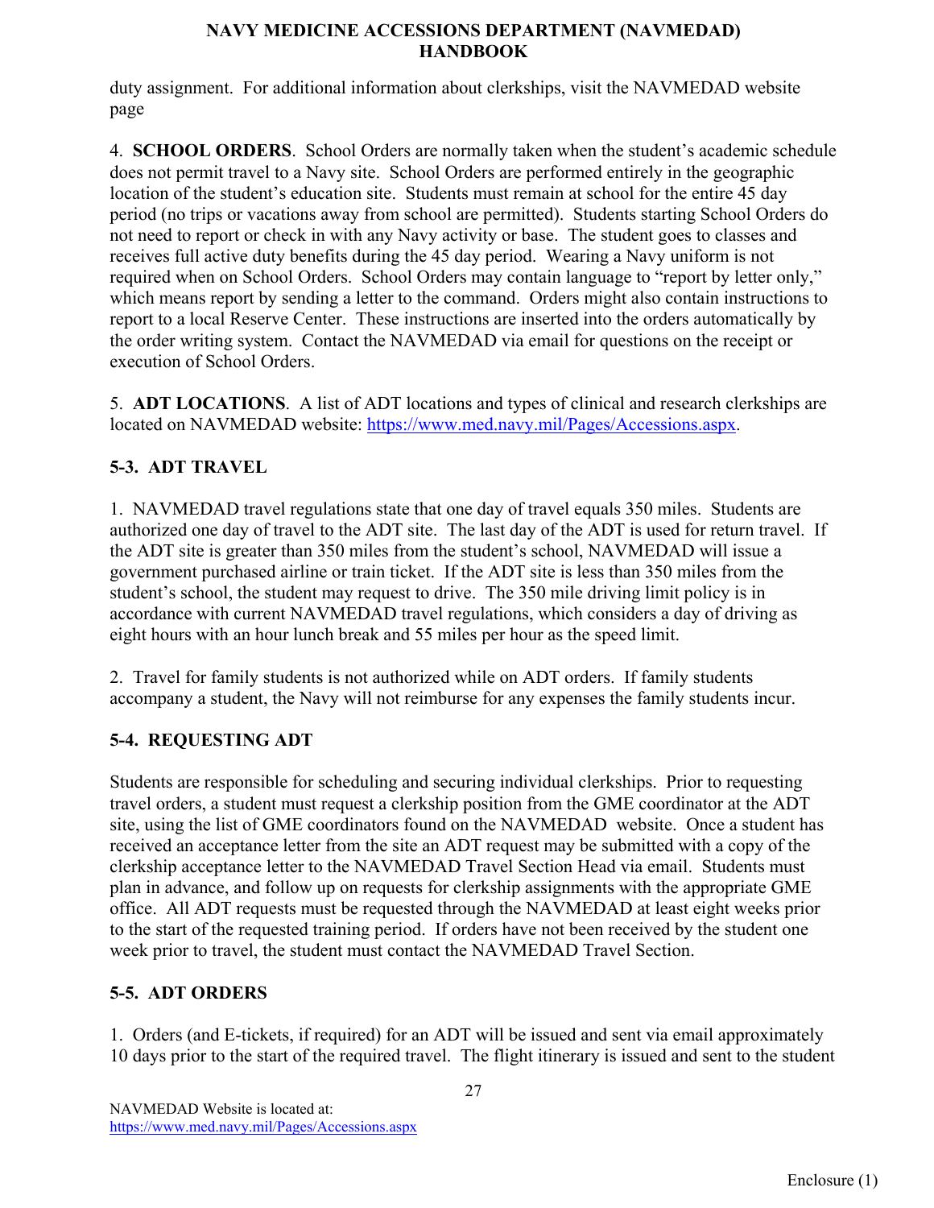duty assignment. For additional information about clerkships, visit the NAVMEDAD website page

4. **SCHOOL ORDERS**. School Orders are normally taken when the student's academic schedule does not permit travel to a Navy site. School Orders are performed entirely in the geographic location of the student's education site. Students must remain at school for the entire 45 day period (no trips or vacations away from school are permitted). Students starting School Orders do not need to report or check in with any Navy activity or base. The student goes to classes and receives full active duty benefits during the 45 day period. Wearing a Navy uniform is not required when on School Orders. School Orders may contain language to "report by letter only," which means report by sending a letter to the command. Orders might also contain instructions to report to a local Reserve Center. These instructions are inserted into the orders automatically by the order writing system. Contact the NAVMEDAD via email for questions on the receipt or execution of School Orders.

5. **ADT LOCATIONS**. A list of ADT locations and types of clinical and research clerkships are located on NAVMEDAD website: https://www.med.navy.mil/Pages/Accessions.aspx.

## 5-3. ADT TRAVEL

1. NAVMEDAD travel regulations state that one day of travel equals 350 miles. Students are authorized one day of travel to the ADT site. The last day of the ADT is used for return travel. If the ADT site is greater than 350 miles from the student's school, NAVMEDAD will issue a government purchased airline or train ticket. If the ADT site is less than 350 miles from the student's school, the student may request to drive. The 350 mile driving limit policy is in accordance with current NAVMEDAD travel regulations, which considers a day of driving as eight hours with an hour lunch break and 55 miles per hour as the speed limit.

2. Travel for family students is not authorized while on ADT orders. If family students accompany a student, the Navy will not reimburse for any expenses the family students incur.

## 5-4. REQUESTING ADT

Students are responsible for scheduling and securing individual clerkships. Prior to requesting travel orders, a student must request a clerkship position from the GME coordinator at the ADT site, using the list of GME coordinators found on the NAVMEDAD website. Once a student has received an acceptance letter from the site an ADT request may be submitted with a copy of the clerkship acceptance letter to the NAVMEDAD Travel Section Head via email. Students must plan in advance, and follow up on requests for clerkship assignments with the appropriate GME office. All ADT requests must be requested through the NAVMEDAD at least eight weeks prior to the start of the requested training period. If orders have not been received by the student one week prior to travel, the student must contact the NAVMEDAD Travel Section.

## 5-5. ADT ORDERS

1. Orders (and E-tickets, if required) for an ADT will be issued and sent via email approximately 10 days prior to the start of the required travel. The flight itinerary is issued and sent to the student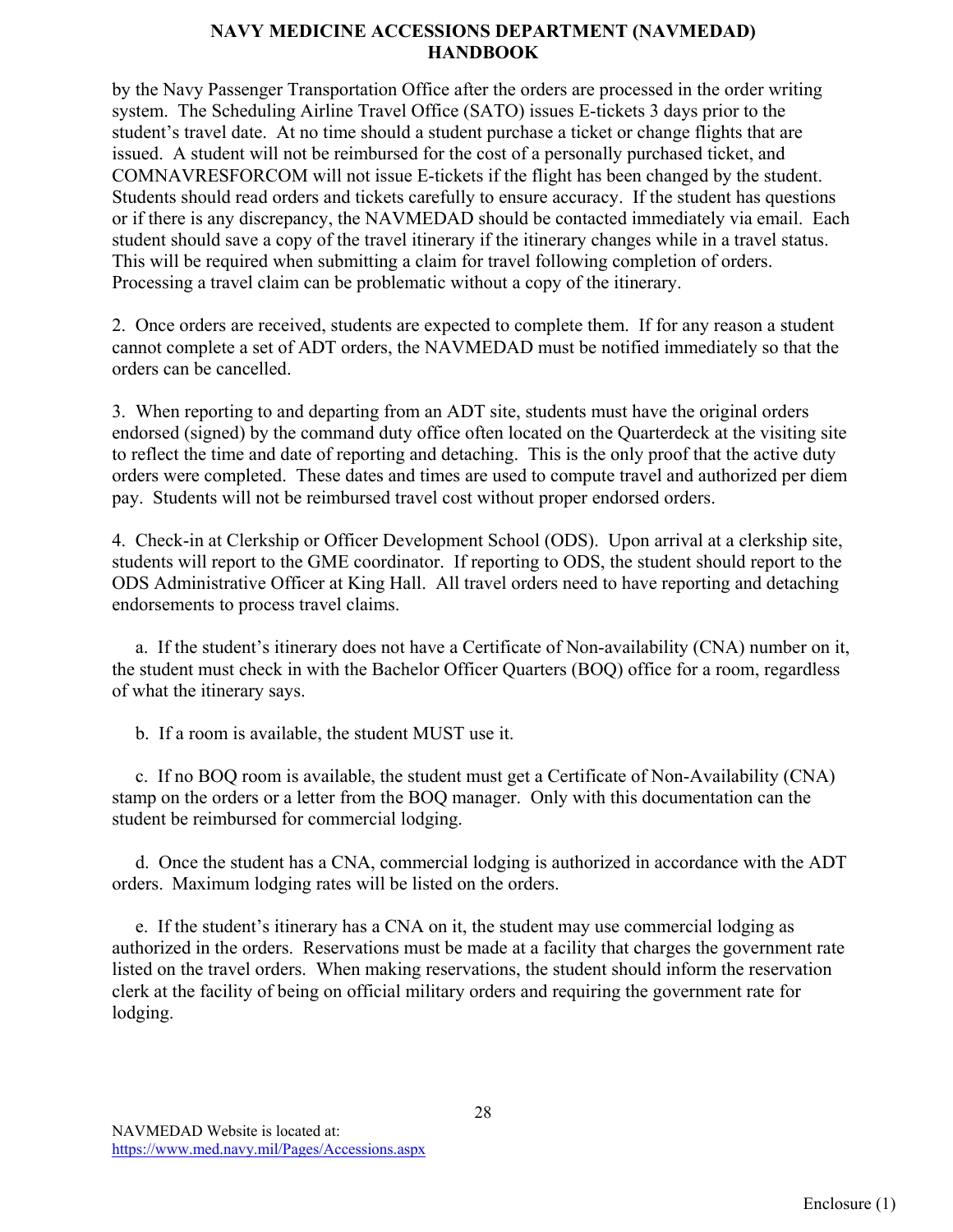by the Navy Passenger Transportation Office after the orders are processed in the order writing system. The Scheduling Airline Travel Office (SATO) issues E-tickets 3 days prior to the student's travel date. At no time should a student purchase a ticket or change flights that are issued. A student will not be reimbursed for the cost of a personally purchased ticket, and COMNAVRESFORCOM will not issue E-tickets if the flight has been changed by the student. Students should read orders and tickets carefully to ensure accuracy. If the student has questions or if there is any discrepancy, the NAVMEDAD should be contacted immediately via email. Each student should save a copy of the travel itinerary if the itinerary changes while in a travel status. This will be required when submitting a claim for travel following completion of orders. Processing a travel claim can be problematic without a copy of the itinerary.

2. Once orders are received, students are expected to complete them. If for any reason a student cannot complete a set of ADT orders, the NAVMEDAD must be notified immediately so that the orders can be cancelled.

3. When reporting to and departing from an ADT site, students must have the original orders endorsed (signed) by the command duty office often located on the Quarterdeck at the visiting site to reflect the time and date of reporting and detaching. This is the only proof that the active duty orders were completed. These dates and times are used to compute travel and authorized per diem pay. Students will not be reimbursed travel cost without proper endorsed orders.

4. Check-in at Clerkship or Officer Development School (ODS). Upon arrival at a clerkship site, students will report to the GME coordinator. If reporting to ODS, the student should report to the ODS Administrative Officer at King Hall. All travel orders need to have reporting and detaching endorsements to process travel claims.

a. If the student's itinerary does not have a Certificate of Non-availability (CNA) number on it, the student must check in with the Bachelor Officer Quarters (BOQ) office for a room, regardless of what the itinerary says.

b. If a room is available, the student MUST use it.

c. If no BOQ room is available, the student must get a Certificate of Non-Availability (CNA) stamp on the orders or a letter from the BOQ manager. Only with this documentation can the student be reimbursed for commercial lodging.

d. Once the student has a CNA, commercial lodging is authorized in accordance with the ADT orders. Maximum lodging rates will be listed on the orders.

e. If the student's itinerary has a CNA on it, the student may use commercial lodging as authorized in the orders. Reservations must be made at a facility that charges the government rate listed on the travel orders. When making reservations, the student should inform the reservation clerk at the facility of being on official military orders and requiring the government rate for lodging.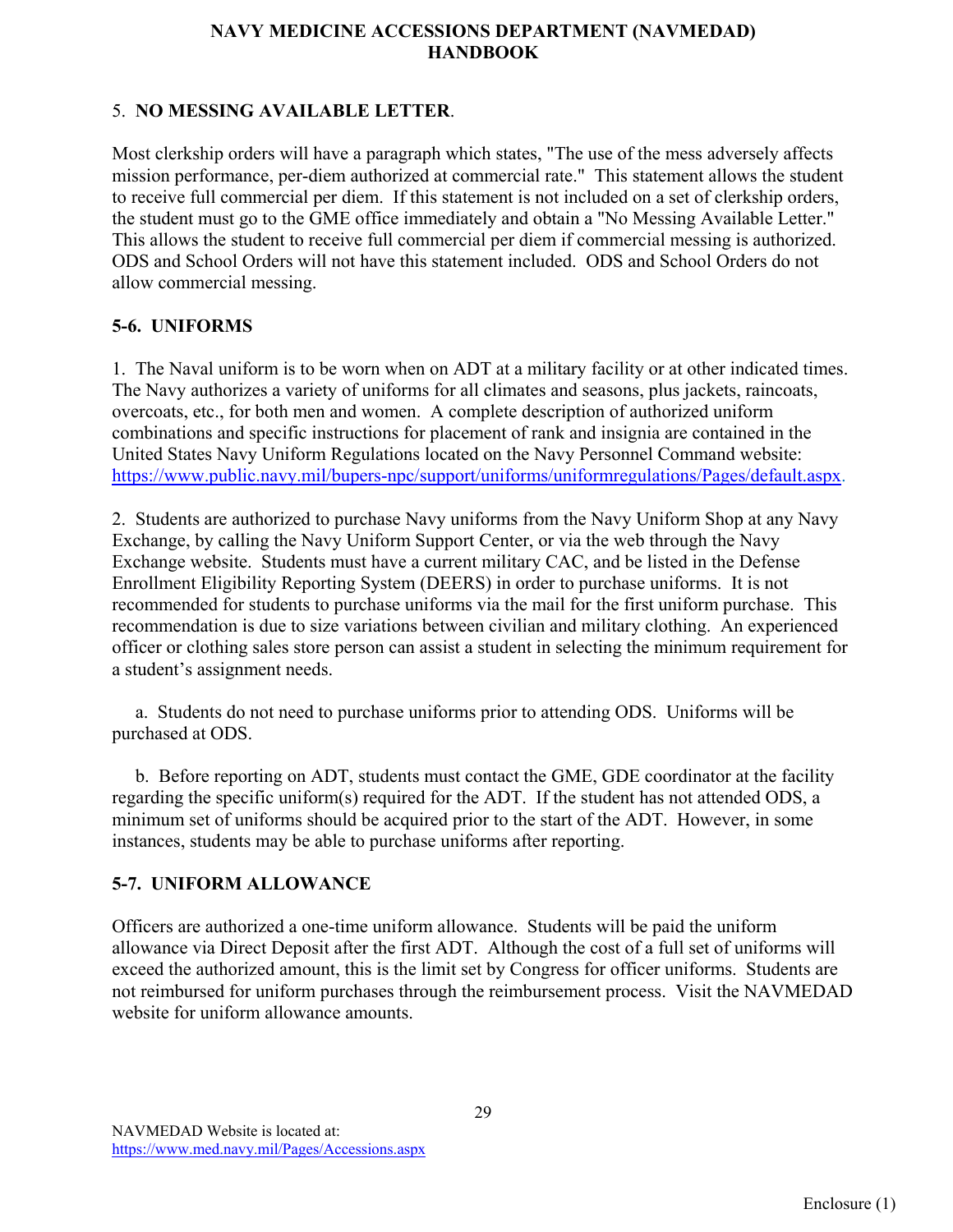5. **NO MESSING AVAILABLE LETTER**.

Most clerkship orders will have a paragraph which states, "The use of the mess adversely affects mission performance, per-diem authorized at commercial rate." This statement allows the student to receive full commercial per diem. If this statement is not included on a set of clerkship orders, the student must go to the GME office immediately and obtain a "No Messing Available Letter." This allows the student to receive full commercial per diem if commercial messing is authorized. ODS and School Orders will not have this statement included. ODS and School Orders do not allow commercial messing.

## 5-6. UNIFORMS

1. The Naval uniform is to be worn when on ADT at a military facility or at other indicated times. The Navy authorizes a variety of uniforms for all climates and seasons, plus jackets, raincoats, overcoats, etc., for both men and women. A complete description of authorized uniform combinations and specific instructions for placement of rank and insignia are contained in the United States Navy Uniform Regulations located on the Navy Personnel Command website: https://www.public.navy.mil/bupers-npc/support/uniforms/uniformregulations/Pages/default.aspx.

2. Students are authorized to purchase Navy uniforms from the Navy Uniform Shop at any Navy Exchange, by calling the Navy Uniform Support Center, or via the web through the Navy Exchange website. Students must have a current military CAC, and be listed in the Defense Enrollment Eligibility Reporting System (DEERS) in order to purchase uniforms. It is not recommended for students to purchase uniforms via the mail for the first uniform purchase. This recommendation is due to size variations between civilian and military clothing. An experienced officer or clothing sales store person can assist a student in selecting the minimum requirement for a student's assignment needs.

   a. Students do not need to purchase uniforms prior to attending ODS. Uniforms will be purchased at ODS.

   b. Before reporting on ADT, students must contact the GME, GDE coordinator at the facility regarding the specific uniform(s) required for the ADT. If the student has not attended ODS, a minimum set of uniforms should be acquired prior to the start of the ADT. However, in some instances, students may be able to purchase uniforms after reporting.

## 5-7. UNIFORM ALLOWANCE

Officers are authorized a one-time uniform allowance. Students will be paid the uniform allowance via Direct Deposit after the first ADT. Although the cost of a full set of uniforms will exceed the authorized amount, this is the limit set by Congress for officer uniforms. Students are not reimbursed for uniform purchases through the reimbursement process. Visit the NAVMEDAD website for uniform allowance amounts.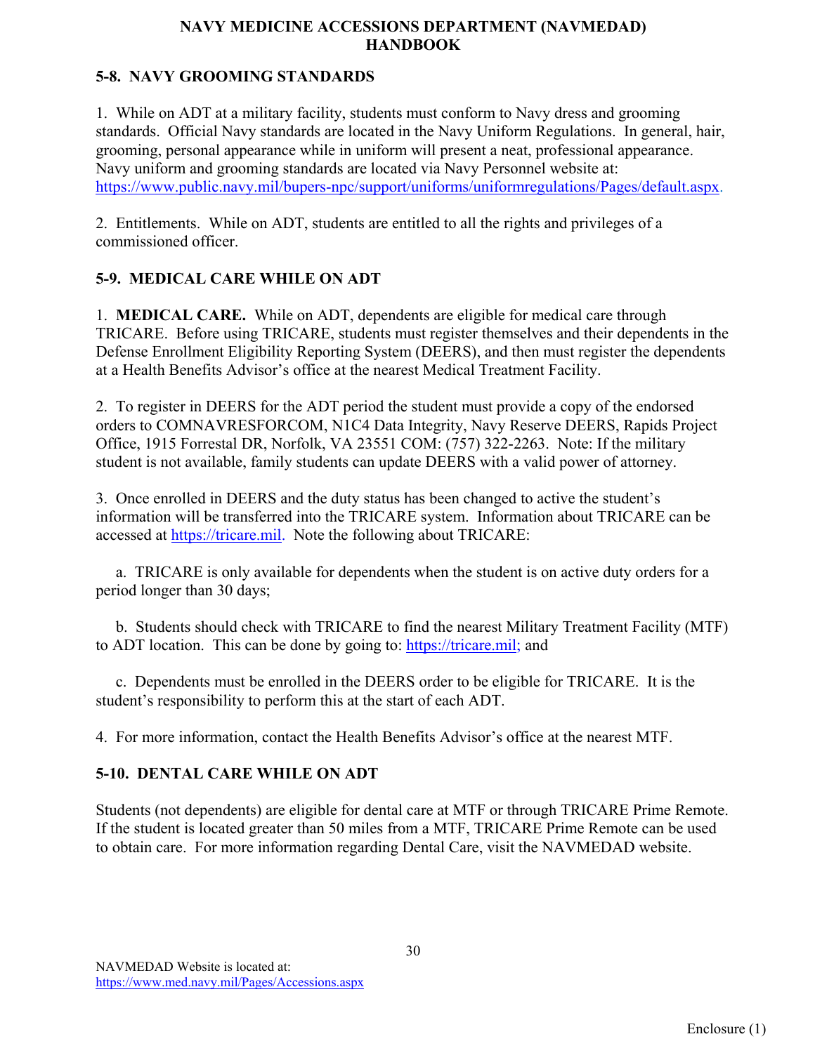## 5-8. NAVY GROOMING STANDARDS

1. While on ADT at a military facility, students must conform to Navy dress and grooming standards. Official Navy standards are located in the Navy Uniform Regulations. In general, hair, grooming, personal appearance while in uniform will present a neat, professional appearance. Navy uniform and grooming standards are located via Navy Personnel website at: https://www.public.navy.mil/bupers-npc/support/uniforms/uniformregulations/Pages/default.aspx.

2. Entitlements. While on ADT, students are entitled to all the rights and privileges of a commissioned officer.

## 5-9. MEDICAL CARE WHILE ON ADT

1. **MEDICAL CARE.** While on ADT, dependents are eligible for medical care through TRICARE. Before using TRICARE, students must register themselves and their dependents in the Defense Enrollment Eligibility Reporting System (DEERS), and then must register the dependents at a Health Benefits Advisor's office at the nearest Medical Treatment Facility.

2. To register in DEERS for the ADT period the student must provide a copy of the endorsed orders to COMNAVRESFORCOM, N1C4 Data Integrity, Navy Reserve DEERS, Rapids Project Office, 1915 Forrestal DR, Norfolk, VA 23551 COM: (757) 322-2263. Note: If the military student is not available, family students can update DEERS with a valid power of attorney.

3. Once enrolled in DEERS and the duty status has been changed to active the student's information will be transferred into the TRICARE system. Information about TRICARE can be accessed at https://tricare.mil. Note the following about TRICARE:

   a. TRICARE is only available for dependents when the student is on active duty orders for a period longer than 30 days;

   b. Students should check with TRICARE to find the nearest Military Treatment Facility (MTF) to ADT location. This can be done by going to: https://tricare.mil; and

   c. Dependents must be enrolled in the DEERS order to be eligible for TRICARE. It is the student's responsibility to perform this at the start of each ADT.

4. For more information, contact the Health Benefits Advisor's office at the nearest MTF.

## 5-10. DENTAL CARE WHILE ON ADT

Students (not dependents) are eligible for dental care at MTF or through TRICARE Prime Remote. If the student is located greater than 50 miles from a MTF, TRICARE Prime Remote can be used to obtain care. For more information regarding Dental Care, visit the NAVMEDAD website.

NAVMEDAD Website is located at:
https://www.med.navy.mil/Pages/Accessions.aspx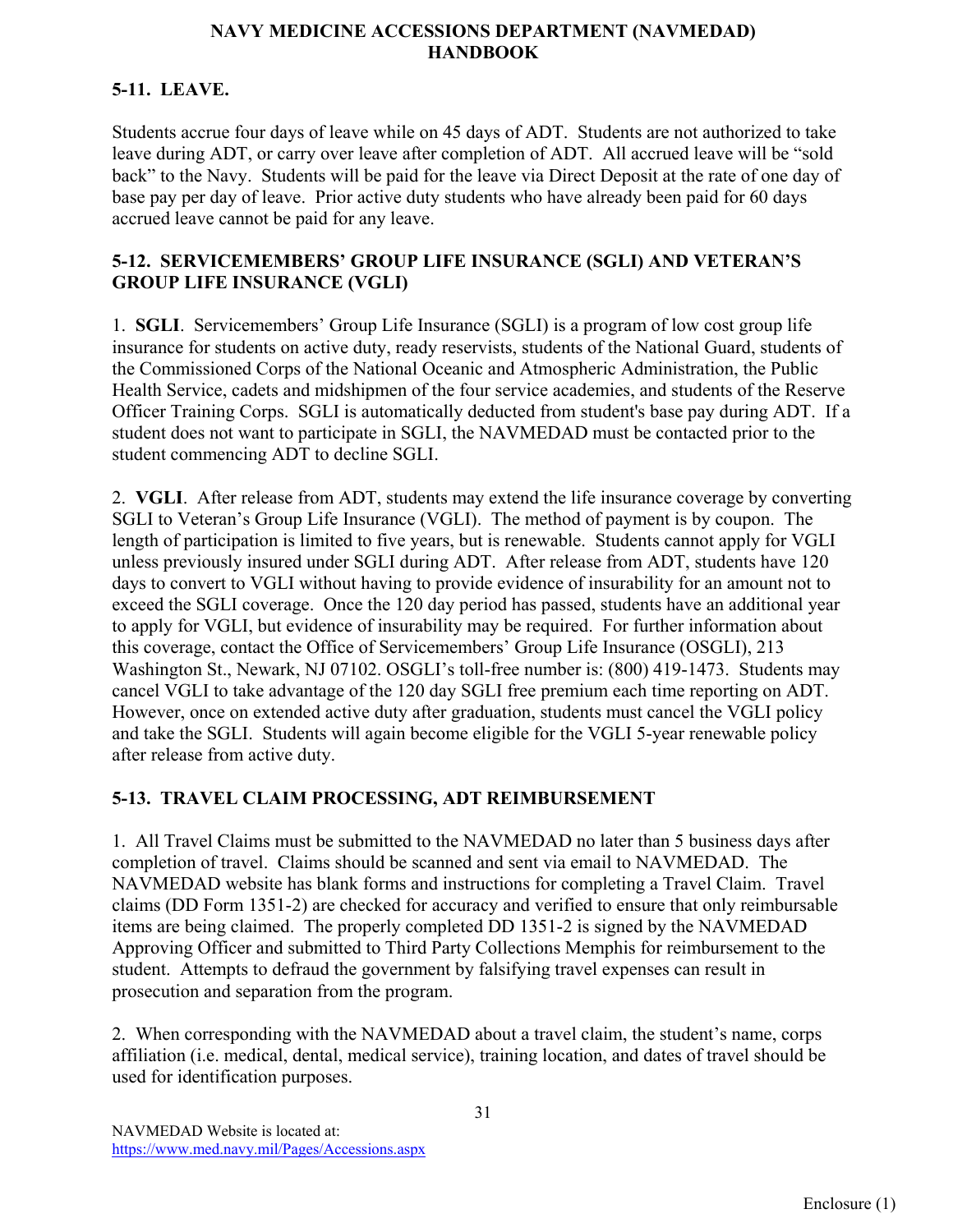## 5-11. LEAVE.

Students accrue four days of leave while on 45 days of ADT. Students are not authorized to take leave during ADT, or carry over leave after completion of ADT. All accrued leave will be "sold back" to the Navy. Students will be paid for the leave via Direct Deposit at the rate of one day of base pay per day of leave. Prior active duty students who have already been paid for 60 days accrued leave cannot be paid for any leave.

## 5-12. SERVICEMEMBERS' GROUP LIFE INSURANCE (SGLI) AND VETERAN'S GROUP LIFE INSURANCE (VGLI)

1. **SGLI**. Servicemembers' Group Life Insurance (SGLI) is a program of low cost group life insurance for students on active duty, ready reservists, students of the National Guard, students of the Commissioned Corps of the National Oceanic and Atmospheric Administration, the Public Health Service, cadets and midshipmen of the four service academies, and students of the Reserve Officer Training Corps. SGLI is automatically deducted from student's base pay during ADT. If a student does not want to participate in SGLI, the NAVMEDAD must be contacted prior to the student commencing ADT to decline SGLI.

2. **VGLI**. After release from ADT, students may extend the life insurance coverage by converting SGLI to Veteran's Group Life Insurance (VGLI). The method of payment is by coupon. The length of participation is limited to five years, but is renewable. Students cannot apply for VGLI unless previously insured under SGLI during ADT. After release from ADT, students have 120 days to convert to VGLI without having to provide evidence of insurability for an amount not to exceed the SGLI coverage. Once the 120 day period has passed, students have an additional year to apply for VGLI, but evidence of insurability may be required. For further information about this coverage, contact the Office of Servicemembers' Group Life Insurance (OSGLI), 213 Washington St., Newark, NJ 07102. OSGLI's toll-free number is: (800) 419-1473. Students may cancel VGLI to take advantage of the 120 day SGLI free premium each time reporting on ADT. However, once on extended active duty after graduation, students must cancel the VGLI policy and take the SGLI. Students will again become eligible for the VGLI 5-year renewable policy after release from active duty.

## 5-13. TRAVEL CLAIM PROCESSING, ADT REIMBURSEMENT

1. All Travel Claims must be submitted to the NAVMEDAD no later than 5 business days after completion of travel. Claims should be scanned and sent via email to NAVMEDAD. The NAVMEDAD website has blank forms and instructions for completing a Travel Claim. Travel claims (DD Form 1351-2) are checked for accuracy and verified to ensure that only reimbursable items are being claimed. The properly completed DD 1351-2 is signed by the NAVMEDAD Approving Officer and submitted to Third Party Collections Memphis for reimbursement to the student. Attempts to defraud the government by falsifying travel expenses can result in prosecution and separation from the program.

2. When corresponding with the NAVMEDAD about a travel claim, the student's name, corps affiliation (i.e. medical, dental, medical service), training location, and dates of travel should be used for identification purposes.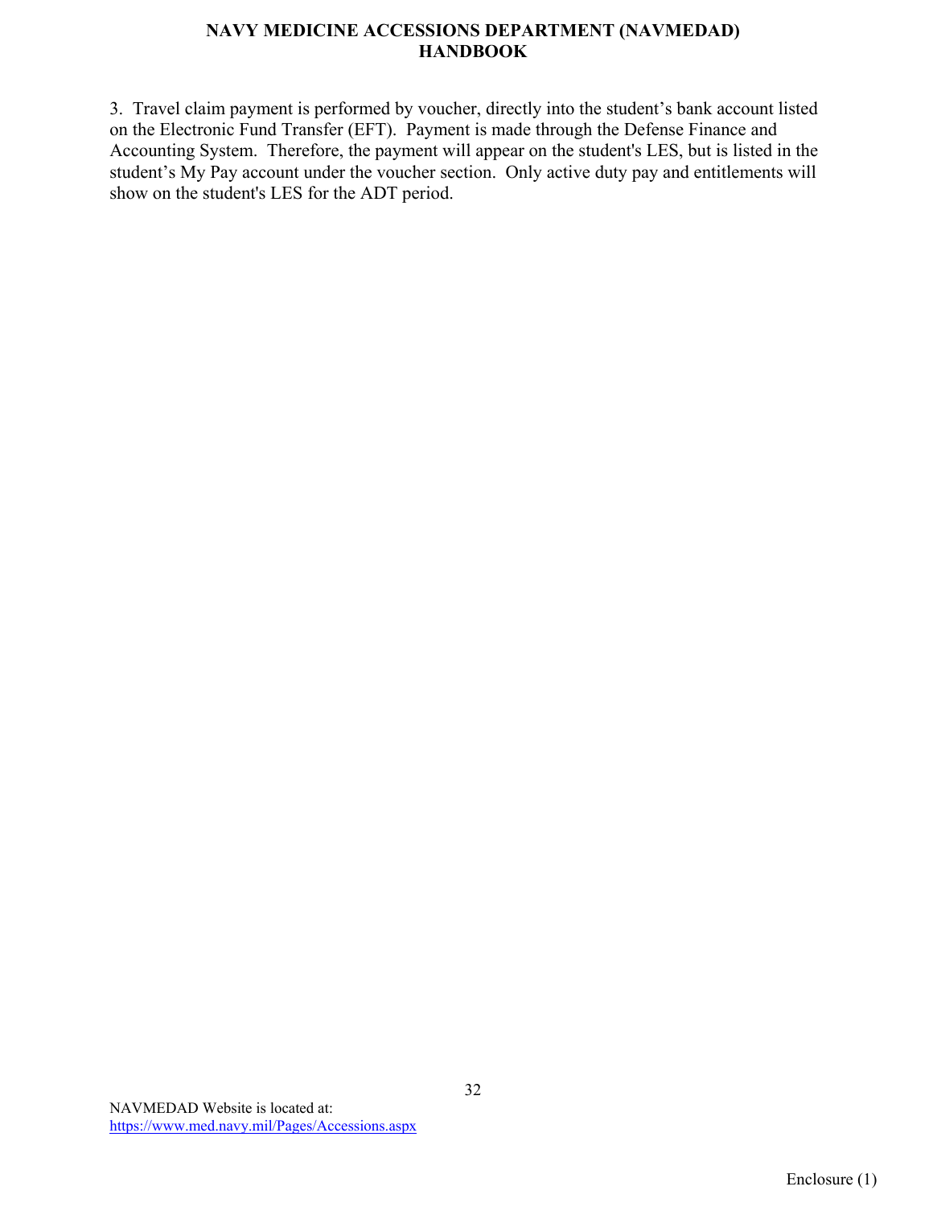3.  Travel claim payment is performed by voucher, directly into the student's bank account listed on the Electronic Fund Transfer (EFT).  Payment is made through the Defense Finance and Accounting System.  Therefore, the payment will appear on the student's LES, but is listed in the student's My Pay account under the voucher section.  Only active duty pay and entitlements will show on the student's LES for the ADT period.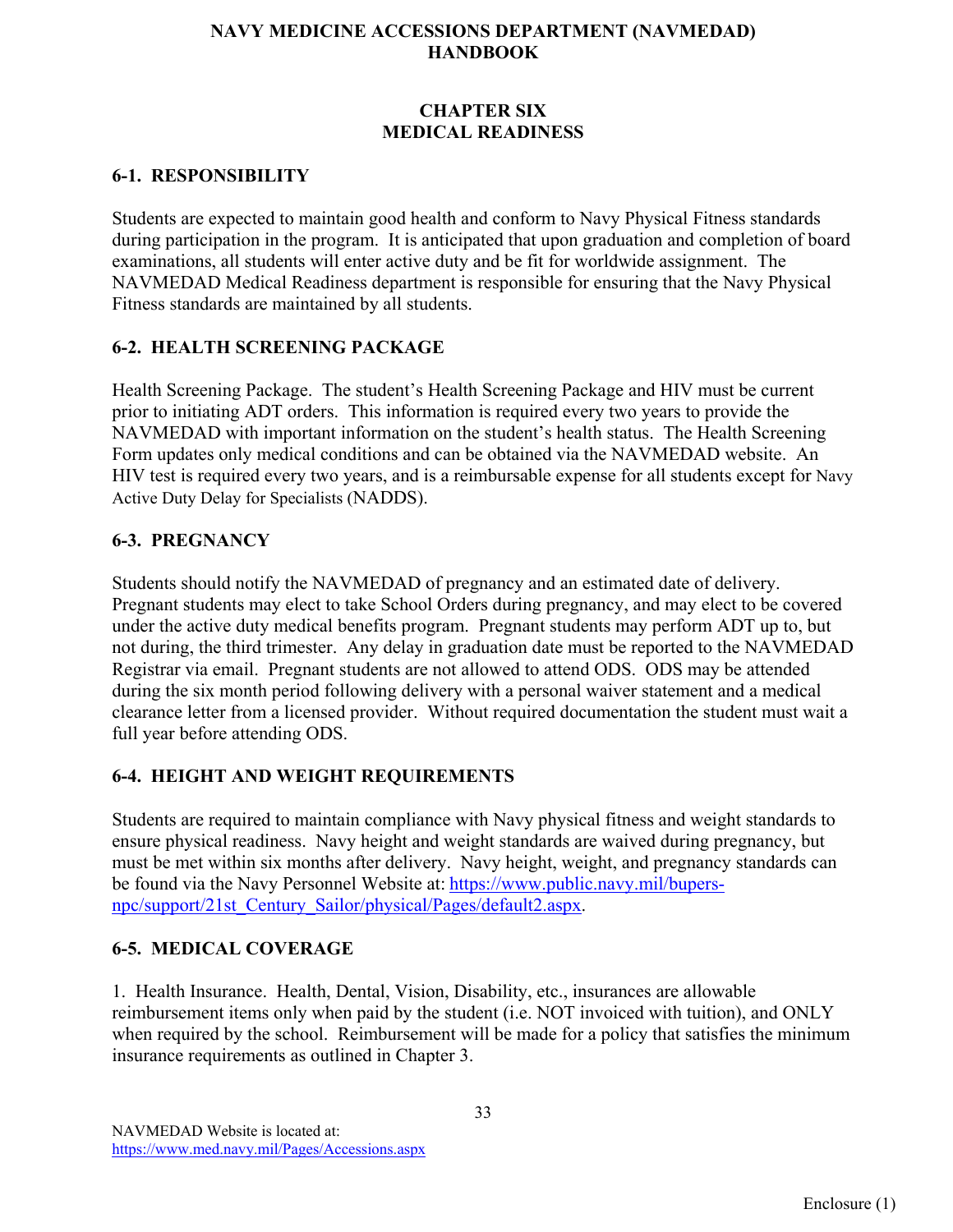# NAVY MEDICINE ACCESSIONS DEPARTMENT (NAVMEDAD) HANDBOOK

## CHAPTER SIX
## MEDICAL READINESS

### 6-1. RESPONSIBILITY

Students are expected to maintain good health and conform to Navy Physical Fitness standards during participation in the program. It is anticipated that upon graduation and completion of board examinations, all students will enter active duty and be fit for worldwide assignment. The NAVMEDAD Medical Readiness department is responsible for ensuring that the Navy Physical Fitness standards are maintained by all students.

### 6-2. HEALTH SCREENING PACKAGE

Health Screening Package. The student's Health Screening Package and HIV must be current prior to initiating ADT orders. This information is required every two years to provide the NAVMEDAD with important information on the student's health status. The Health Screening Form updates only medical conditions and can be obtained via the NAVMEDAD website. An HIV test is required every two years, and is a reimbursable expense for all students except for Navy Active Duty Delay for Specialists (NADDS).

### 6-3. PREGNANCY

Students should notify the NAVMEDAD of pregnancy and an estimated date of delivery. Pregnant students may elect to take School Orders during pregnancy, and may elect to be covered under the active duty medical benefits program. Pregnant students may perform ADT up to, but not during, the third trimester. Any delay in graduation date must be reported to the NAVMEDAD Registrar via email. Pregnant students are not allowed to attend ODS. ODS may be attended during the six month period following delivery with a personal waiver statement and a medical clearance letter from a licensed provider. Without required documentation the student must wait a full year before attending ODS.

### 6-4. HEIGHT AND WEIGHT REQUIREMENTS

Students are required to maintain compliance with Navy physical fitness and weight standards to ensure physical readiness. Navy height and weight standards are waived during pregnancy, but must be met within six months after delivery. Navy height, weight, and pregnancy standards can be found via the Navy Personnel Website at: https://www.public.navy.mil/bupers-npc/support/21st_Century_Sailor/physical/Pages/default2.aspx.

### 6-5. MEDICAL COVERAGE

1. Health Insurance. Health, Dental, Vision, Disability, etc., insurances are allowable reimbursement items only when paid by the student (i.e. NOT invoiced with tuition), and ONLY when required by the school. Reimbursement will be made for a policy that satisfies the minimum insurance requirements as outlined in Chapter 3.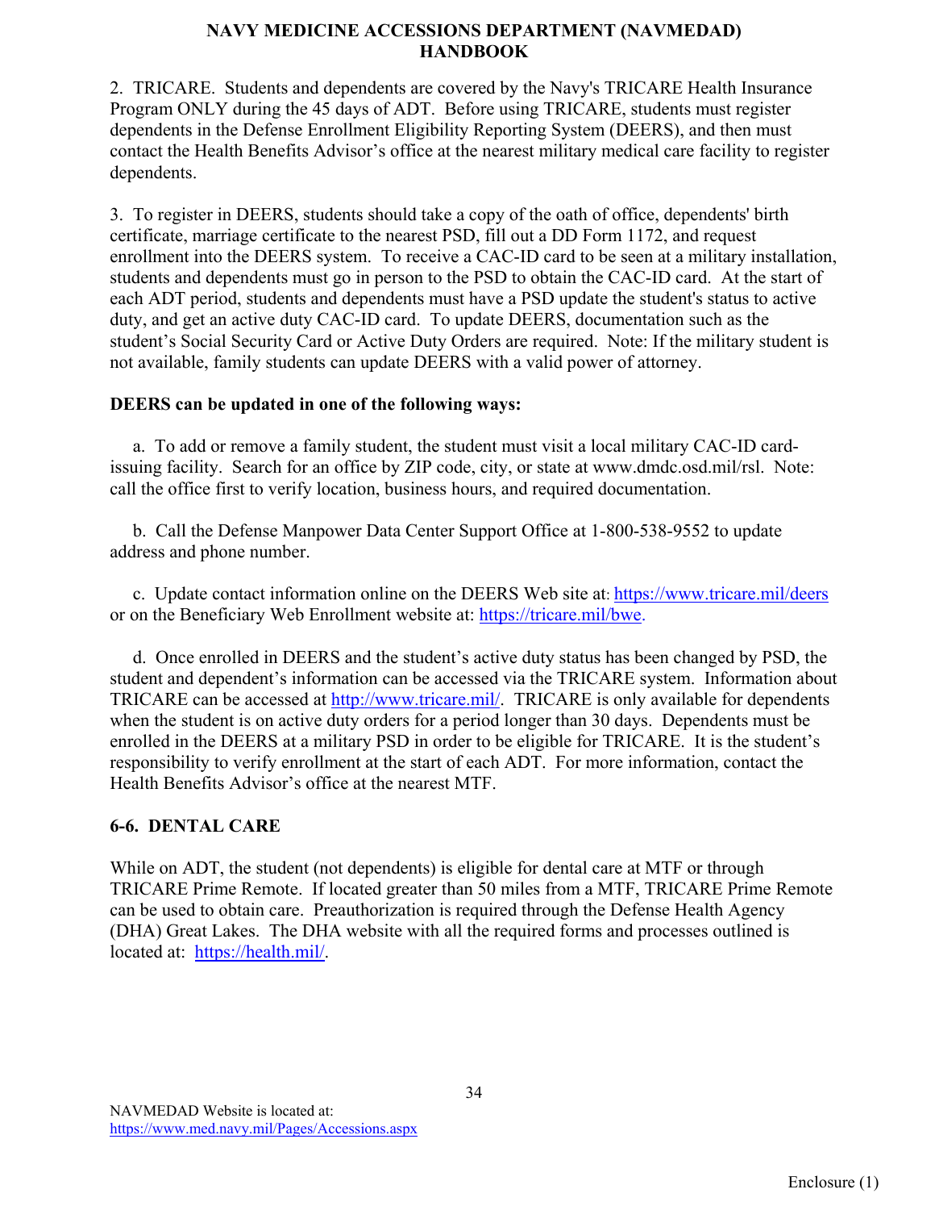2. TRICARE. Students and dependents are covered by the Navy's TRICARE Health Insurance Program ONLY during the 45 days of ADT. Before using TRICARE, students must register dependents in the Defense Enrollment Eligibility Reporting System (DEERS), and then must contact the Health Benefits Advisor's office at the nearest military medical care facility to register dependents.

3. To register in DEERS, students should take a copy of the oath of office, dependents' birth certificate, marriage certificate to the nearest PSD, fill out a DD Form 1172, and request enrollment into the DEERS system. To receive a CAC-ID card to be seen at a military installation, students and dependents must go in person to the PSD to obtain the CAC-ID card. At the start of each ADT period, students and dependents must have a PSD update the student's status to active duty, and get an active duty CAC-ID card. To update DEERS, documentation such as the student's Social Security Card or Active Duty Orders are required. Note: If the military student is not available, family students can update DEERS with a valid power of attorney.

**DEERS can be updated in one of the following ways:**

a. To add or remove a family student, the student must visit a local military CAC-ID card-issuing facility. Search for an office by ZIP code, city, or state at www.dmdc.osd.mil/rsl. Note: call the office first to verify location, business hours, and required documentation.

b. Call the Defense Manpower Data Center Support Office at 1-800-538-9552 to update address and phone number.

c. Update contact information online on the DEERS Web site at: https://www.tricare.mil/deers or on the Beneficiary Web Enrollment website at: https://tricare.mil/bwe.

d. Once enrolled in DEERS and the student's active duty status has been changed by PSD, the student and dependent's information can be accessed via the TRICARE system. Information about TRICARE can be accessed at http://www.tricare.mil/. TRICARE is only available for dependents when the student is on active duty orders for a period longer than 30 days. Dependents must be enrolled in the DEERS at a military PSD in order to be eligible for TRICARE. It is the student's responsibility to verify enrollment at the start of each ADT. For more information, contact the Health Benefits Advisor's office at the nearest MTF.

## 6-6. DENTAL CARE

While on ADT, the student (not dependents) is eligible for dental care at MTF or through TRICARE Prime Remote. If located greater than 50 miles from a MTF, TRICARE Prime Remote can be used to obtain care. Preauthorization is required through the Defense Health Agency (DHA) Great Lakes. The DHA website with all the required forms and processes outlined is located at: https://health.mil/.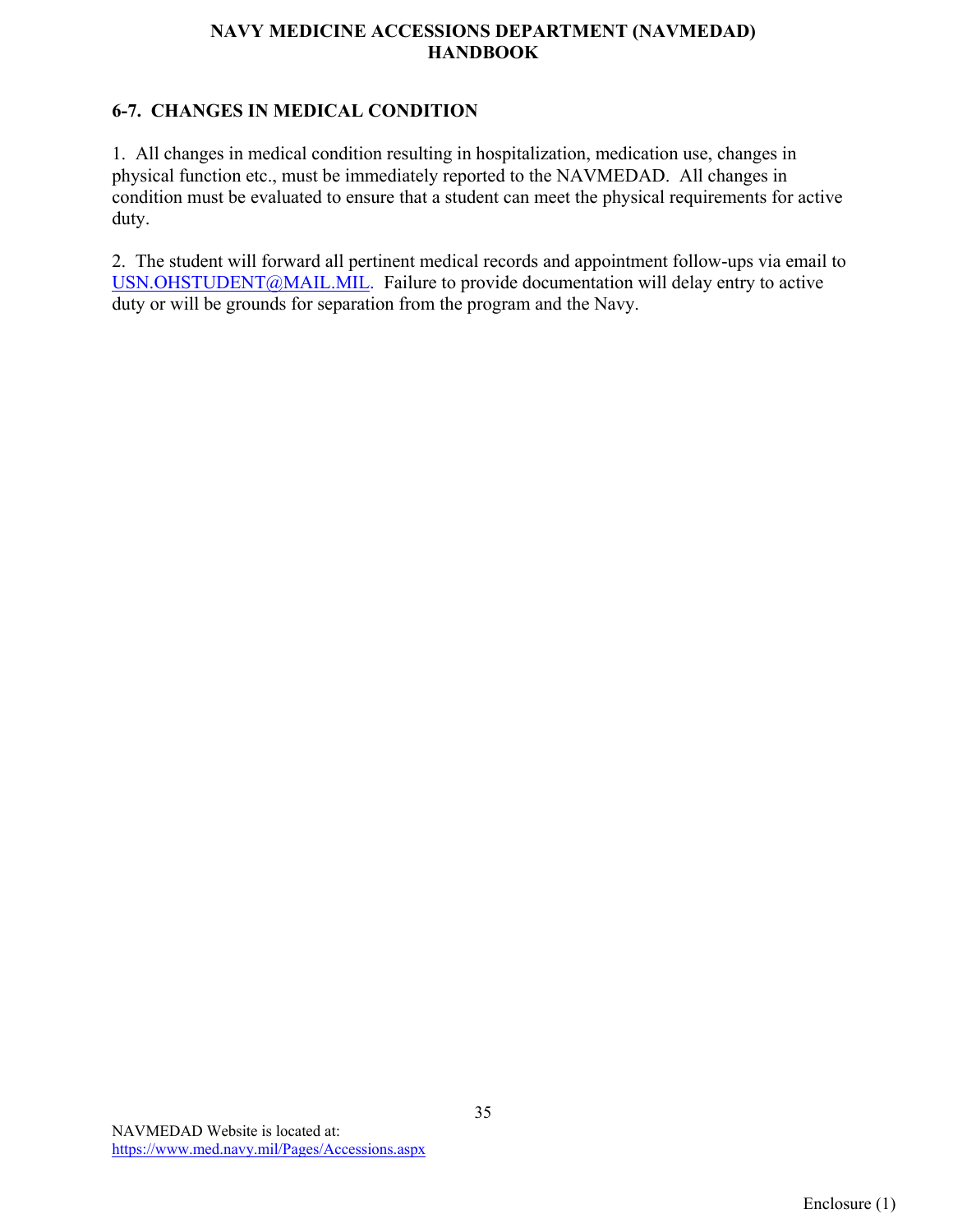## 6-7. CHANGES IN MEDICAL CONDITION

1. All changes in medical condition resulting in hospitalization, medication use, changes in physical function etc., must be immediately reported to the NAVMEDAD. All changes in condition must be evaluated to ensure that a student can meet the physical requirements for active duty.

2. The student will forward all pertinent medical records and appointment follow-ups via email to USN.OHSTUDENT@MAIL.MIL. Failure to provide documentation will delay entry to active duty or will be grounds for separation from the program and the Navy.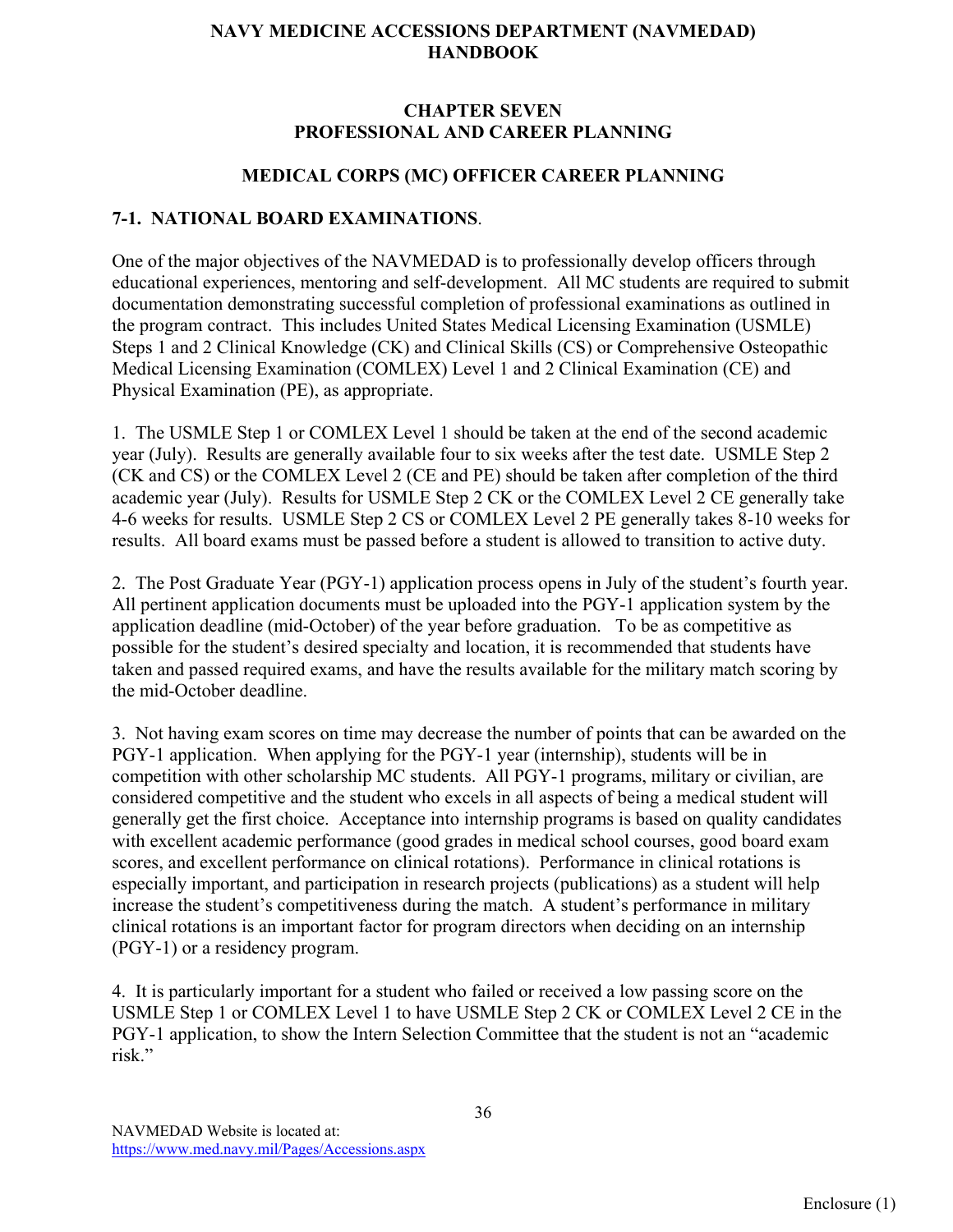# NAVY MEDICINE ACCESSIONS DEPARTMENT (NAVMEDAD) HANDBOOK

## CHAPTER SEVEN
## PROFESSIONAL AND CAREER PLANNING

### MEDICAL CORPS (MC) OFFICER CAREER PLANNING

### 7-1. NATIONAL BOARD EXAMINATIONS.

One of the major objectives of the NAVMEDAD is to professionally develop officers through educational experiences, mentoring and self-development. All MC students are required to submit documentation demonstrating successful completion of professional examinations as outlined in the program contract. This includes United States Medical Licensing Examination (USMLE) Steps 1 and 2 Clinical Knowledge (CK) and Clinical Skills (CS) or Comprehensive Osteopathic Medical Licensing Examination (COMLEX) Level 1 and 2 Clinical Examination (CE) and Physical Examination (PE), as appropriate.

1. The USMLE Step 1 or COMLEX Level 1 should be taken at the end of the second academic year (July). Results are generally available four to six weeks after the test date. USMLE Step 2 (CK and CS) or the COMLEX Level 2 (CE and PE) should be taken after completion of the third academic year (July). Results for USMLE Step 2 CK or the COMLEX Level 2 CE generally take 4-6 weeks for results. USMLE Step 2 CS or COMLEX Level 2 PE generally takes 8-10 weeks for results. All board exams must be passed before a student is allowed to transition to active duty.

2. The Post Graduate Year (PGY-1) application process opens in July of the student's fourth year. All pertinent application documents must be uploaded into the PGY-1 application system by the application deadline (mid-October) of the year before graduation. To be as competitive as possible for the student's desired specialty and location, it is recommended that students have taken and passed required exams, and have the results available for the military match scoring by the mid-October deadline.

3. Not having exam scores on time may decrease the number of points that can be awarded on the PGY-1 application. When applying for the PGY-1 year (internship), students will be in competition with other scholarship MC students. All PGY-1 programs, military or civilian, are considered competitive and the student who excels in all aspects of being a medical student will generally get the first choice. Acceptance into internship programs is based on quality candidates with excellent academic performance (good grades in medical school courses, good board exam scores, and excellent performance on clinical rotations). Performance in clinical rotations is especially important, and participation in research projects (publications) as a student will help increase the student's competitiveness during the match. A student's performance in military clinical rotations is an important factor for program directors when deciding on an internship (PGY-1) or a residency program.

4. It is particularly important for a student who failed or received a low passing score on the USMLE Step 1 or COMLEX Level 1 to have USMLE Step 2 CK or COMLEX Level 2 CE in the PGY-1 application, to show the Intern Selection Committee that the student is not an "academic risk."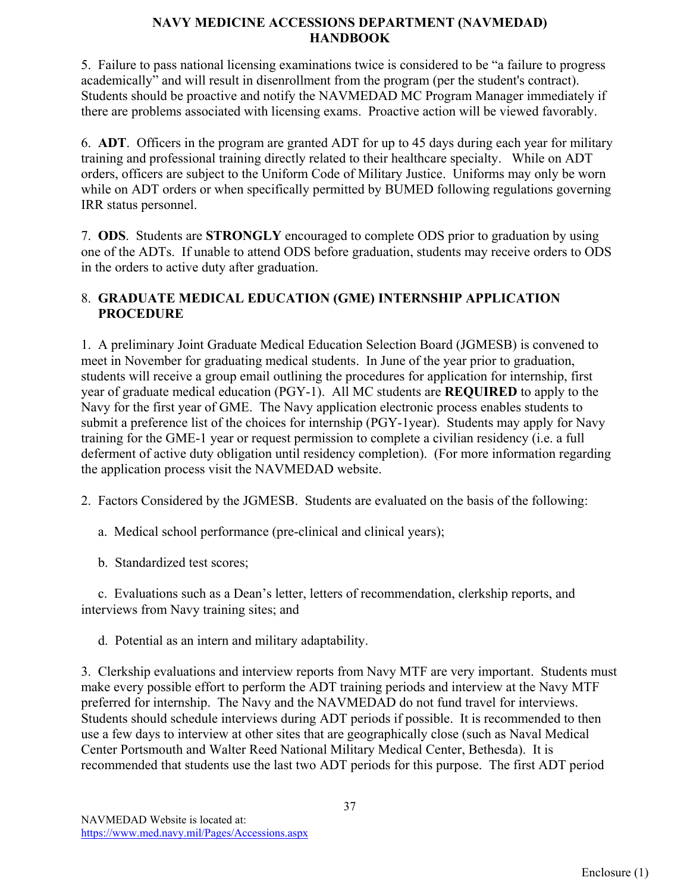5. Failure to pass national licensing examinations twice is considered to be "a failure to progress academically" and will result in disenrollment from the program (per the student's contract). Students should be proactive and notify the NAVMEDAD MC Program Manager immediately if there are problems associated with licensing exams. Proactive action will be viewed favorably.

6. **ADT**. Officers in the program are granted ADT for up to 45 days during each year for military training and professional training directly related to their healthcare specialty. While on ADT orders, officers are subject to the Uniform Code of Military Justice. Uniforms may only be worn while on ADT orders or when specifically permitted by BUMED following regulations governing IRR status personnel.

7. **ODS**. Students are **STRONGLY** encouraged to complete ODS prior to graduation by using one of the ADTs. If unable to attend ODS before graduation, students may receive orders to ODS in the orders to active duty after graduation.

## 8. GRADUATE MEDICAL EDUCATION (GME) INTERNSHIP APPLICATION PROCEDURE

1. A preliminary Joint Graduate Medical Education Selection Board (JGMESB) is convened to meet in November for graduating medical students. In June of the year prior to graduation, students will receive a group email outlining the procedures for application for internship, first year of graduate medical education (PGY-1). All MC students are **REQUIRED** to apply to the Navy for the first year of GME. The Navy application electronic process enables students to submit a preference list of the choices for internship (PGY-1year). Students may apply for Navy training for the GME-1 year or request permission to complete a civilian residency (i.e. a full deferment of active duty obligation until residency completion). (For more information regarding the application process visit the NAVMEDAD website.

2. Factors Considered by the JGMESB. Students are evaluated on the basis of the following:

   a. Medical school performance (pre-clinical and clinical years);

   b. Standardized test scores;

   c. Evaluations such as a Dean's letter, letters of recommendation, clerkship reports, and interviews from Navy training sites; and

   d. Potential as an intern and military adaptability.

3. Clerkship evaluations and interview reports from Navy MTF are very important. Students must make every possible effort to perform the ADT training periods and interview at the Navy MTF preferred for internship. The Navy and the NAVMEDAD do not fund travel for interviews. Students should schedule interviews during ADT periods if possible. It is recommended to then use a few days to interview at other sites that are geographically close (such as Naval Medical Center Portsmouth and Walter Reed National Military Medical Center, Bethesda). It is recommended that students use the last two ADT periods for this purpose. The first ADT period

NAVMEDAD Website is located at: https://www.med.navy.mil/Pages/Accessions.aspx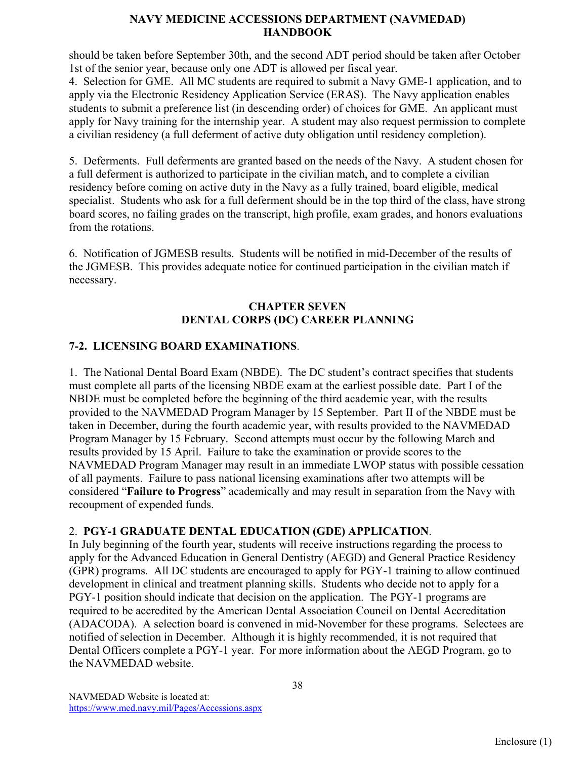should be taken before September 30th, and the second ADT period should be taken after October 1st of the senior year, because only one ADT is allowed per fiscal year.

4. Selection for GME. All MC students are required to submit a Navy GME-1 application, and to apply via the Electronic Residency Application Service (ERAS). The Navy application enables students to submit a preference list (in descending order) of choices for GME. An applicant must apply for Navy training for the internship year. A student may also request permission to complete a civilian residency (a full deferment of active duty obligation until residency completion).

5. Deferments. Full deferments are granted based on the needs of the Navy. A student chosen for a full deferment is authorized to participate in the civilian match, and to complete a civilian residency before coming on active duty in the Navy as a fully trained, board eligible, medical specialist. Students who ask for a full deferment should be in the top third of the class, have strong board scores, no failing grades on the transcript, high profile, exam grades, and honors evaluations from the rotations.

6. Notification of JGMESB results. Students will be notified in mid-December of the results of the JGMESB. This provides adequate notice for continued participation in the civilian match if necessary.

## CHAPTER SEVEN
## DENTAL CORPS (DC) CAREER PLANNING

### 7-2. LICENSING BOARD EXAMINATIONS.

1. The National Dental Board Exam (NBDE). The DC student's contract specifies that students must complete all parts of the licensing NBDE exam at the earliest possible date. Part I of the NBDE must be completed before the beginning of the third academic year, with the results provided to the NAVMEDAD Program Manager by 15 September. Part II of the NBDE must be taken in December, during the fourth academic year, with results provided to the NAVMEDAD Program Manager by 15 February. Second attempts must occur by the following March and results provided by 15 April. Failure to take the examination or provide scores to the NAVMEDAD Program Manager may result in an immediate LWOP status with possible cessation of all payments. Failure to pass national licensing examinations after two attempts will be considered "**Failure to Progress**" academically and may result in separation from the Navy with recoupment of expended funds.

2. **PGY-1 GRADUATE DENTAL EDUCATION (GDE) APPLICATION**.
In July beginning of the fourth year, students will receive instructions regarding the process to apply for the Advanced Education in General Dentistry (AEGD) and General Practice Residency (GPR) programs. All DC students are encouraged to apply for PGY-1 training to allow continued development in clinical and treatment planning skills. Students who decide not to apply for a PGY-1 position should indicate that decision on the application. The PGY-1 programs are required to be accredited by the American Dental Association Council on Dental Accreditation (ADACODA). A selection board is convened in mid-November for these programs. Selectees are notified of selection in December. Although it is highly recommended, it is not required that Dental Officers complete a PGY-1 year. For more information about the AEGD Program, go to the NAVMEDAD website.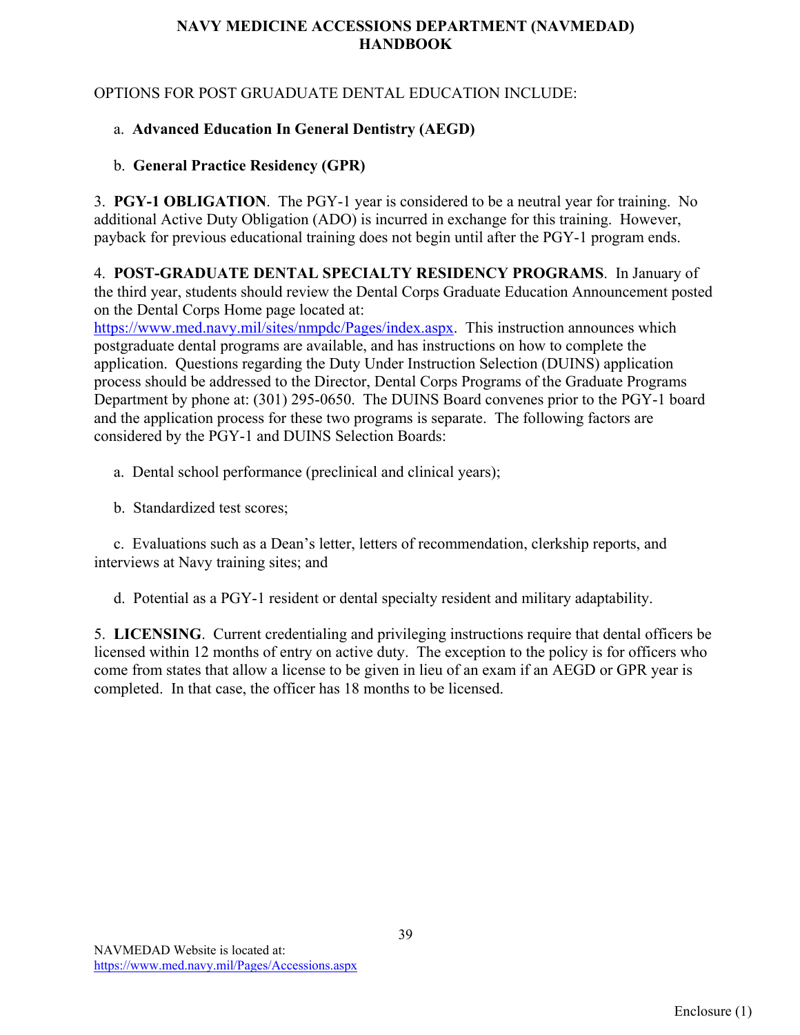OPTIONS FOR POST GRUADUATE DENTAL EDUCATION INCLUDE:

a. **Advanced Education In General Dentistry (AEGD)**

b. **General Practice Residency (GPR)**

3. **PGY-1 OBLIGATION**. The PGY-1 year is considered to be a neutral year for training. No additional Active Duty Obligation (ADO) is incurred in exchange for this training. However, payback for previous educational training does not begin until after the PGY-1 program ends.

4. **POST-GRADUATE DENTAL SPECIALTY RESIDENCY PROGRAMS**. In January of the third year, students should review the Dental Corps Graduate Education Announcement posted on the Dental Corps Home page located at: https://www.med.navy.mil/sites/nmpdc/Pages/index.aspx. This instruction announces which postgraduate dental programs are available, and has instructions on how to complete the application. Questions regarding the Duty Under Instruction Selection (DUINS) application process should be addressed to the Director, Dental Corps Programs of the Graduate Programs Department by phone at: (301) 295-0650. The DUINS Board convenes prior to the PGY-1 board and the application process for these two programs is separate. The following factors are considered by the PGY-1 and DUINS Selection Boards:

a. Dental school performance (preclinical and clinical years);

b. Standardized test scores;

c. Evaluations such as a Dean's letter, letters of recommendation, clerkship reports, and interviews at Navy training sites; and

d. Potential as a PGY-1 resident or dental specialty resident and military adaptability.

5. **LICENSING**. Current credentialing and privileging instructions require that dental officers be licensed within 12 months of entry on active duty. The exception to the policy is for officers who come from states that allow a license to be given in lieu of an exam if an AEGD or GPR year is completed. In that case, the officer has 18 months to be licensed.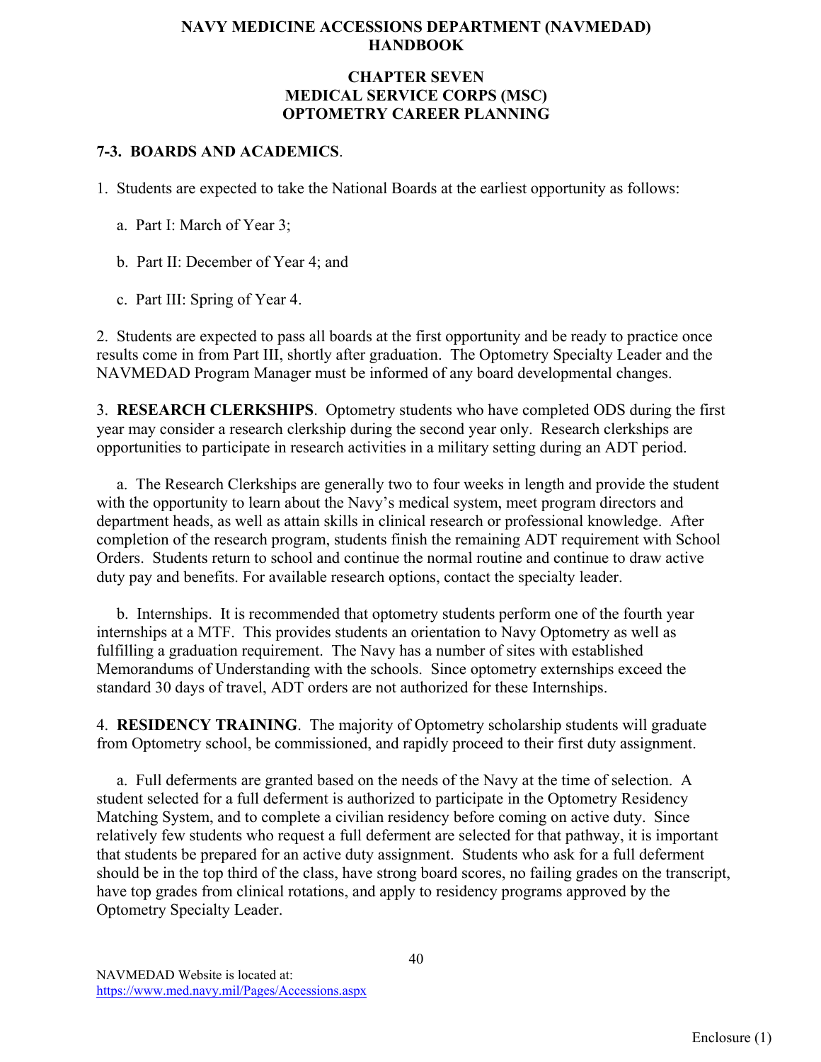# NAVY MEDICINE ACCESSIONS DEPARTMENT (NAVMEDAD) HANDBOOK

## CHAPTER SEVEN
## MEDICAL SERVICE CORPS (MSC)
## OPTOMETRY CAREER PLANNING

### 7-3. BOARDS AND ACADEMICS.

1. Students are expected to take the National Boards at the earliest opportunity as follows:

   a. Part I: March of Year 3;

   b. Part II: December of Year 4; and

   c. Part III: Spring of Year 4.

2. Students are expected to pass all boards at the first opportunity and be ready to practice once results come in from Part III, shortly after graduation. The Optometry Specialty Leader and the NAVMEDAD Program Manager must be informed of any board developmental changes.

3. **RESEARCH CLERKSHIPS**. Optometry students who have completed ODS during the first year may consider a research clerkship during the second year only. Research clerkships are opportunities to participate in research activities in a military setting during an ADT period.

   a. The Research Clerkships are generally two to four weeks in length and provide the student with the opportunity to learn about the Navy's medical system, meet program directors and department heads, as well as attain skills in clinical research or professional knowledge. After completion of the research program, students finish the remaining ADT requirement with School Orders. Students return to school and continue the normal routine and continue to draw active duty pay and benefits. For available research options, contact the specialty leader.

   b. Internships. It is recommended that optometry students perform one of the fourth year internships at a MTF. This provides students an orientation to Navy Optometry as well as fulfilling a graduation requirement. The Navy has a number of sites with established Memorandums of Understanding with the schools. Since optometry externships exceed the standard 30 days of travel, ADT orders are not authorized for these Internships.

4. **RESIDENCY TRAINING**. The majority of Optometry scholarship students will graduate from Optometry school, be commissioned, and rapidly proceed to their first duty assignment.

   a. Full deferments are granted based on the needs of the Navy at the time of selection. A student selected for a full deferment is authorized to participate in the Optometry Residency Matching System, and to complete a civilian residency before coming on active duty. Since relatively few students who request a full deferment are selected for that pathway, it is important that students be prepared for an active duty assignment. Students who ask for a full deferment should be in the top third of the class, have strong board scores, no failing grades on the transcript, have top grades from clinical rotations, and apply to residency programs approved by the Optometry Specialty Leader.

NAVMEDAD Website is located at:
https://www.med.navy.mil/Pages/Accessions.aspx

Enclosure (1)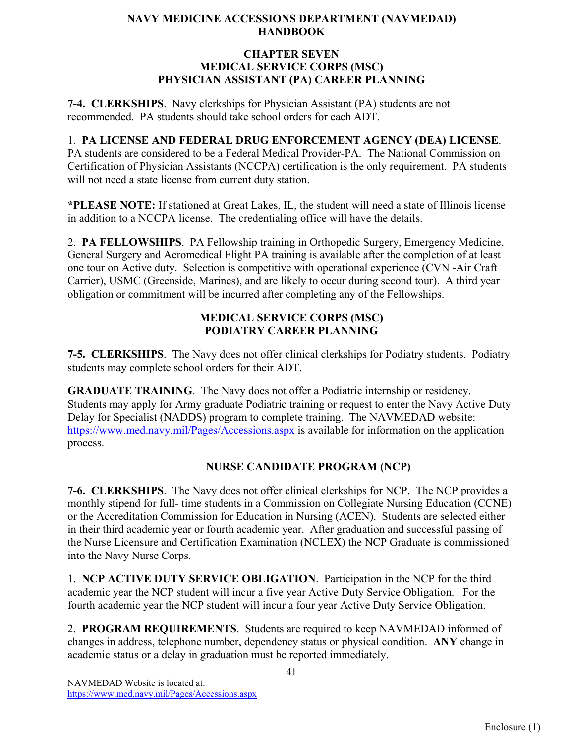# NAVY MEDICINE ACCESSIONS DEPARTMENT (NAVMEDAD) HANDBOOK

## CHAPTER SEVEN
## MEDICAL SERVICE CORPS (MSC)
## PHYSICIAN ASSISTANT (PA) CAREER PLANNING

**7-4. CLERKSHIPS**. Navy clerkships for Physician Assistant (PA) students are not recommended. PA students should take school orders for each ADT.

1. **PA LICENSE AND FEDERAL DRUG ENFORCEMENT AGENCY (DEA) LICENSE**. PA students are considered to be a Federal Medical Provider-PA. The National Commission on Certification of Physician Assistants (NCCPA) certification is the only requirement. PA students will not need a state license from current duty station.

***PLEASE NOTE:** If stationed at Great Lakes, IL, the student will need a state of Illinois license in addition to a NCCPA license. The credentialing office will have the details.

2. **PA FELLOWSHIPS**. PA Fellowship training in Orthopedic Surgery, Emergency Medicine, General Surgery and Aeromedical Flight PA training is available after the completion of at least one tour on Active duty. Selection is competitive with operational experience (CVN -Air Craft Carrier), USMC (Greenside, Marines), and are likely to occur during second tour). A third year obligation or commitment will be incurred after completing any of the Fellowships.

## MEDICAL SERVICE CORPS (MSC)
## PODIATRY CAREER PLANNING

**7-5. CLERKSHIPS**. The Navy does not offer clinical clerkships for Podiatry students. Podiatry students may complete school orders for their ADT.

**GRADUATE TRAINING**. The Navy does not offer a Podiatric internship or residency. Students may apply for Army graduate Podiatric training or request to enter the Navy Active Duty Delay for Specialist (NADDS) program to complete training. The NAVMEDAD website: https://www.med.navy.mil/Pages/Accessions.aspx is available for information on the application process.

## NURSE CANDIDATE PROGRAM (NCP)

**7-6. CLERKSHIPS**. The Navy does not offer clinical clerkships for NCP. The NCP provides a monthly stipend for full- time students in a Commission on Collegiate Nursing Education (CCNE) or the Accreditation Commission for Education in Nursing (ACEN). Students are selected either in their third academic year or fourth academic year. After graduation and successful passing of the Nurse Licensure and Certification Examination (NCLEX) the NCP Graduate is commissioned into the Navy Nurse Corps.

1. **NCP ACTIVE DUTY SERVICE OBLIGATION**. Participation in the NCP for the third academic year the NCP student will incur a five year Active Duty Service Obligation. For the fourth academic year the NCP student will incur a four year Active Duty Service Obligation.

2. **PROGRAM REQUIREMENTS**. Students are required to keep NAVMEDAD informed of changes in address, telephone number, dependency status or physical condition. **ANY** change in academic status or a delay in graduation must be reported immediately.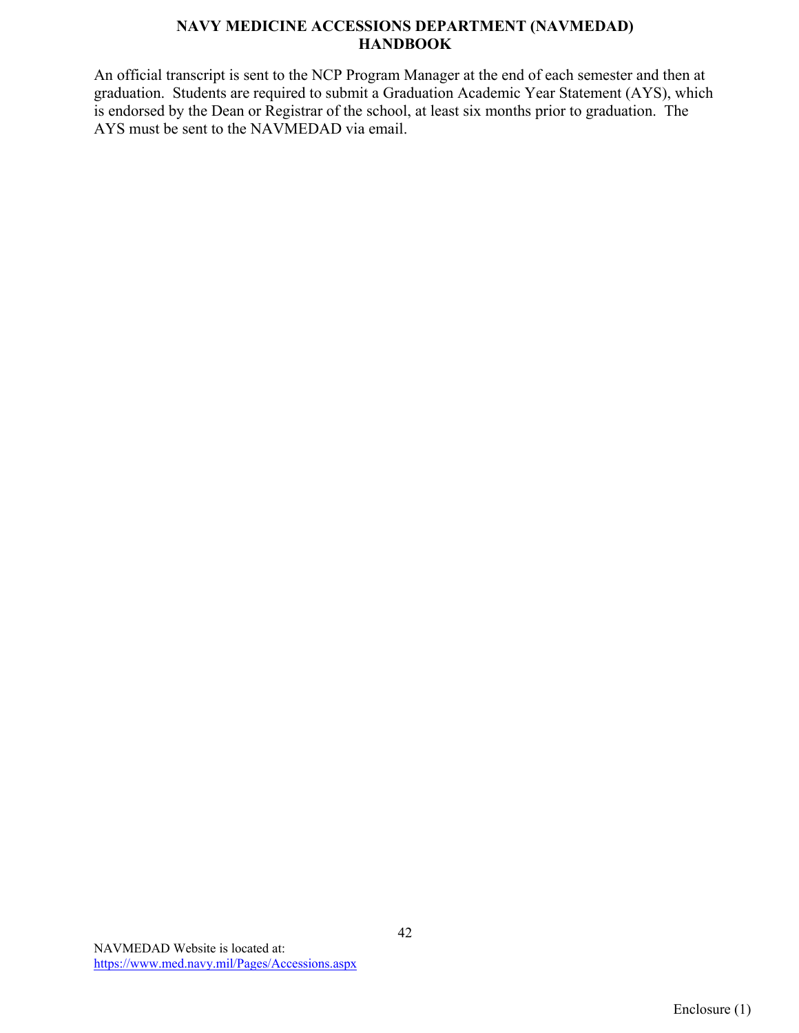An official transcript is sent to the NCP Program Manager at the end of each semester and then at graduation. Students are required to submit a Graduation Academic Year Statement (AYS), which is endorsed by the Dean or Registrar of the school, at least six months prior to graduation. The AYS must be sent to the NAVMEDAD via email.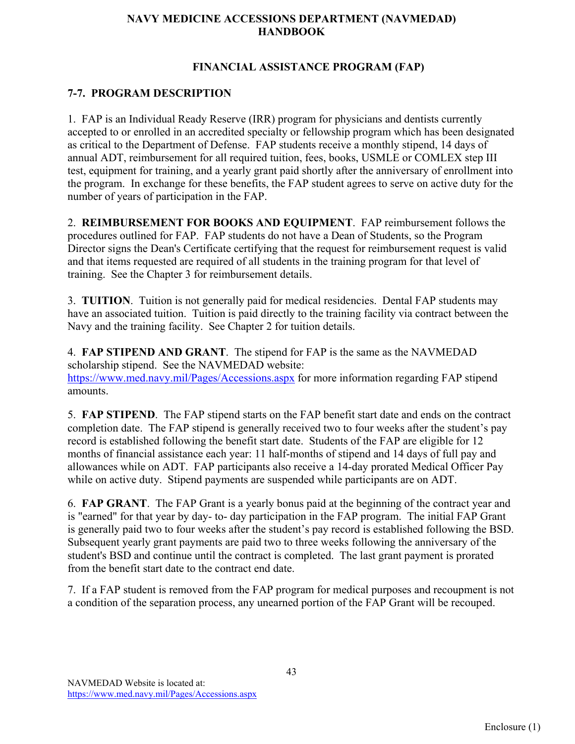# NAVY MEDICINE ACCESSIONS DEPARTMENT (NAVMEDAD) HANDBOOK

## FINANCIAL ASSISTANCE PROGRAM (FAP)

### 7-7. PROGRAM DESCRIPTION

1. FAP is an Individual Ready Reserve (IRR) program for physicians and dentists currently accepted to or enrolled in an accredited specialty or fellowship program which has been designated as critical to the Department of Defense. FAP students receive a monthly stipend, 14 days of annual ADT, reimbursement for all required tuition, fees, books, USMLE or COMLEX step III test, equipment for training, and a yearly grant paid shortly after the anniversary of enrollment into the program. In exchange for these benefits, the FAP student agrees to serve on active duty for the number of years of participation in the FAP.

2. **REIMBURSEMENT FOR BOOKS AND EQUIPMENT**. FAP reimbursement follows the procedures outlined for FAP. FAP students do not have a Dean of Students, so the Program Director signs the Dean's Certificate certifying that the request for reimbursement request is valid and that items requested are required of all students in the training program for that level of training. See the Chapter 3 for reimbursement details.

3. **TUITION**. Tuition is not generally paid for medical residencies. Dental FAP students may have an associated tuition. Tuition is paid directly to the training facility via contract between the Navy and the training facility. See Chapter 2 for tuition details.

4. **FAP STIPEND AND GRANT**. The stipend for FAP is the same as the NAVMEDAD scholarship stipend. See the NAVMEDAD website: https://www.med.navy.mil/Pages/Accessions.aspx for more information regarding FAP stipend amounts.

5. **FAP STIPEND**. The FAP stipend starts on the FAP benefit start date and ends on the contract completion date. The FAP stipend is generally received two to four weeks after the student's pay record is established following the benefit start date. Students of the FAP are eligible for 12 months of financial assistance each year: 11 half-months of stipend and 14 days of full pay and allowances while on ADT. FAP participants also receive a 14-day prorated Medical Officer Pay while on active duty. Stipend payments are suspended while participants are on ADT.

6. **FAP GRANT**. The FAP Grant is a yearly bonus paid at the beginning of the contract year and is "earned" for that year by day- to- day participation in the FAP program. The initial FAP Grant is generally paid two to four weeks after the student's pay record is established following the BSD. Subsequent yearly grant payments are paid two to three weeks following the anniversary of the student's BSD and continue until the contract is completed. The last grant payment is prorated from the benefit start date to the contract end date.

7. If a FAP student is removed from the FAP program for medical purposes and recoupment is not a condition of the separation process, any unearned portion of the FAP Grant will be recouped.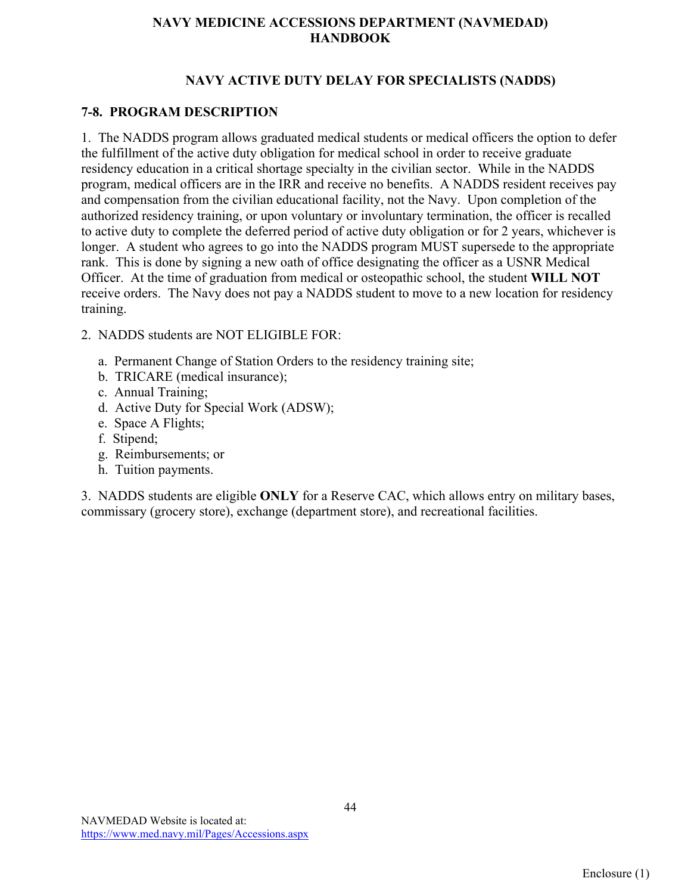## NAVY ACTIVE DUTY DELAY FOR SPECIALISTS (NADDS)

### 7-8. PROGRAM DESCRIPTION

1. The NADDS program allows graduated medical students or medical officers the option to defer the fulfillment of the active duty obligation for medical school in order to receive graduate residency education in a critical shortage specialty in the civilian sector. While in the NADDS program, medical officers are in the IRR and receive no benefits. A NADDS resident receives pay and compensation from the civilian educational facility, not the Navy. Upon completion of the authorized residency training, or upon voluntary or involuntary termination, the officer is recalled to active duty to complete the deferred period of active duty obligation or for 2 years, whichever is longer. A student who agrees to go into the NADDS program MUST supersede to the appropriate rank. This is done by signing a new oath of office designating the officer as a USNR Medical Officer. At the time of graduation from medical or osteopathic school, the student **WILL NOT** receive orders. The Navy does not pay a NADDS student to move to a new location for residency training.

2. NADDS students are NOT ELIGIBLE FOR:

   a. Permanent Change of Station Orders to the residency training site;
   b. TRICARE (medical insurance);
   c. Annual Training;
   d. Active Duty for Special Work (ADSW);
   e. Space A Flights;
   f. Stipend;
   g. Reimbursements; or
   h. Tuition payments.

3. NADDS students are eligible **ONLY** for a Reserve CAC, which allows entry on military bases, commissary (grocery store), exchange (department store), and recreational facilities.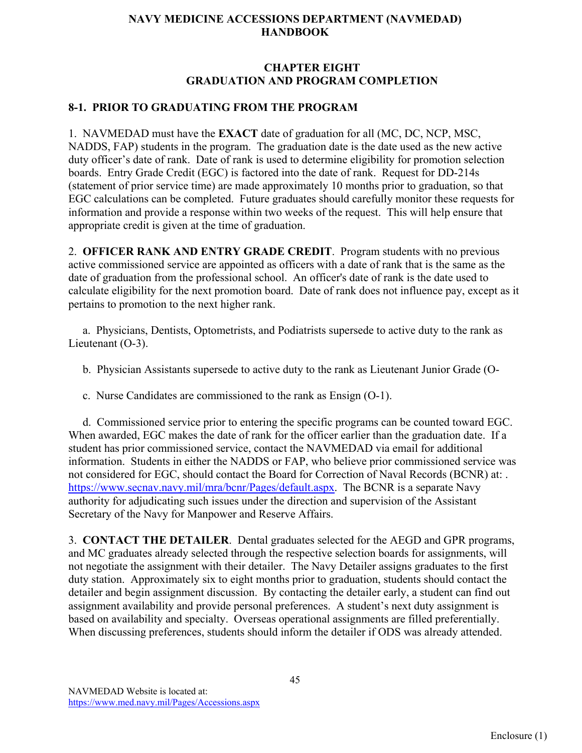# NAVY MEDICINE ACCESSIONS DEPARTMENT (NAVMEDAD) HANDBOOK

## CHAPTER EIGHT
## GRADUATION AND PROGRAM COMPLETION

### 8-1. PRIOR TO GRADUATING FROM THE PROGRAM

1. NAVMEDAD must have the **EXACT** date of graduation for all (MC, DC, NCP, MSC, NADDS, FAP) students in the program. The graduation date is the date used as the new active duty officer's date of rank. Date of rank is used to determine eligibility for promotion selection boards. Entry Grade Credit (EGC) is factored into the date of rank. Request for DD-214s (statement of prior service time) are made approximately 10 months prior to graduation, so that EGC calculations can be completed. Future graduates should carefully monitor these requests for information and provide a response within two weeks of the request. This will help ensure that appropriate credit is given at the time of graduation.

2. **OFFICER RANK AND ENTRY GRADE CREDIT**. Program students with no previous active commissioned service are appointed as officers with a date of rank that is the same as the date of graduation from the professional school. An officer's date of rank is the date used to calculate eligibility for the next promotion board. Date of rank does not influence pay, except as it pertains to promotion to the next higher rank.

a. Physicians, Dentists, Optometrists, and Podiatrists supersede to active duty to the rank as Lieutenant (O-3).

b. Physician Assistants supersede to active duty to the rank as Lieutenant Junior Grade (O-

c. Nurse Candidates are commissioned to the rank as Ensign (O-1).

d. Commissioned service prior to entering the specific programs can be counted toward EGC. When awarded, EGC makes the date of rank for the officer earlier than the graduation date. If a student has prior commissioned service, contact the NAVMEDAD via email for additional information. Students in either the NADDS or FAP, who believe prior commissioned service was not considered for EGC, should contact the Board for Correction of Naval Records (BCNR) at: . https://www.secnav.navy.mil/mra/bcnr/Pages/default.aspx. The BCNR is a separate Navy authority for adjudicating such issues under the direction and supervision of the Assistant Secretary of the Navy for Manpower and Reserve Affairs.

3. **CONTACT THE DETAILER**. Dental graduates selected for the AEGD and GPR programs, and MC graduates already selected through the respective selection boards for assignments, will not negotiate the assignment with their detailer. The Navy Detailer assigns graduates to the first duty station. Approximately six to eight months prior to graduation, students should contact the detailer and begin assignment discussion. By contacting the detailer early, a student can find out assignment availability and provide personal preferences. A student's next duty assignment is based on availability and specialty. Overseas operational assignments are filled preferentially. When discussing preferences, students should inform the detailer if ODS was already attended.

NAVMEDAD Website is located at:
https://www.med.navy.mil/Pages/Accessions.aspx

Enclosure (1)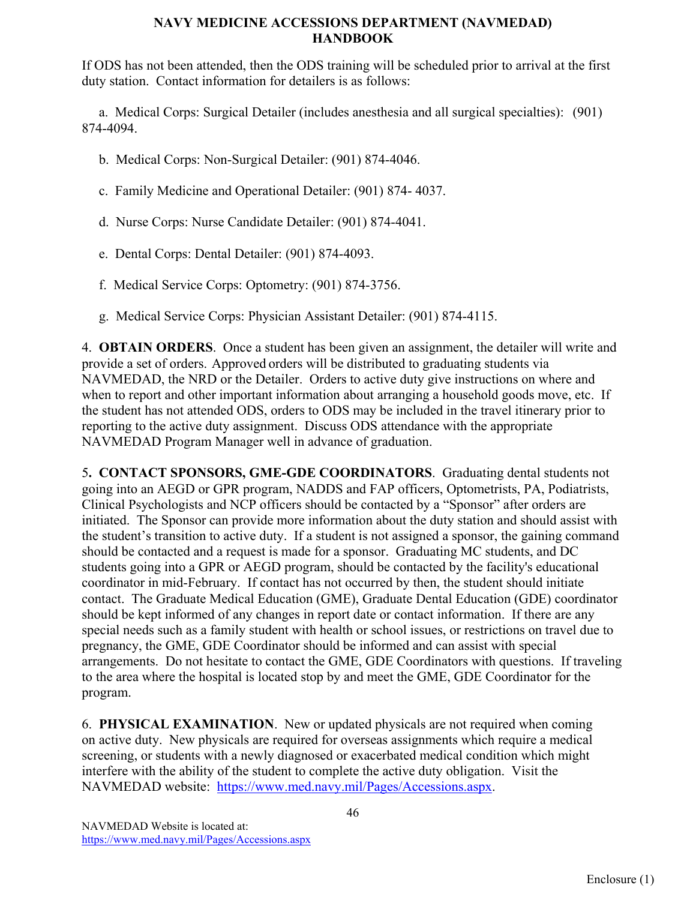If ODS has not been attended, then the ODS training will be scheduled prior to arrival at the first duty station. Contact information for detailers is as follows:

a. Medical Corps: Surgical Detailer (includes anesthesia and all surgical specialties): (901) 874-4094.

b. Medical Corps: Non-Surgical Detailer: (901) 874-4046.

c. Family Medicine and Operational Detailer: (901) 874- 4037.

d. Nurse Corps: Nurse Candidate Detailer: (901) 874-4041.

e. Dental Corps: Dental Detailer: (901) 874-4093.

f. Medical Service Corps: Optometry: (901) 874-3756.

g. Medical Service Corps: Physician Assistant Detailer: (901) 874-4115.

4. **OBTAIN ORDERS**. Once a student has been given an assignment, the detailer will write and provide a set of orders. Approved orders will be distributed to graduating students via NAVMEDAD, the NRD or the Detailer. Orders to active duty give instructions on where and when to report and other important information about arranging a household goods move, etc. If the student has not attended ODS, orders to ODS may be included in the travel itinerary prior to reporting to the active duty assignment. Discuss ODS attendance with the appropriate NAVMEDAD Program Manager well in advance of graduation.

5**. CONTACT SPONSORS, GME-GDE COORDINATORS**. Graduating dental students not going into an AEGD or GPR program, NADDS and FAP officers, Optometrists, PA, Podiatrists, Clinical Psychologists and NCP officers should be contacted by a "Sponsor" after orders are initiated. The Sponsor can provide more information about the duty station and should assist with the student's transition to active duty. If a student is not assigned a sponsor, the gaining command should be contacted and a request is made for a sponsor. Graduating MC students, and DC students going into a GPR or AEGD program, should be contacted by the facility's educational coordinator in mid-February. If contact has not occurred by then, the student should initiate contact. The Graduate Medical Education (GME), Graduate Dental Education (GDE) coordinator should be kept informed of any changes in report date or contact information. If there are any special needs such as a family student with health or school issues, or restrictions on travel due to pregnancy, the GME, GDE Coordinator should be informed and can assist with special arrangements. Do not hesitate to contact the GME, GDE Coordinators with questions. If traveling to the area where the hospital is located stop by and meet the GME, GDE Coordinator for the program.

6. **PHYSICAL EXAMINATION**. New or updated physicals are not required when coming on active duty. New physicals are required for overseas assignments which require a medical screening, or students with a newly diagnosed or exacerbated medical condition which might interfere with the ability of the student to complete the active duty obligation. Visit the NAVMEDAD website: [https://www.med.navy.mil/Pages/Accessions.aspx](https://www.med.navy.mil/Pages/Accessions.aspx).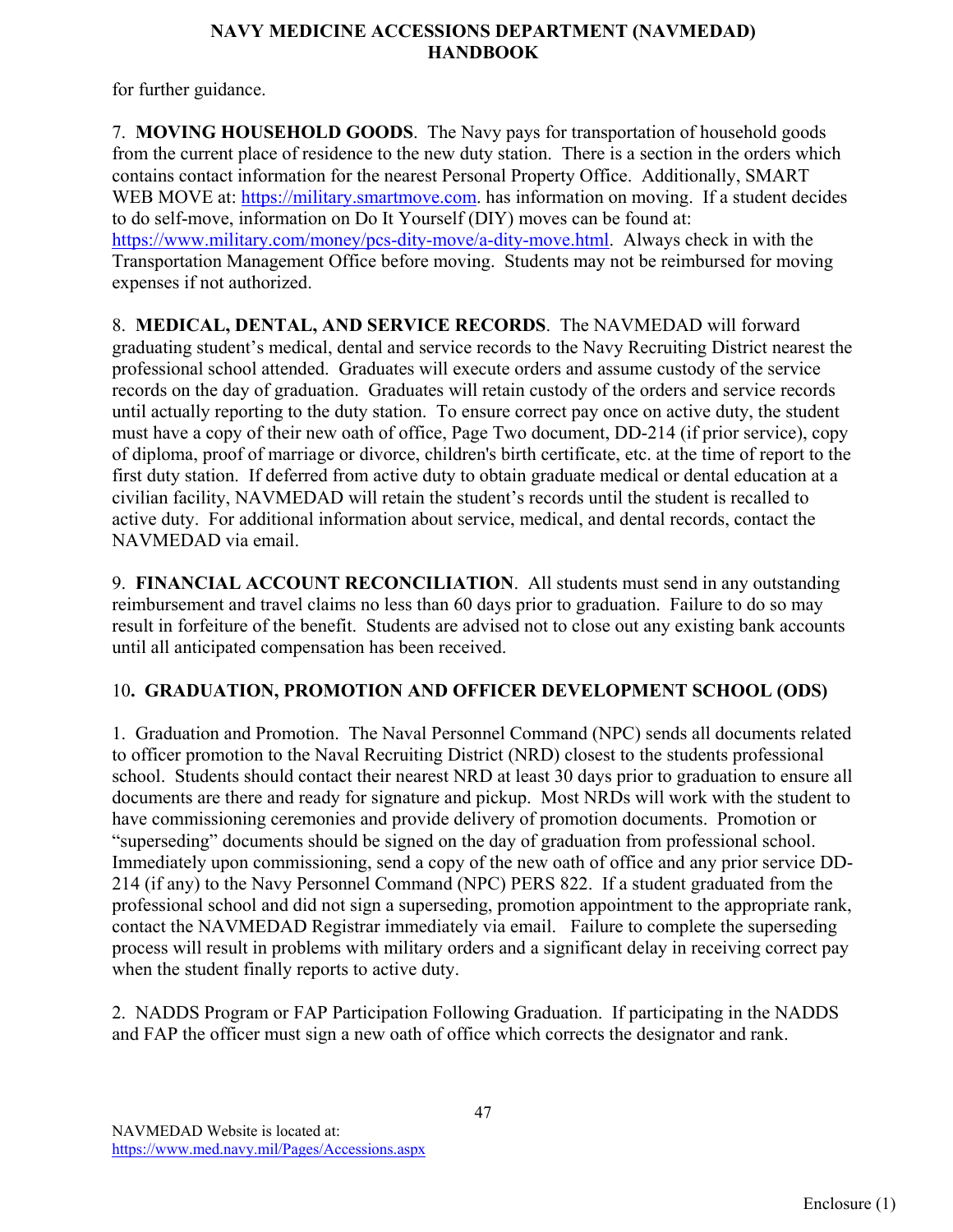for further guidance.

7. **MOVING HOUSEHOLD GOODS**. The Navy pays for transportation of household goods from the current place of residence to the new duty station. There is a section in the orders which contains contact information for the nearest Personal Property Office. Additionally, SMART WEB MOVE at: https://military.smartmove.com. has information on moving. If a student decides to do self-move, information on Do It Yourself (DIY) moves can be found at: https://www.military.com/money/pcs-dity-move/a-dity-move.html. Always check in with the Transportation Management Office before moving. Students may not be reimbursed for moving expenses if not authorized.

8. **MEDICAL, DENTAL, AND SERVICE RECORDS**. The NAVMEDAD will forward graduating student's medical, dental and service records to the Navy Recruiting District nearest the professional school attended. Graduates will execute orders and assume custody of the service records on the day of graduation. Graduates will retain custody of the orders and service records until actually reporting to the duty station. To ensure correct pay once on active duty, the student must have a copy of their new oath of office, Page Two document, DD-214 (if prior service), copy of diploma, proof of marriage or divorce, children's birth certificate, etc. at the time of report to the first duty station. If deferred from active duty to obtain graduate medical or dental education at a civilian facility, NAVMEDAD will retain the student's records until the student is recalled to active duty. For additional information about service, medical, and dental records, contact the NAVMEDAD via email.

9. **FINANCIAL ACCOUNT RECONCILIATION**. All students must send in any outstanding reimbursement and travel claims no less than 60 days prior to graduation. Failure to do so may result in forfeiture of the benefit. Students are advised not to close out any existing bank accounts until all anticipated compensation has been received.

10**. GRADUATION, PROMOTION AND OFFICER DEVELOPMENT SCHOOL (ODS)**

1. Graduation and Promotion. The Naval Personnel Command (NPC) sends all documents related to officer promotion to the Naval Recruiting District (NRD) closest to the students professional school. Students should contact their nearest NRD at least 30 days prior to graduation to ensure all documents are there and ready for signature and pickup. Most NRDs will work with the student to have commissioning ceremonies and provide delivery of promotion documents. Promotion or "superseding" documents should be signed on the day of graduation from professional school. Immediately upon commissioning, send a copy of the new oath of office and any prior service DD-214 (if any) to the Navy Personnel Command (NPC) PERS 822. If a student graduated from the professional school and did not sign a superseding, promotion appointment to the appropriate rank, contact the NAVMEDAD Registrar immediately via email. Failure to complete the superseding process will result in problems with military orders and a significant delay in receiving correct pay when the student finally reports to active duty.

2. NADDS Program or FAP Participation Following Graduation. If participating in the NADDS and FAP the officer must sign a new oath of office which corrects the designator and rank.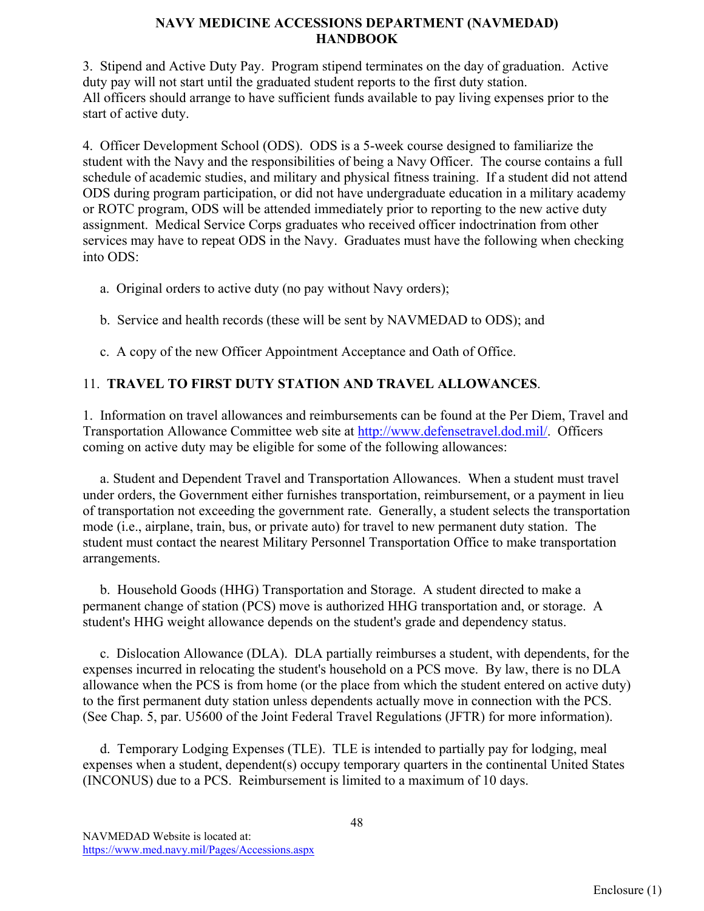3. Stipend and Active Duty Pay. Program stipend terminates on the day of graduation. Active duty pay will not start until the graduated student reports to the first duty station. All officers should arrange to have sufficient funds available to pay living expenses prior to the start of active duty.

4. Officer Development School (ODS). ODS is a 5-week course designed to familiarize the student with the Navy and the responsibilities of being a Navy Officer. The course contains a full schedule of academic studies, and military and physical fitness training. If a student did not attend ODS during program participation, or did not have undergraduate education in a military academy or ROTC program, ODS will be attended immediately prior to reporting to the new active duty assignment. Medical Service Corps graduates who received officer indoctrination from other services may have to repeat ODS in the Navy. Graduates must have the following when checking into ODS:

a. Original orders to active duty (no pay without Navy orders);

b. Service and health records (these will be sent by NAVMEDAD to ODS); and

c. A copy of the new Officer Appointment Acceptance and Oath of Office.

## 11. **TRAVEL TO FIRST DUTY STATION AND TRAVEL ALLOWANCES**.

1. Information on travel allowances and reimbursements can be found at the Per Diem, Travel and Transportation Allowance Committee web site at http://www.defensetravel.dod.mil/. Officers coming on active duty may be eligible for some of the following allowances:

a. Student and Dependent Travel and Transportation Allowances. When a student must travel under orders, the Government either furnishes transportation, reimbursement, or a payment in lieu of transportation not exceeding the government rate. Generally, a student selects the transportation mode (i.e., airplane, train, bus, or private auto) for travel to new permanent duty station. The student must contact the nearest Military Personnel Transportation Office to make transportation arrangements.

b. Household Goods (HHG) Transportation and Storage. A student directed to make a permanent change of station (PCS) move is authorized HHG transportation and, or storage. A student's HHG weight allowance depends on the student's grade and dependency status.

c. Dislocation Allowance (DLA). DLA partially reimburses a student, with dependents, for the expenses incurred in relocating the student's household on a PCS move. By law, there is no DLA allowance when the PCS is from home (or the place from which the student entered on active duty) to the first permanent duty station unless dependents actually move in connection with the PCS. (See Chap. 5, par. U5600 of the Joint Federal Travel Regulations (JFTR) for more information).

d. Temporary Lodging Expenses (TLE). TLE is intended to partially pay for lodging, meal expenses when a student, dependent(s) occupy temporary quarters in the continental United States (INCONUS) due to a PCS. Reimbursement is limited to a maximum of 10 days.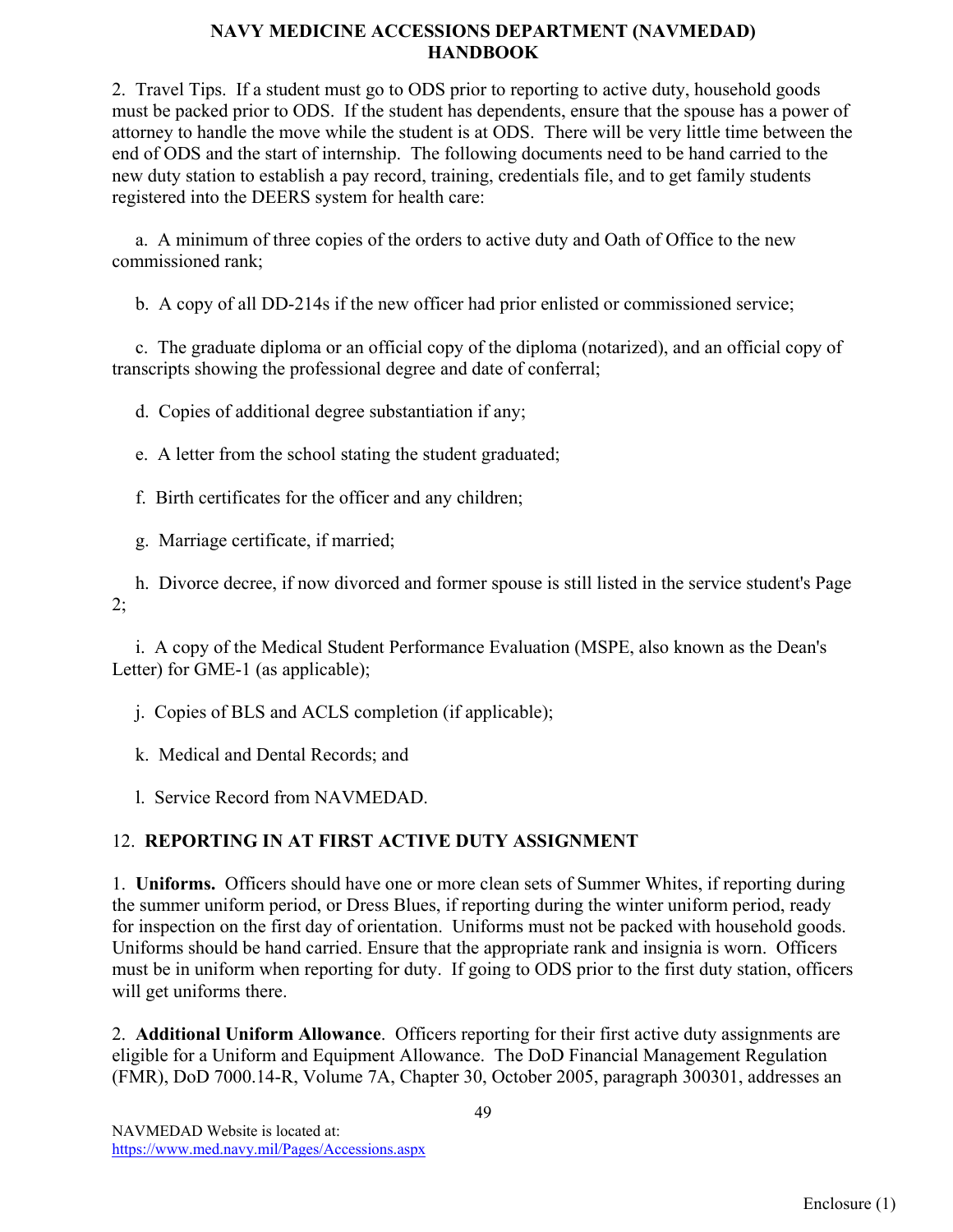2. Travel Tips. If a student must go to ODS prior to reporting to active duty, household goods must be packed prior to ODS. If the student has dependents, ensure that the spouse has a power of attorney to handle the move while the student is at ODS. There will be very little time between the end of ODS and the start of internship. The following documents need to be hand carried to the new duty station to establish a pay record, training, credentials file, and to get family students registered into the DEERS system for health care:

a. A minimum of three copies of the orders to active duty and Oath of Office to the new commissioned rank;

b. A copy of all DD-214s if the new officer had prior enlisted or commissioned service;

c. The graduate diploma or an official copy of the diploma (notarized), and an official copy of transcripts showing the professional degree and date of conferral;

d. Copies of additional degree substantiation if any;

e. A letter from the school stating the student graduated;

f. Birth certificates for the officer and any children;

g. Marriage certificate, if married;

h. Divorce decree, if now divorced and former spouse is still listed in the service student's Page 2;

i. A copy of the Medical Student Performance Evaluation (MSPE, also known as the Dean's Letter) for GME-1 (as applicable);

j. Copies of BLS and ACLS completion (if applicable);

k. Medical and Dental Records; and

l. Service Record from NAVMEDAD.

## 12. REPORTING IN AT FIRST ACTIVE DUTY ASSIGNMENT

1. **Uniforms.** Officers should have one or more clean sets of Summer Whites, if reporting during the summer uniform period, or Dress Blues, if reporting during the winter uniform period, ready for inspection on the first day of orientation. Uniforms must not be packed with household goods. Uniforms should be hand carried. Ensure that the appropriate rank and insignia is worn. Officers must be in uniform when reporting for duty. If going to ODS prior to the first duty station, officers will get uniforms there.

2. **Additional Uniform Allowance**. Officers reporting for their first active duty assignments are eligible for a Uniform and Equipment Allowance. The DoD Financial Management Regulation (FMR), DoD 7000.14-R, Volume 7A, Chapter 30, October 2005, paragraph 300301, addresses an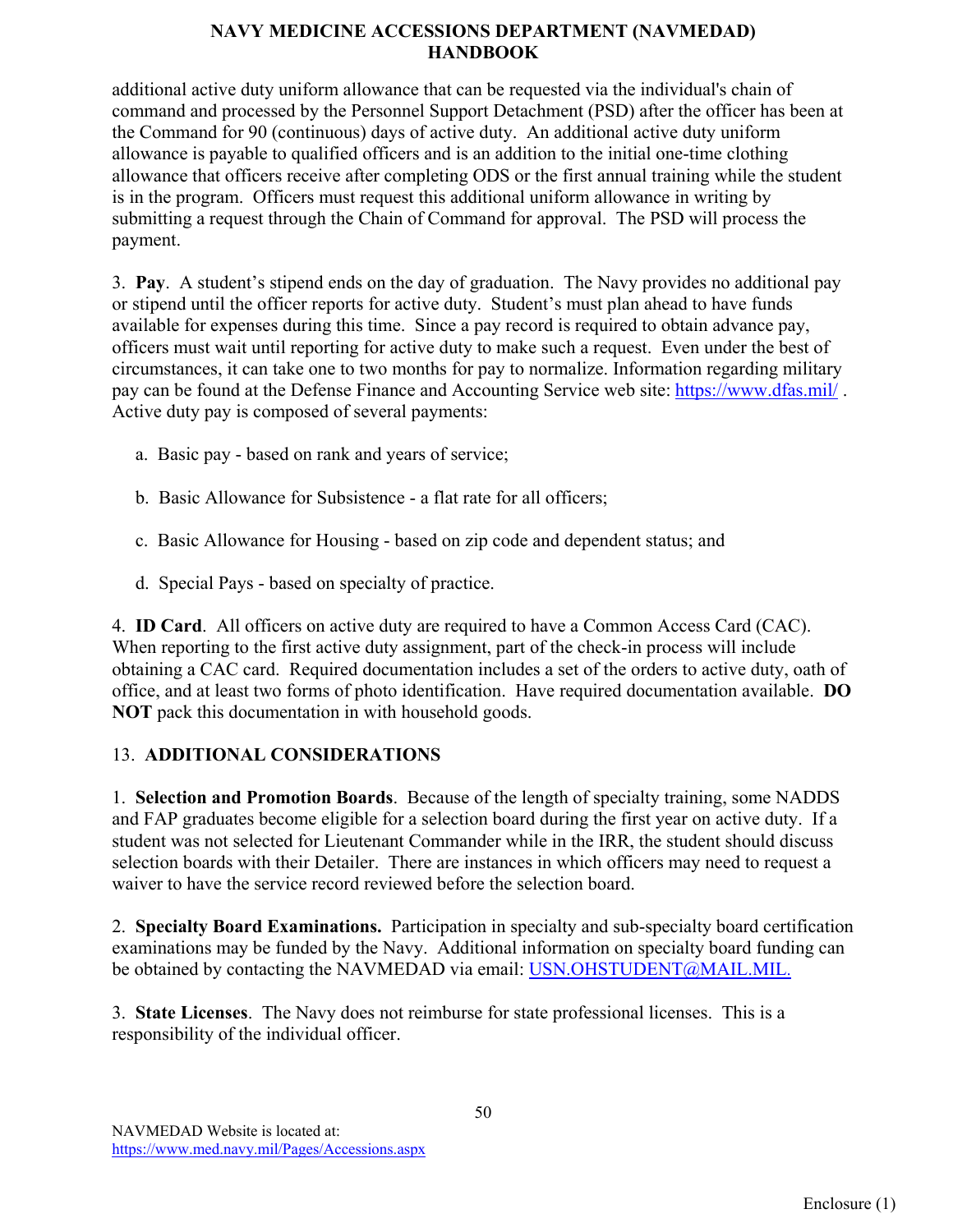additional active duty uniform allowance that can be requested via the individual's chain of command and processed by the Personnel Support Detachment (PSD) after the officer has been at the Command for 90 (continuous) days of active duty. An additional active duty uniform allowance is payable to qualified officers and is an addition to the initial one-time clothing allowance that officers receive after completing ODS or the first annual training while the student is in the program. Officers must request this additional uniform allowance in writing by submitting a request through the Chain of Command for approval. The PSD will process the payment.

3. **Pay**. A student's stipend ends on the day of graduation. The Navy provides no additional pay or stipend until the officer reports for active duty. Student's must plan ahead to have funds available for expenses during this time. Since a pay record is required to obtain advance pay, officers must wait until reporting for active duty to make such a request. Even under the best of circumstances, it can take one to two months for pay to normalize. Information regarding military pay can be found at the Defense Finance and Accounting Service web site: https://www.dfas.mil/ . Active duty pay is composed of several payments:

a. Basic pay - based on rank and years of service;

b. Basic Allowance for Subsistence - a flat rate for all officers;

c. Basic Allowance for Housing - based on zip code and dependent status; and

d. Special Pays - based on specialty of practice.

4. **ID Card**. All officers on active duty are required to have a Common Access Card (CAC). When reporting to the first active duty assignment, part of the check-in process will include obtaining a CAC card. Required documentation includes a set of the orders to active duty, oath of office, and at least two forms of photo identification. Have required documentation available. **DO NOT** pack this documentation in with household goods.

## 13. ADDITIONAL CONSIDERATIONS

1. **Selection and Promotion Boards**. Because of the length of specialty training, some NADDS and FAP graduates become eligible for a selection board during the first year on active duty. If a student was not selected for Lieutenant Commander while in the IRR, the student should discuss selection boards with their Detailer. There are instances in which officers may need to request a waiver to have the service record reviewed before the selection board.

2. **Specialty Board Examinations.** Participation in specialty and sub-specialty board certification examinations may be funded by the Navy. Additional information on specialty board funding can be obtained by contacting the NAVMEDAD via email: USN.OHSTUDENT@MAIL.MIL.

3. **State Licenses**. The Navy does not reimburse for state professional licenses. This is a responsibility of the individual officer.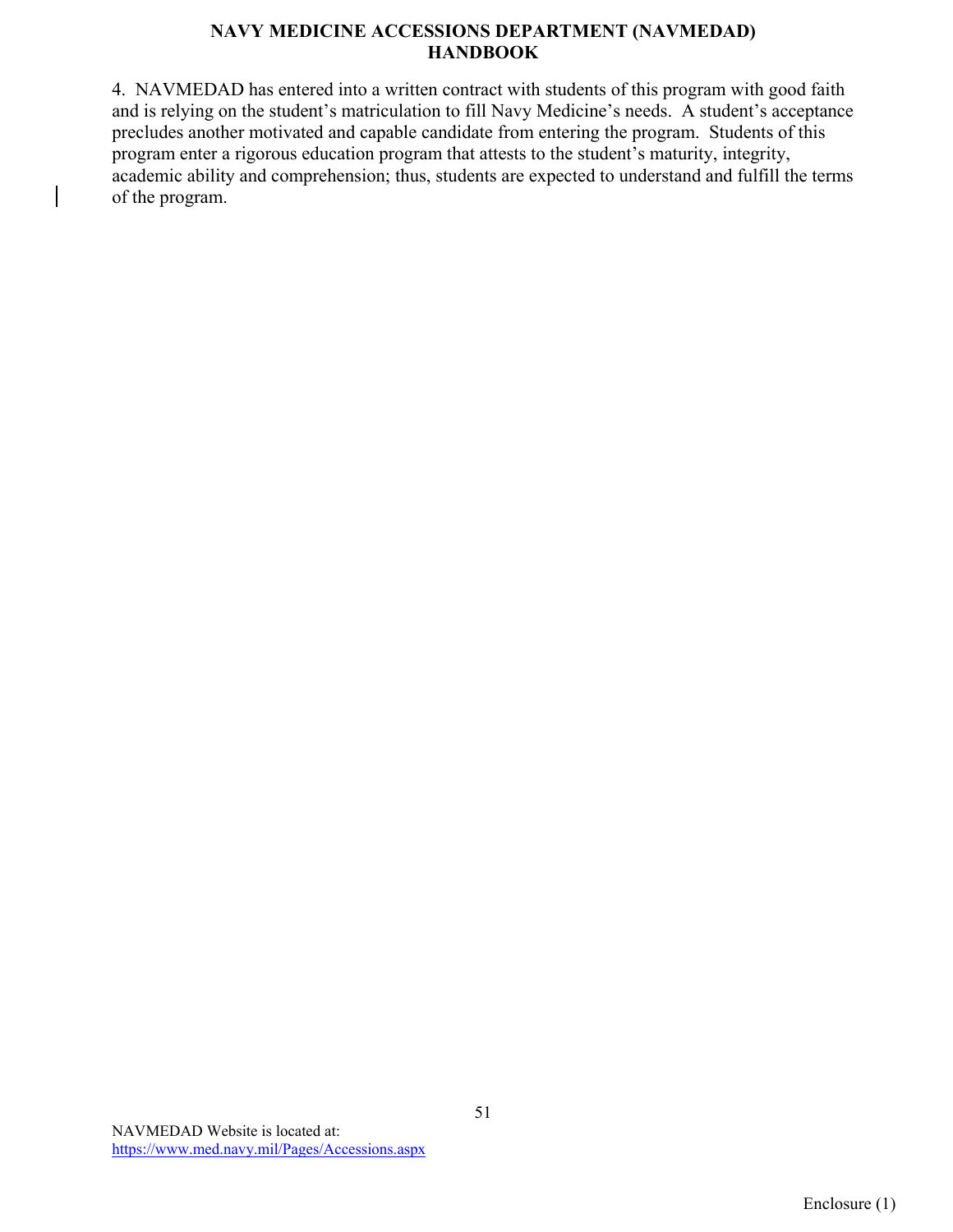4. NAVMEDAD has entered into a written contract with students of this program with good faith and is relying on the student's matriculation to fill Navy Medicine's needs. A student's acceptance precludes another motivated and capable candidate from entering the program. Students of this program enter a rigorous education program that attests to the student's maturity, integrity, academic ability and comprehension; thus, students are expected to understand and fulfill the terms of the program.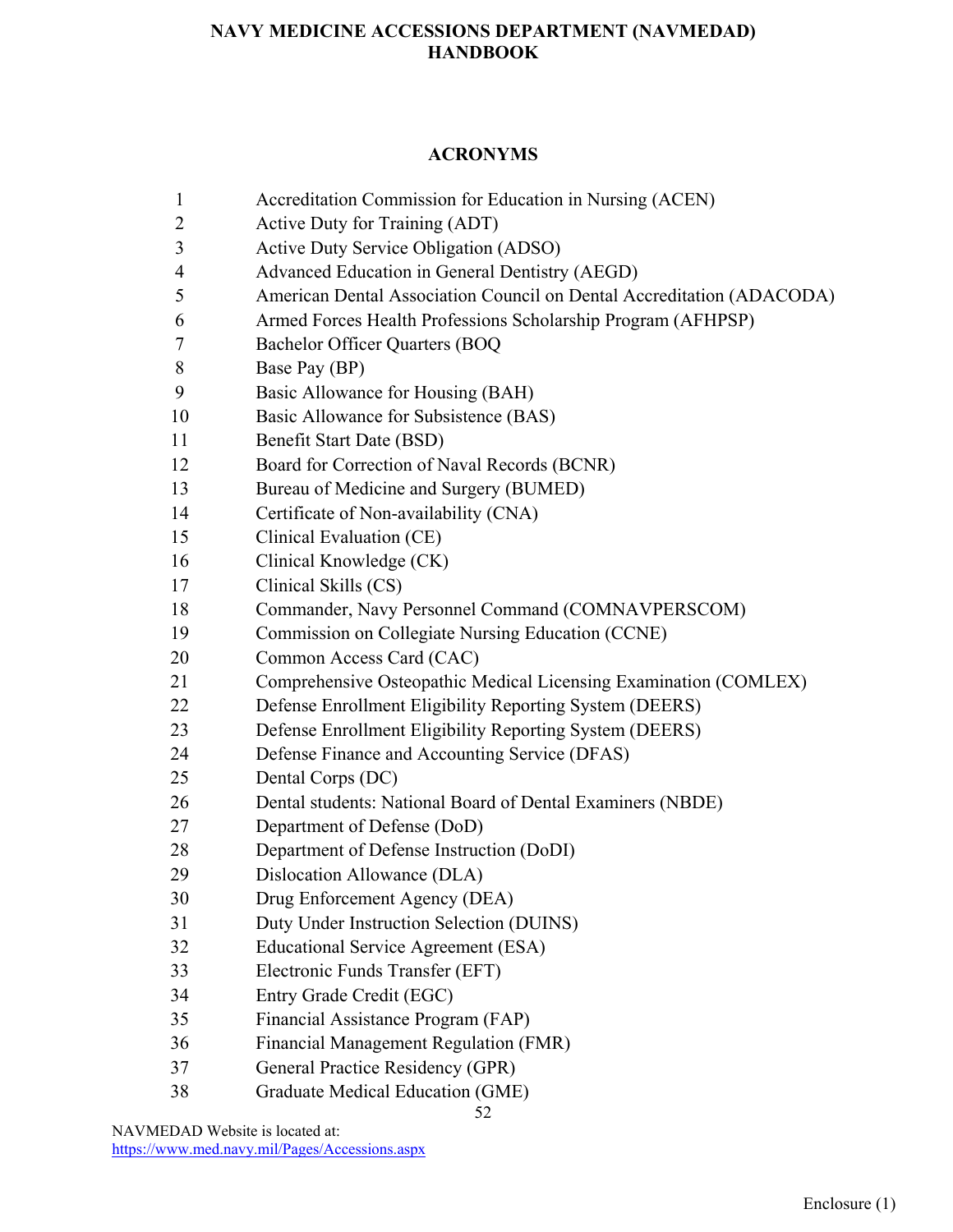# NAVY MEDICINE ACCESSIONS DEPARTMENT (NAVMEDAD) HANDBOOK

## ACRONYMS

1. Accreditation Commission for Education in Nursing (ACEN)
2. Active Duty for Training (ADT)
3. Active Duty Service Obligation (ADSO)
4. Advanced Education in General Dentistry (AEGD)
5. American Dental Association Council on Dental Accreditation (ADACODA)
6. Armed Forces Health Professions Scholarship Program (AFHPSP)
7. Bachelor Officer Quarters (BOQ
8. Base Pay (BP)
9. Basic Allowance for Housing (BAH)
10. Basic Allowance for Subsistence (BAS)
11. Benefit Start Date (BSD)
12. Board for Correction of Naval Records (BCNR)
13. Bureau of Medicine and Surgery (BUMED)
14. Certificate of Non-availability (CNA)
15. Clinical Evaluation (CE)
16. Clinical Knowledge (CK)
17. Clinical Skills (CS)
18. Commander, Navy Personnel Command (COMNAVPERSCOM)
19. Commission on Collegiate Nursing Education (CCNE)
20. Common Access Card (CAC)
21. Comprehensive Osteopathic Medical Licensing Examination (COMLEX)
22. Defense Enrollment Eligibility Reporting System (DEERS)
23. Defense Enrollment Eligibility Reporting System (DEERS)
24. Defense Finance and Accounting Service (DFAS)
25. Dental Corps (DC)
26. Dental students: National Board of Dental Examiners (NBDE)
27. Department of Defense (DoD)
28. Department of Defense Instruction (DoDI)
29. Dislocation Allowance (DLA)
30. Drug Enforcement Agency (DEA)
31. Duty Under Instruction Selection (DUINS)
32. Educational Service Agreement (ESA)
33. Electronic Funds Transfer (EFT)
34. Entry Grade Credit (EGC)
35. Financial Assistance Program (FAP)
36. Financial Management Regulation (FMR)
37. General Practice Residency (GPR)
38. Graduate Medical Education (GME)

NAVMEDAD Website is located at:
https://www.med.navy.mil/Pages/Accessions.aspx

Enclosure (1)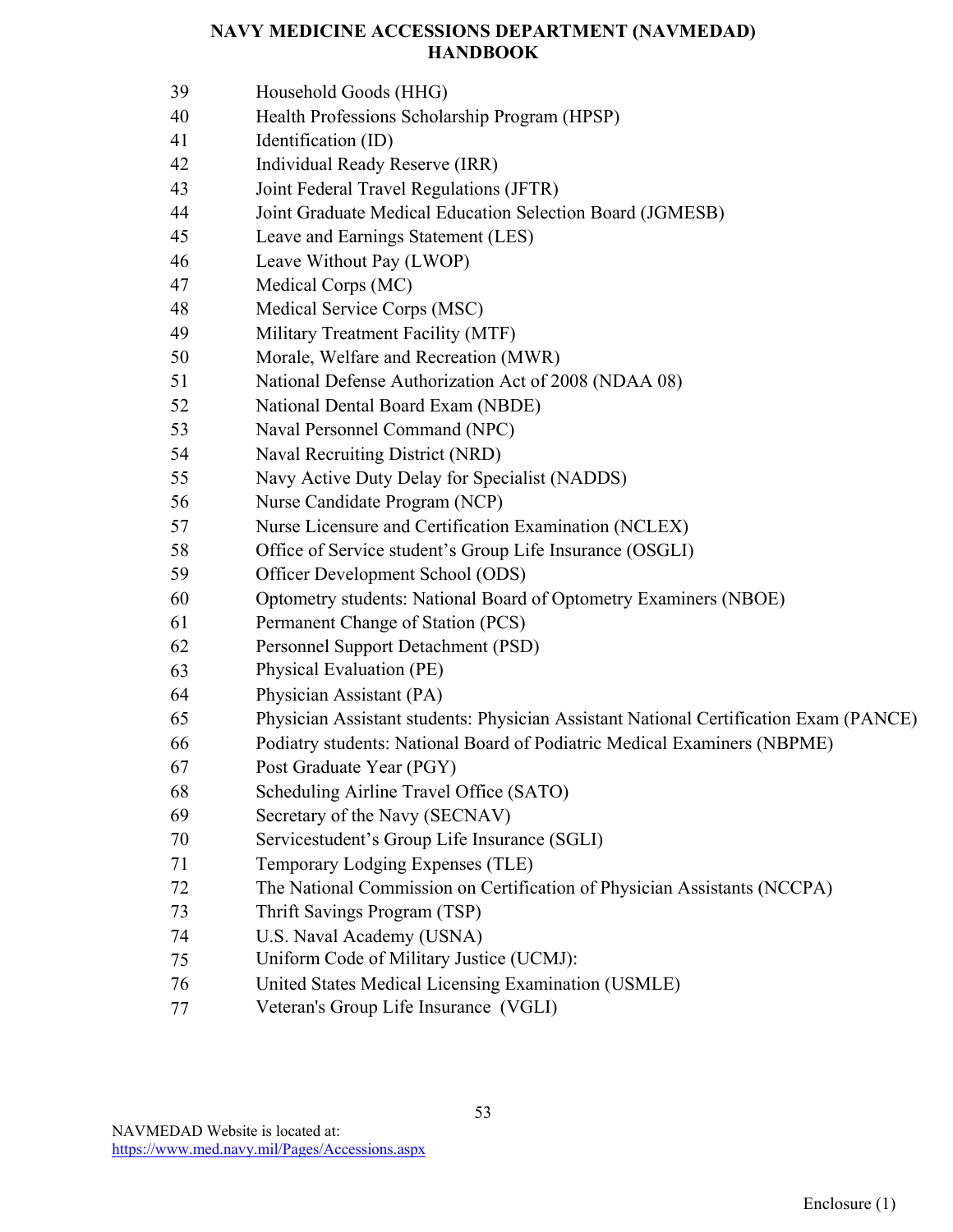39 Household Goods (HHG)
40 Health Professions Scholarship Program (HPSP)
41 Identification (ID)
42 Individual Ready Reserve (IRR)
43 Joint Federal Travel Regulations (JFTR)
44 Joint Graduate Medical Education Selection Board (JGMESB)
45 Leave and Earnings Statement (LES)
46 Leave Without Pay (LWOP)
47 Medical Corps (MC)
48 Medical Service Corps (MSC)
49 Military Treatment Facility (MTF)
50 Morale, Welfare and Recreation (MWR)
51 National Defense Authorization Act of 2008 (NDAA 08)
52 National Dental Board Exam (NBDE)
53 Naval Personnel Command (NPC)
54 Naval Recruiting District (NRD)
55 Navy Active Duty Delay for Specialist (NADDS)
56 Nurse Candidate Program (NCP)
57 Nurse Licensure and Certification Examination (NCLEX)
58 Office of Service student's Group Life Insurance (OSGLI)
59 Officer Development School (ODS)
60 Optometry students: National Board of Optometry Examiners (NBOE)
61 Permanent Change of Station (PCS)
62 Personnel Support Detachment (PSD)
63 Physical Evaluation (PE)
64 Physician Assistant (PA)
65 Physician Assistant students: Physician Assistant National Certification Exam (PANCE)
66 Podiatry students: National Board of Podiatric Medical Examiners (NBPME)
67 Post Graduate Year (PGY)
68 Scheduling Airline Travel Office (SATO)
69 Secretary of the Navy (SECNAV)
70 Servicestudent's Group Life Insurance (SGLI)
71 Temporary Lodging Expenses (TLE)
72 The National Commission on Certification of Physician Assistants (NCCPA)
73 Thrift Savings Program (TSP)
74 U.S. Naval Academy (USNA)
75 Uniform Code of Military Justice (UCMJ):
76 United States Medical Licensing Examination (USMLE)
77 Veteran's Group Life Insurance (VGLI)

NAVMEDAD Website is located at:
https://www.med.navy.mil/Pages/Accessions.aspx

Enclosure (1)